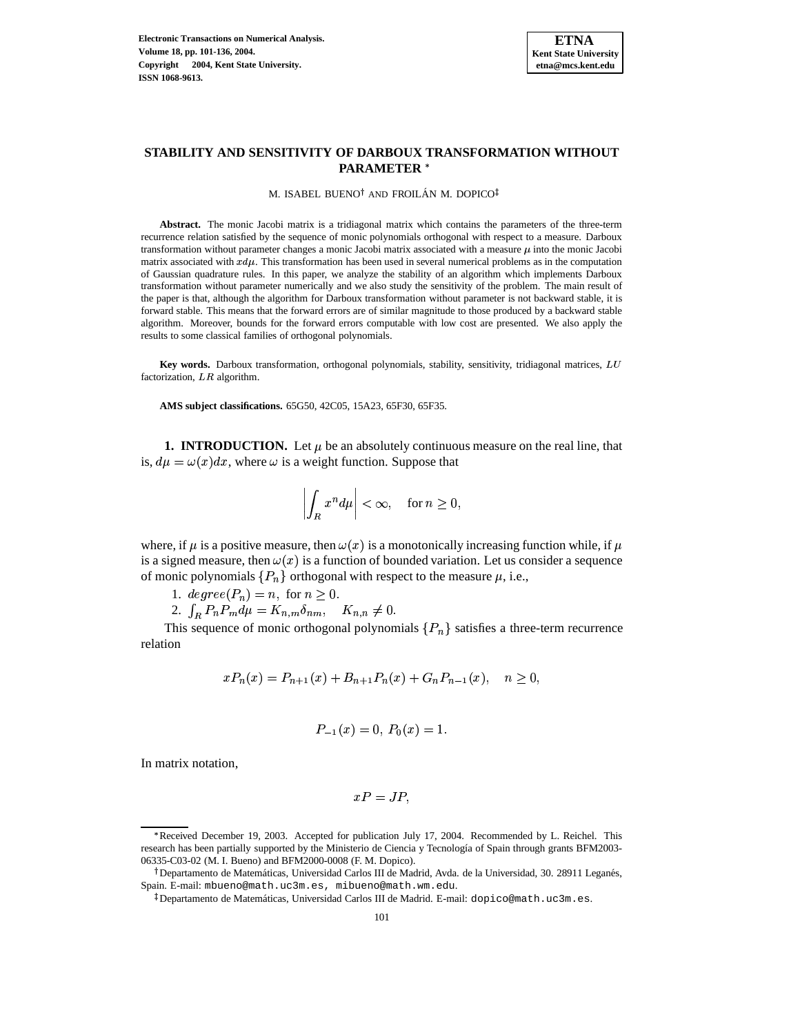# STABILITY AND SENSITIVITY OF DARBOUX TRANSFORMATION WITHOUT PARAMETER [*]

M. ISABEL BUENO[†] AND FROILÁN M. DOPICO[‡]

**Abstract.** The monic Jacobi matrix is a tridiagonal matrix which contains the parameters of the three-term recurrence relation satisfied by the sequence of monic polynomials orthogonal with respect to a measure. Darboux transformation without parameter changes a monic Jacobi matrix associated with a measure $\mu$ into the monic Jacobi matrix associated with $xd\mu$. This transformation has been used in several numerical problems as in the computation of Gaussian quadrature rules. In this paper, we analyze the stability of an algorithm which implements Darboux transformation without parameter numerically and we also study the sensitivity of the problem. The main result of the paper is that, although the algorithm for Darboux transformation without parameter is not backward stable, it is forward stable. This means that the forward errors are of similar magnitude to those produced by a backward stable algorithm. Moreover, bounds for the forward errors computable with low cost are presented. We also apply the results to some classical families of orthogonal polynomials.

**Key words.** Darboux transformation, orthogonal polynomials, stability, sensitivity, tridiagonal matrices, $LU$ factorization, $LR$ algorithm.

**AMS subject classifications.** 65G50, 42C05, 15A23, 65F30, 65F35.

## 1. INTRODUCTION.

Let $\mu$ be an absolutely continuous measure on the real line, that is, $d\mu = \omega(x)dx$, where $\omega$ is a weight function. Suppose that

$$\left| \int_R x^n d\mu \right| < \infty, \quad \text{for } n \geq 0,$$

where, if $\mu$ is a positive measure, then $\omega(x)$ is a monotonically increasing function while, if $\mu$ is a signed measure, then $\omega(x)$ is a function of bounded variation. Let us consider a sequence of monic polynomials $\{P_n\}$ orthogonal with respect to the measure $\mu$, i.e.,

1. $degree(P_n) = n, \text{ for } n \geq 0.$
2. $\int_R P_n P_m d\mu = K_{n,m}\delta_{nm}, \quad K_{n,n} \neq 0.$

This sequence of monic orthogonal polynomials $\{P_n\}$ satisfies a three-term recurrence relation

$$xP_n(x) = P_{n+1}(x) + B_{n+1}P_n(x) + G_n P_{n-1}(x), \quad n \geq 0,$$

$$P_{-1}(x) = 0, \ P_0(x) = 1.$$

In matrix notation,

$$xP = JP,$$

[*] Received December 19, 2003. Accepted for publication July 17, 2004. Recommended by L. Reichel. This research has been partially supported by the Ministerio de Ciencia y Tecnología of Spain through grants BFM2003-06335-C03-02 (M. I. Bueno) and BFM2000-0008 (F. M. Dopico).

[†] Departamento de Matemáticas, Universidad Carlos III de Madrid, Avda. de la Universidad, 30. 28911 Leganés, Spain. E-mail: mbueno@math.uc3m.es, mibueno@math.wm.edu.

[‡] Departamento de Matemáticas, Universidad Carlos III de Madrid. E-mail: dopico@math.uc3m.es.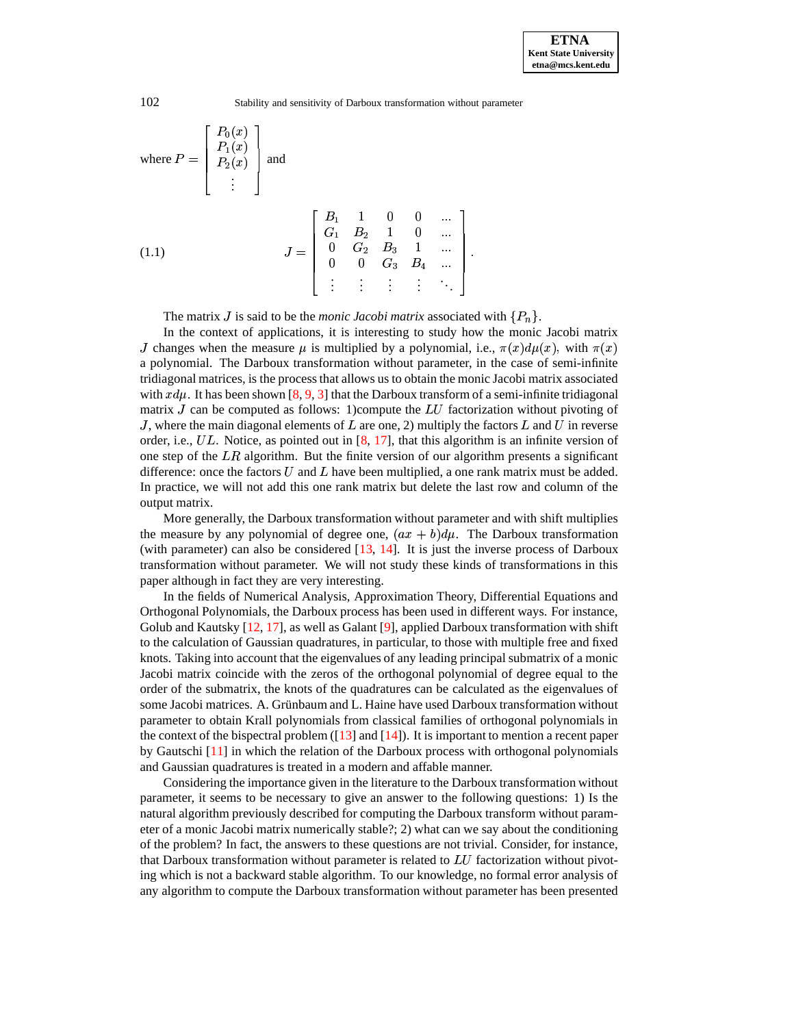where $P = \begin{bmatrix} P_0(x) \\ P_1(x) \\ P_2(x) \\ \vdots \end{bmatrix}$ and

$$
J = \begin{bmatrix} B_1 & 1 & 0 & 0 & \ldots \\ G_1 & B_2 & 1 & 0 & \ldots \\ 0 & G_2 & B_3 & 1 & \ldots \\ 0 & 0 & G_3 & B_4 & \ldots \\ \vdots & \vdots & \vdots & \vdots & \ddots \end{bmatrix}. \tag{1.1}
$$

The matrix $J$ is said to be the *monic Jacobi matrix* associated with $\{P_n\}$.

In the context of applications, it is interesting to study how the monic Jacobi matrix $J$ changes when the measure $\mu$ is multiplied by a polynomial, i.e., $\pi(x)d\mu(x)$, with $\pi(x)$ a polynomial. The Darboux transformation without parameter, in the case of semi-infinite tridiagonal matrices, is the process that allows us to obtain the monic Jacobi matrix associated with $xd\mu$. It has been shown [8, 9, 3] that the Darboux transform of a semi-infinite tridiagonal matrix $J$ can be computed as follows: 1)compute the $LU$ factorization without pivoting of $J$, where the main diagonal elements of $L$ are one, 2) multiply the factors $L$ and $U$ in reverse order, i.e., $UL$. Notice, as pointed out in [8, 17], that this algorithm is an infinite version of one step of the $LR$ algorithm. But the finite version of our algorithm presents a significant difference: once the factors $U$ and $L$ have been multiplied, a one rank matrix must be added. In practice, we will not add this one rank matrix but delete the last row and column of the output matrix.

More generally, the Darboux transformation without parameter and with shift multiplies the measure by any polynomial of degree one, $(ax + b)d\mu$. The Darboux transformation (with parameter) can also be considered [13, 14]. It is just the inverse process of Darboux transformation without parameter. We will not study these kinds of transformations in this paper although in fact they are very interesting.

In the fields of Numerical Analysis, Approximation Theory, Differential Equations and Orthogonal Polynomials, the Darboux process has been used in different ways. For instance, Golub and Kautsky [12, 17], as well as Galant [9], applied Darboux transformation with shift to the calculation of Gaussian quadratures, in particular, to those with multiple free and fixed knots. Taking into account that the eigenvalues of any leading principal submatrix of a monic Jacobi matrix coincide with the zeros of the orthogonal polynomial of degree equal to the order of the submatrix, the knots of the quadratures can be calculated as the eigenvalues of some Jacobi matrices. A. Grünbaum and L. Haine have used Darboux transformation without parameter to obtain Krall polynomials from classical families of orthogonal polynomials in the context of the bispectral problem ([13] and [14]). It is important to mention a recent paper by Gautschi [11] in which the relation of the Darboux process with orthogonal polynomials and Gaussian quadratures is treated in a modern and affable manner.

Considering the importance given in the literature to the Darboux transformation without parameter, it seems to be necessary to give an answer to the following questions: 1) Is the natural algorithm previously described for computing the Darboux transform without parameter of a monic Jacobi matrix numerically stable?; 2) what can we say about the conditioning of the problem? In fact, the answers to these questions are not trivial. Consider, for instance, that Darboux transformation without parameter is related to $LU$ factorization without pivoting which is not a backward stable algorithm. To our knowledge, no formal error analysis of any algorithm to compute the Darboux transformation without parameter has been presented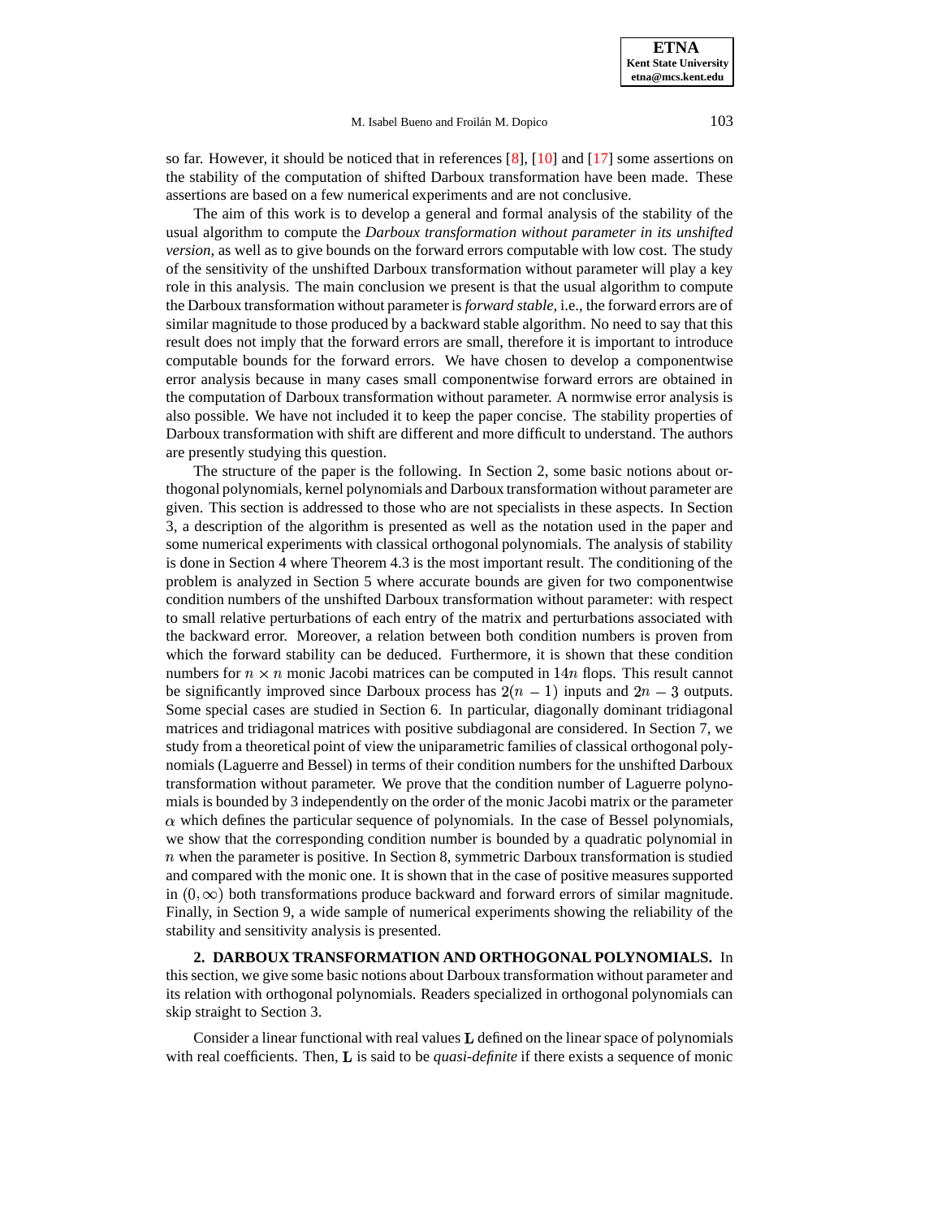so far. However, it should be noticed that in references [8], [10] and [17] some assertions on the stability of the computation of shifted Darboux transformation have been made. These assertions are based on a few numerical experiments and are not conclusive.

The aim of this work is to develop a general and formal analysis of the stability of the usual algorithm to compute the *Darboux transformation without parameter in its unshifted version*, as well as to give bounds on the forward errors computable with low cost. The study of the sensitivity of the unshifted Darboux transformation without parameter will play a key role in this analysis. The main conclusion we present is that the usual algorithm to compute the Darboux transformation without parameter is *forward stable*, i.e., the forward errors are of similar magnitude to those produced by a backward stable algorithm. No need to say that this result does not imply that the forward errors are small, therefore it is important to introduce computable bounds for the forward errors. We have chosen to develop a componentwise error analysis because in many cases small componentwise forward errors are obtained in the computation of Darboux transformation without parameter. A normwise error analysis is also possible. We have not included it to keep the paper concise. The stability properties of Darboux transformation with shift are different and more difficult to understand. The authors are presently studying this question.

The structure of the paper is the following. In Section 2, some basic notions about orthogonal polynomials, kernel polynomials and Darboux transformation without parameter are given. This section is addressed to those who are not specialists in these aspects. In Section 3, a description of the algorithm is presented as well as the notation used in the paper and some numerical experiments with classical orthogonal polynomials. The analysis of stability is done in Section 4 where Theorem 4.3 is the most important result. The conditioning of the problem is analyzed in Section 5 where accurate bounds are given for two componentwise condition numbers of the unshifted Darboux transformation without parameter: with respect to small relative perturbations of each entry of the matrix and perturbations associated with the backward error. Moreover, a relation between both condition numbers is proven from which the forward stability can be deduced. Furthermore, it is shown that these condition numbers for $n \times n$ monic Jacobi matrices can be computed in $14n$ flops. This result cannot be significantly improved since Darboux process has $2(n-1)$ inputs and $2n-3$ outputs. Some special cases are studied in Section 6. In particular, diagonally dominant tridiagonal matrices and tridiagonal matrices with positive subdiagonal are considered. In Section 7, we study from a theoretical point of view the uniparametric families of classical orthogonal polynomials (Laguerre and Bessel) in terms of their condition numbers for the unshifted Darboux transformation without parameter. We prove that the condition number of Laguerre polynomials is bounded by 3 independently on the order of the monic Jacobi matrix or the parameter $\alpha$ which defines the particular sequence of polynomials. In the case of Bessel polynomials, we show that the corresponding condition number is bounded by a quadratic polynomial in $n$ when the parameter is positive. In Section 8, symmetric Darboux transformation is studied and compared with the monic one. It is shown that in the case of positive measures supported in $(0, \infty)$ both transformations produce backward and forward errors of similar magnitude. Finally, in Section 9, a wide sample of numerical experiments showing the reliability of the stability and sensitivity analysis is presented.

## 2. DARBOUX TRANSFORMATION AND ORTHOGONAL POLYNOMIALS.

In this section, we give some basic notions about Darboux transformation without parameter and its relation with orthogonal polynomials. Readers specialized in orthogonal polynomials can skip straight to Section 3.

Consider a linear functional with real values $\mathbf{L}$ defined on the linear space of polynomials with real coefficients. Then, $\mathbf{L}$ is said to be *quasi-definite* if there exists a sequence of monic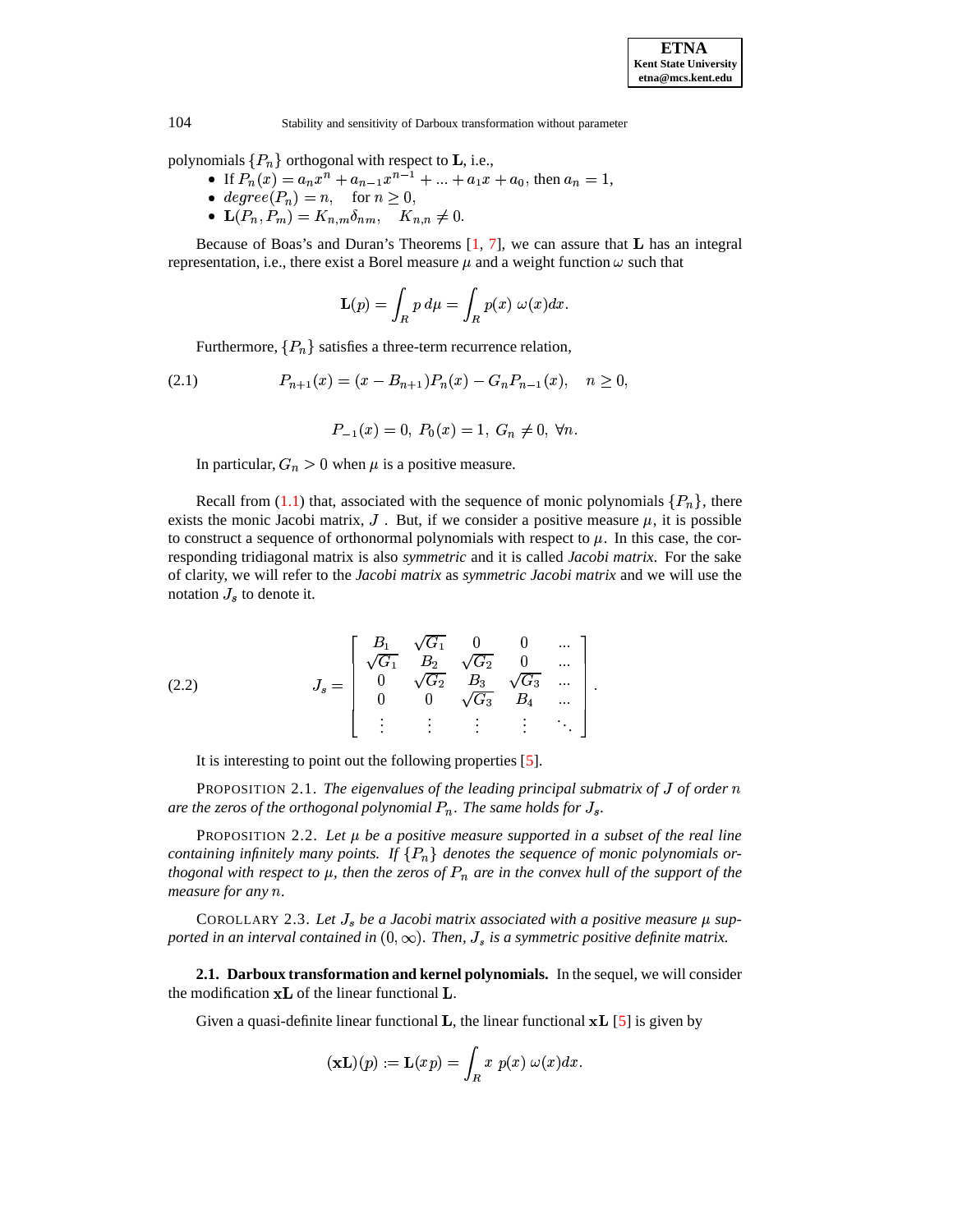polynomials $\{P_n\}$ orthogonal with respect to $\mathbf{L}$, i.e.,

- If $P_n(x) = a_n x^n + a_{n-1}x^{n-1} + ... + a_1 x + a_0$, then $a_n = 1$,
- $degree(P_n) = n, \quad$ for $n \geq 0$,
- $\mathbf{L}(P_n, P_m) = K_{n,m}\delta_{nm}, \quad K_{n,n} \neq 0.$

Because of Boas's and Duran's Theorems [1, 7], we can assure that $\mathbf{L}$ has an integral representation, i.e., there exist a Borel measure $\mu$ and a weight function $\omega$ such that

$$\mathbf{L}(p) = \int_R p \, d\mu = \int_R p(x) \, \omega(x) dx.$$

Furthermore, $\{P_n\}$ satisfies a three-term recurrence relation,

$$P_{n+1}(x) = (x - B_{n+1})P_n(x) - G_n P_{n-1}(x), \quad n \geq 0, \tag{2.1}$$

$$P_{-1}(x) = 0, \; P_0(x) = 1, \; G_n \neq 0, \; \forall n.$$

In particular, $G_n > 0$ when $\mu$ is a positive measure.

Recall from (1.1) that, associated with the sequence of monic polynomials $\{P_n\}$, there exists the monic Jacobi matrix, $J$ . But, if we consider a positive measure $\mu$, it is possible to construct a sequence of orthonormal polynomials with respect to $\mu$. In this case, the corresponding tridiagonal matrix is also *symmetric* and it is called *Jacobi matrix*. For the sake of clarity, we will refer to the *Jacobi matrix* as *symmetric Jacobi matrix* and we will use the notation $J_s$ to denote it.

$$J_s = \begin{bmatrix} B_1 & \sqrt{G_1} & 0 & 0 & ... \\ \sqrt{G_1} & B_2 & \sqrt{G_2} & 0 & ... \\ 0 & \sqrt{G_2} & B_3 & \sqrt{G_3} & ... \\ 0 & 0 & \sqrt{G_3} & B_4 & ... \\ \vdots & \vdots & \vdots & \vdots & \ddots \end{bmatrix}. \tag{2.2}$$

It is interesting to point out the following properties [5].

PROPOSITION 2.1. *The eigenvalues of the leading principal submatrix of $J$ of order $n$ are the zeros of the orthogonal polynomial $P_n$. The same holds for $J_s$.*

PROPOSITION 2.2. *Let $\mu$ be a positive measure supported in a subset of the real line containing infinitely many points. If $\{P_n\}$ denotes the sequence of monic polynomials orthogonal with respect to $\mu$, then the zeros of $P_n$ are in the convex hull of the support of the measure for any $n$.*

COROLLARY 2.3. *Let $J_s$ be a Jacobi matrix associated with a positive measure $\mu$ supported in an interval contained in $(0, \infty)$. Then, $J_s$ is a symmetric positive definite matrix.*

**2.1. Darboux transformation and kernel polynomials.** In the sequel, we will consider the modification $\mathbf{xL}$ of the linear functional $\mathbf{L}$.

Given a quasi-definite linear functional $\mathbf{L}$, the linear functional $\mathbf{xL}$ [5] is given by

$$(\mathbf{xL})(p) := \mathbf{L}(xp) = \int_R x \; p(x) \, \omega(x) dx.$$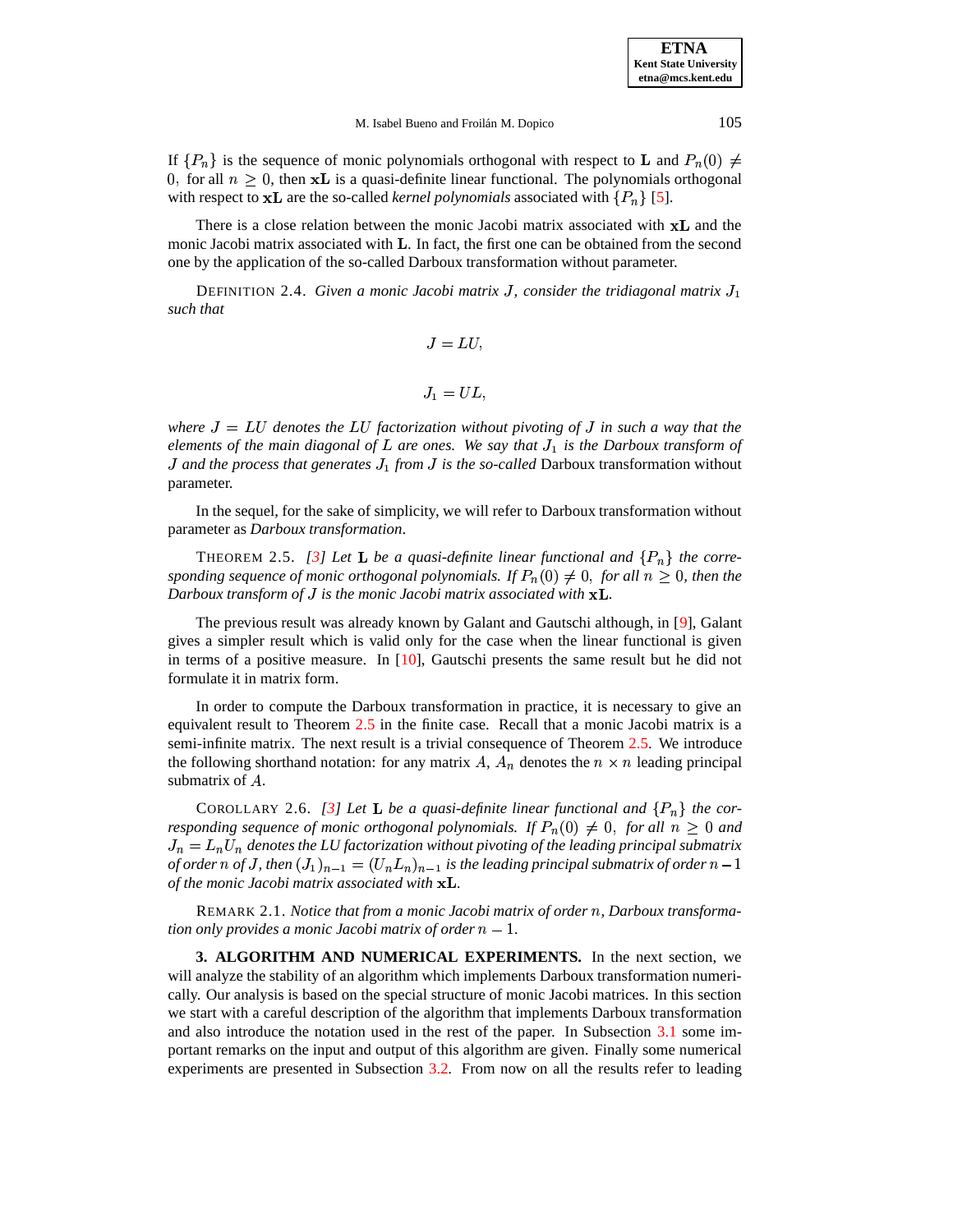If $\{P_n\}$ is the sequence of monic polynomials orthogonal with respect to $\mathbf{L}$ and $P_n(0) \neq 0$, for all $n \geq 0$, then $\mathbf{xL}$ is a quasi-definite linear functional. The polynomials orthogonal with respect to $\mathbf{xL}$ are the so-called *kernel polynomials* associated with $\{P_n\}$ [5].

There is a close relation between the monic Jacobi matrix associated with $\mathbf{xL}$ and the monic Jacobi matrix associated with $\mathbf{L}$. In fact, the first one can be obtained from the second one by the application of the so-called Darboux transformation without parameter.

DEFINITION 2.4. *Given a monic Jacobi matrix $J$, consider the tridiagonal matrix $J_1$ such that*

$$J = LU,$$

$$J_1 = UL,$$

*where $J = LU$ denotes the $LU$ factorization without pivoting of $J$ in such a way that the elements of the main diagonal of $L$ are ones. We say that $J_1$ is the Darboux transform of $J$ and the process that generates $J_1$ from $J$ is the so-called* Darboux transformation without parameter.

In the sequel, for the sake of simplicity, we will refer to Darboux transformation without parameter as *Darboux transformation*.

THEOREM 2.5. *[3] Let $\mathbf{L}$ be a quasi-definite linear functional and $\{P_n\}$ the corresponding sequence of monic orthogonal polynomials. If $P_n(0) \neq 0$, for all $n \geq 0$, then the Darboux transform of $J$ is the monic Jacobi matrix associated with $\mathbf{xL}$.*

The previous result was already known by Galant and Gautschi although, in [9], Galant gives a simpler result which is valid only for the case when the linear functional is given in terms of a positive measure. In [10], Gautschi presents the same result but he did not formulate it in matrix form.

In order to compute the Darboux transformation in practice, it is necessary to give an equivalent result to Theorem 2.5 in the finite case. Recall that a monic Jacobi matrix is a semi-infinite matrix. The next result is a trivial consequence of Theorem 2.5. We introduce the following shorthand notation: for any matrix $A$, $A_n$ denotes the $n \times n$ leading principal submatrix of $A$.

COROLLARY 2.6. *[3] Let $\mathbf{L}$ be a quasi-definite linear functional and $\{P_n\}$ the corresponding sequence of monic orthogonal polynomials. If $P_n(0) \neq 0$, for all $n \geq 0$ and $J_n = L_n U_n$ denotes the LU factorization without pivoting of the leading principal submatrix of order $n$ of $J$, then $(J_1)_{n-1} = (U_n L_n)_{n-1}$ is the leading principal submatrix of order $n-1$ of the monic Jacobi matrix associated with $\mathbf{xL}$.*

REMARK 2.1. *Notice that from a monic Jacobi matrix of order $n$, Darboux transformation only provides a monic Jacobi matrix of order $n-1$.*

**3. ALGORITHM AND NUMERICAL EXPERIMENTS.** In the next section, we will analyze the stability of an algorithm which implements Darboux transformation numerically. Our analysis is based on the special structure of monic Jacobi matrices. In this section we start with a careful description of the algorithm that implements Darboux transformation and also introduce the notation used in the rest of the paper. In Subsection 3.1 some important remarks on the input and output of this algorithm are given. Finally some numerical experiments are presented in Subsection 3.2. From now on all the results refer to leading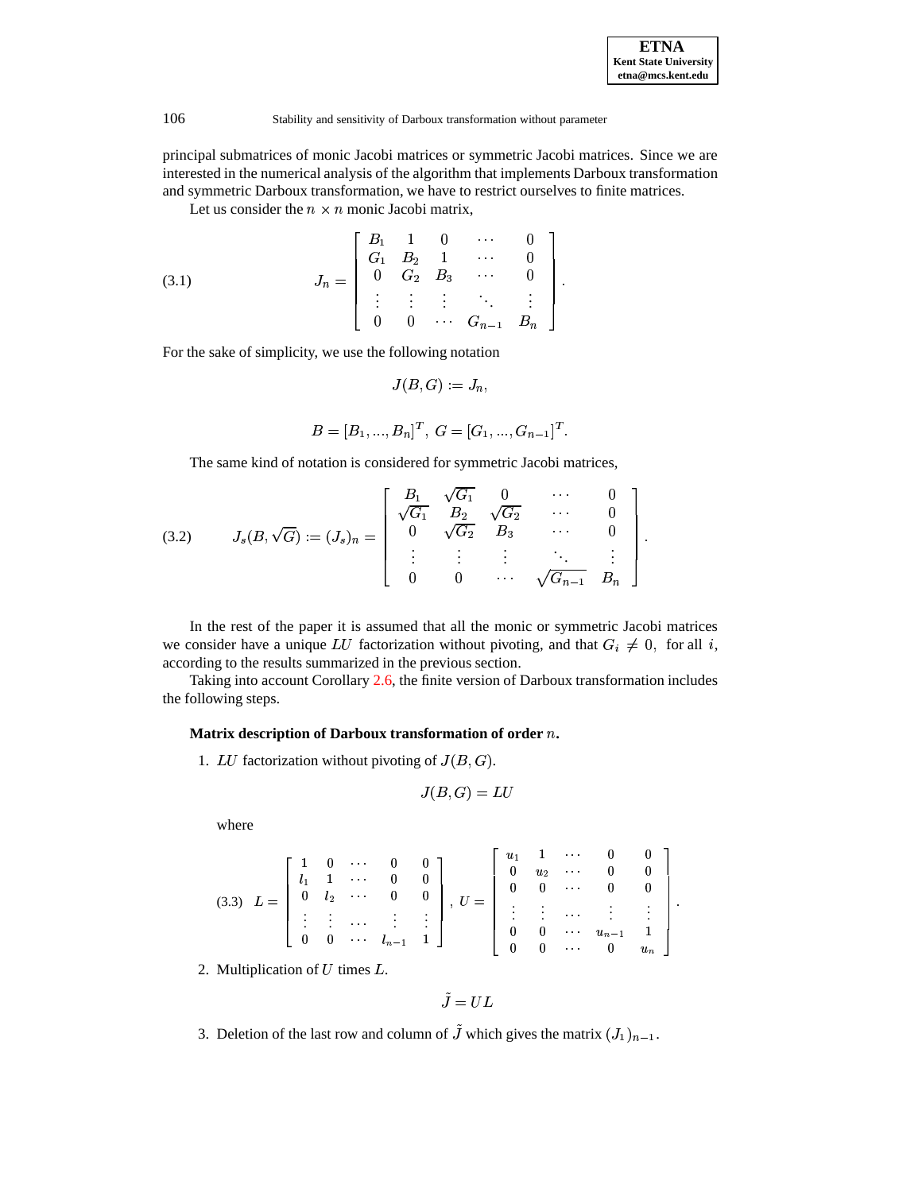principal submatrices of monic Jacobi matrices or symmetric Jacobi matrices. Since we are interested in the numerical analysis of the algorithm that implements Darboux transformation and symmetric Darboux transformation, we have to restrict ourselves to finite matrices.

Let us consider the $n \times n$ monic Jacobi matrix,

$$J_n = \begin{bmatrix} B_1 & 1 & 0 & \cdots & 0 \\ G_1 & B_2 & 1 & \cdots & 0 \\ 0 & G_2 & B_3 & \cdots & 0 \\ \vdots & \vdots & \vdots & \ddots & \vdots \\ 0 & 0 & \cdots & G_{n-1} & B_n \end{bmatrix}. \tag{3.1}$$

For the sake of simplicity, we use the following notation

$$J(B,G) := J_n,$$

$$B = [B_1, ..., B_n]^T, \; G = [G_1, ..., G_{n-1}]^T.$$

The same kind of notation is considered for symmetric Jacobi matrices,

$$J_s(B, \sqrt{G}) := (J_s)_n = \begin{bmatrix} B_1 & \sqrt{G_1} & 0 & \cdots & 0 \\ \sqrt{G_1} & B_2 & \sqrt{G_2} & \cdots & 0 \\ 0 & \sqrt{G_2} & B_3 & \cdots & 0 \\ \vdots & \vdots & \vdots & \ddots & \vdots \\ 0 & 0 & \cdots & \sqrt{G_{n-1}} & B_n \end{bmatrix}. \tag{3.2}$$

In the rest of the paper it is assumed that all the monic or symmetric Jacobi matrices we consider have a unique $LU$ factorization without pivoting, and that $G_i \neq 0$, for all $i$, according to the results summarized in the previous section.

Taking into account Corollary 2.6, the finite version of Darboux transformation includes the following steps.

**Matrix description of Darboux transformation of order $n$.**

1. $LU$ factorization without pivoting of $J(B,G)$.

$$J(B,G) = LU$$

where

$$L = \begin{bmatrix} 1 & 0 & \cdots & 0 & 0 \\ l_1 & 1 & \cdots & 0 & 0 \\ 0 & l_2 & \cdots & 0 & 0 \\ \vdots & \vdots & \cdots & \vdots & \vdots \\ 0 & 0 & \cdots & l_{n-1} & 1 \end{bmatrix}, \; U = \begin{bmatrix} u_1 & 1 & \cdots & 0 & 0 \\ 0 & u_2 & \cdots & 0 & 0 \\ 0 & 0 & \cdots & 0 & 0 \\ \vdots & \vdots & \cdots & \vdots & \vdots \\ 0 & 0 & \cdots & u_{n-1} & 1 \\ 0 & 0 & \cdots & 0 & u_n \end{bmatrix}. \tag{3.3}$$

2. Multiplication of $U$ times $L$.

$$\tilde{J} = UL$$

3. Deletion of the last row and column of $\tilde{J}$ which gives the matrix $(J_1)_{n-1}$.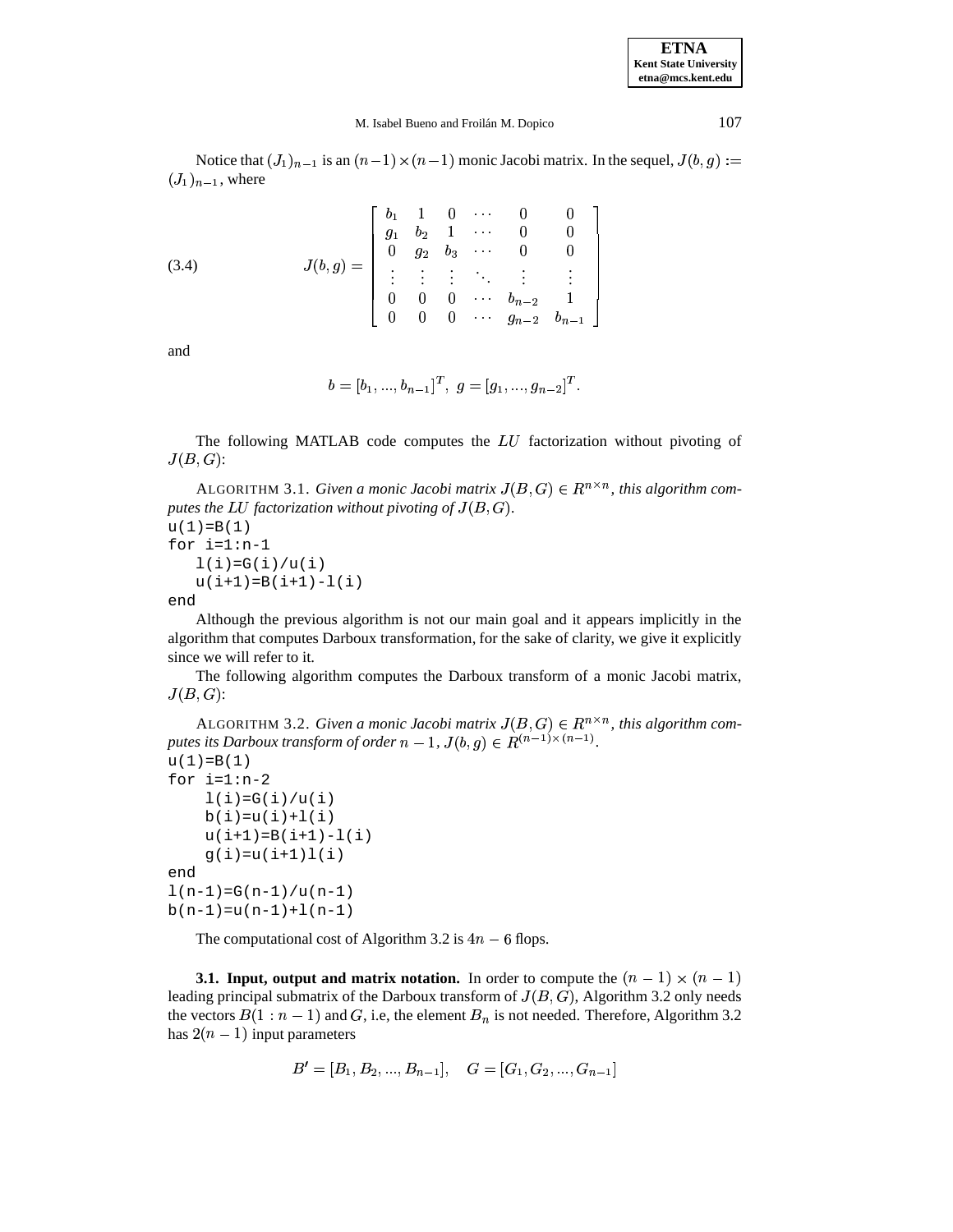Notice that $(J_1)_{n-1}$ is an $(n-1)\times(n-1)$ monic Jacobi matrix. In the sequel, $J(b,g) := (J_1)_{n-1}$, where

$$
J(b,g) = \begin{bmatrix} b_1 & 1 & 0 & \cdots & 0 & 0 \\ g_1 & b_2 & 1 & \cdots & 0 & 0 \\ 0 & g_2 & b_3 & \cdots & 0 & 0 \\ \vdots & \vdots & \vdots & \ddots & \vdots & \vdots \\ 0 & 0 & 0 & \cdots & b_{n-2} & 1 \\ 0 & 0 & 0 & \cdots & g_{n-2} & b_{n-1} \end{bmatrix} \tag{3.4}
$$

and

$$
b = [b_1, ..., b_{n-1}]^T, \; g = [g_1, ..., g_{n-2}]^T.
$$

The following MATLAB code computes the $LU$ factorization without pivoting of $J(B,G)$:

ALGORITHM 3.1. *Given a monic Jacobi matrix $J(B,G) \in R^{n\times n}$, this algorithm computes the $LU$ factorization without pivoting of $J(B,G)$.*

```
u(1)=B(1)
for i=1:n-1
   l(i)=G(i)/u(i)
   u(i+1)=B(i+1)-l(i)
end
```

Although the previous algorithm is not our main goal and it appears implicitly in the algorithm that computes Darboux transformation, for the sake of clarity, we give it explicitly since we will refer to it.

The following algorithm computes the Darboux transform of a monic Jacobi matrix, $J(B,G)$:

ALGORITHM 3.2. *Given a monic Jacobi matrix $J(B,G) \in R^{n\times n}$, this algorithm computes its Darboux transform of order $n-1$, $J(b,g) \in R^{(n-1)\times(n-1)}$.*

```
u(1)=B(1)
for i=1:n-2
    l(i)=G(i)/u(i)
    b(i)=u(i)+l(i)
    u(i+1)=B(i+1)-l(i)
    g(i)=u(i+1)l(i)
end
l(n-1)=G(n-1)/u(n-1)
b(n-1)=u(n-1)+l(n-1)
```

The computational cost of Algorithm 3.2 is $4n-6$ flops.

**3.1. Input, output and matrix notation.** In order to compute the $(n-1)\times(n-1)$ leading principal submatrix of the Darboux transform of $J(B,G)$, Algorithm 3.2 only needs the vectors $B(1:n-1)$ and $G$, i.e, the element $B_n$ is not needed. Therefore, Algorithm 3.2 has $2(n-1)$ input parameters

$$
B' = [B_1, B_2, ..., B_{n-1}], \quad G = [G_1, G_2, ..., G_{n-1}]
$$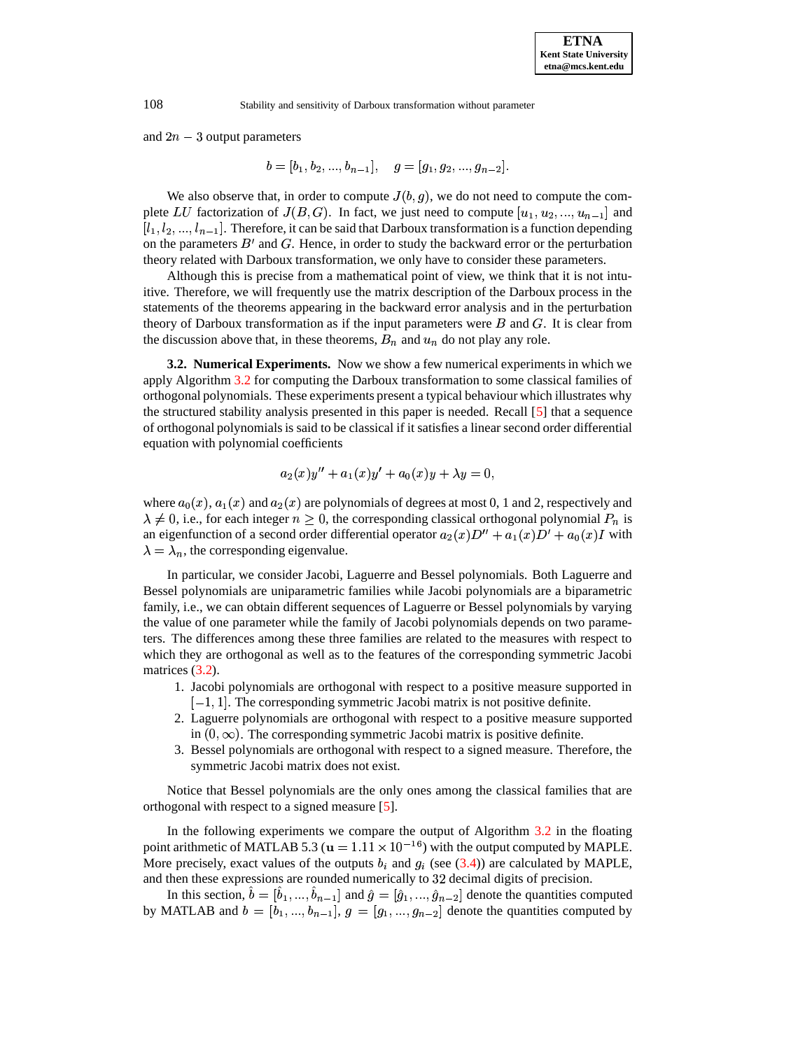and $2n-3$ output parameters

$$b = [b_1, b_2, ..., b_{n-1}], \quad g = [g_1, g_2, ..., g_{n-2}].$$

We also observe that, in order to compute $J(b, g)$, we do not need to compute the complete $LU$ factorization of $J(B, G)$. In fact, we just need to compute $[u_1, u_2, ..., u_{n-1}]$ and $[l_1, l_2, ..., l_{n-1}]$. Therefore, it can be said that Darboux transformation is a function depending on the parameters $B'$ and $G$. Hence, in order to study the backward error or the perturbation theory related with Darboux transformation, we only have to consider these parameters.

Although this is precise from a mathematical point of view, we think that it is not intuitive. Therefore, we will frequently use the matrix description of the Darboux process in the statements of the theorems appearing in the backward error analysis and in the perturbation theory of Darboux transformation as if the input parameters were $B$ and $G$. It is clear from the discussion above that, in these theorems, $B_n$ and $u_n$ do not play any role.

**3.2. Numerical Experiments.** Now we show a few numerical experiments in which we apply Algorithm 3.2 for computing the Darboux transformation to some classical families of orthogonal polynomials. These experiments present a typical behaviour which illustrates why the structured stability analysis presented in this paper is needed. Recall [5] that a sequence of orthogonal polynomials is said to be classical if it satisfies a linear second order differential equation with polynomial coefficients

$$a_2(x)y'' + a_1(x)y' + a_0(x)y + \lambda y = 0,$$

where $a_0(x)$, $a_1(x)$ and $a_2(x)$ are polynomials of degrees at most 0, 1 and 2, respectively and $\lambda \neq 0$, i.e., for each integer $n \geq 0$, the corresponding classical orthogonal polynomial $P_n$ is an eigenfunction of a second order differential operator $a_2(x)D'' + a_1(x)D' + a_0(x)I$ with $\lambda = \lambda_n$, the corresponding eigenvalue.

In particular, we consider Jacobi, Laguerre and Bessel polynomials. Both Laguerre and Bessel polynomials are uniparametric families while Jacobi polynomials are a biparametric family, i.e., we can obtain different sequences of Laguerre or Bessel polynomials by varying the value of one parameter while the family of Jacobi polynomials depends on two parameters. The differences among these three families are related to the measures with respect to which they are orthogonal as well as to the features of the corresponding symmetric Jacobi matrices (3.2).

1. Jacobi polynomials are orthogonal with respect to a positive measure supported in $[-1, 1]$. The corresponding symmetric Jacobi matrix is not positive definite.
2. Laguerre polynomials are orthogonal with respect to a positive measure supported in $(0, \infty)$. The corresponding symmetric Jacobi matrix is positive definite.
3. Bessel polynomials are orthogonal with respect to a signed measure. Therefore, the symmetric Jacobi matrix does not exist.

Notice that Bessel polynomials are the only ones among the classical families that are orthogonal with respect to a signed measure [5].

In the following experiments we compare the output of Algorithm 3.2 in the floating point arithmetic of MATLAB 5.3 ($\mathbf{u} = 1.11 \times 10^{-16}$) with the output computed by MAPLE. More precisely, exact values of the outputs $b_i$ and $g_i$ (see (3.4)) are calculated by MAPLE, and then these expressions are rounded numerically to 32 decimal digits of precision.

In this section, $\hat{b} = [\hat{b}_1, ..., \hat{b}_{n-1}]$ and $\hat{g} = [\hat{g}_1, ..., \hat{g}_{n-2}]$ denote the quantities computed by MATLAB and $b = [b_1, ..., b_{n-1}]$, $g = [g_1, ..., g_{n-2}]$ denote the quantities computed by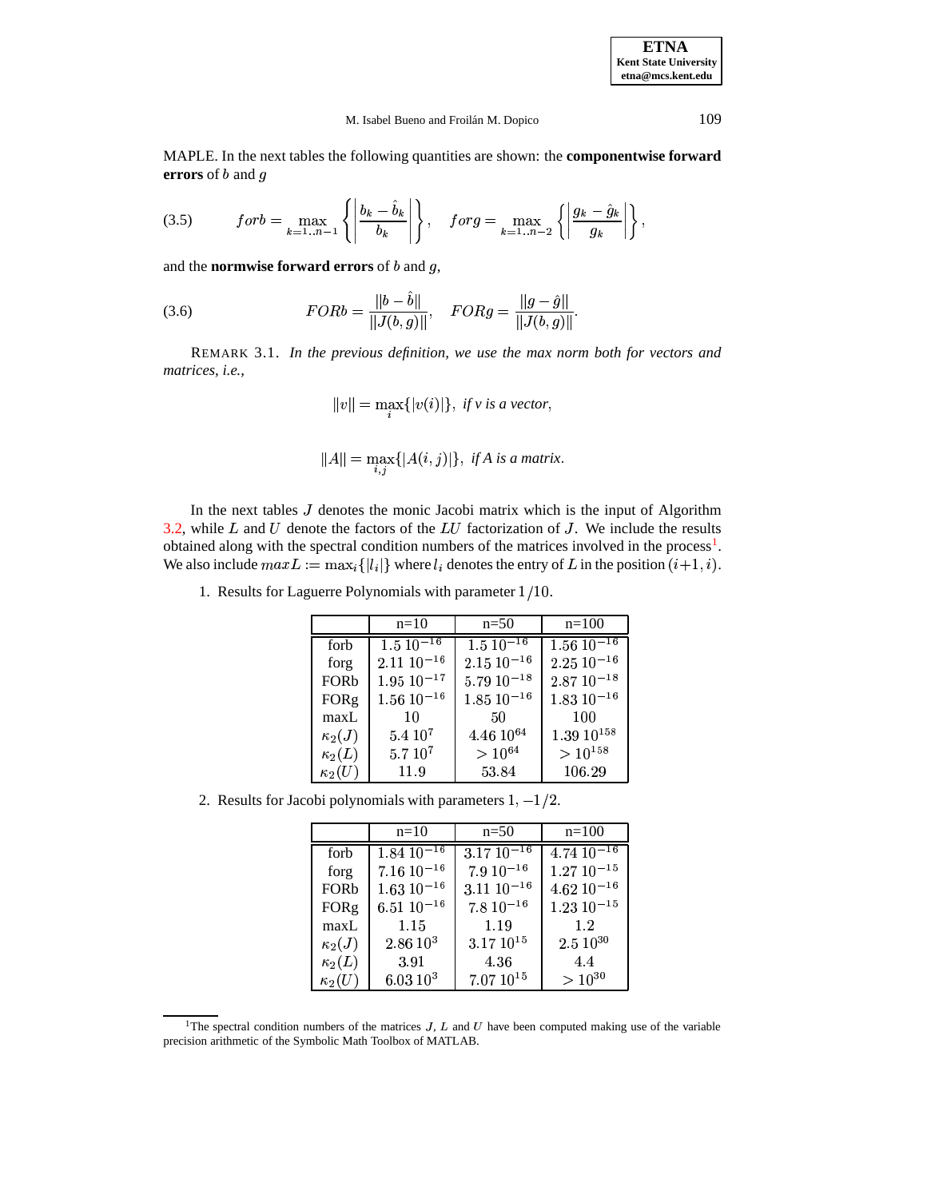MAPLE. In the next tables the following quantities are shown: the **componentwise forward errors** of $b$ and $g$

$$forb = \max_{k=1..n-1} \left\{ \left| \frac{b_k - \hat{b}_k}{b_k} \right| \right\}, \quad forg = \max_{k=1..n-2} \left\{ \left| \frac{g_k - \hat{g}_k}{g_k} \right| \right\}, \tag{3.5}$$

and the **normwise forward errors** of $b$ and $g$,

$$FORb = \frac{\|b - \hat{b}\|}{\|J(b,g)\|}, \quad FORg = \frac{\|g - \hat{g}\|}{\|J(b,g)\|}. \tag{3.6}$$

REMARK 3.1. *In the previous definition, we use the max norm both for vectors and matrices, i.e.,*

$$\|v\| = \max_i \{|v(i)|\}, \text{ if } v \text{ is a vector,}$$

$$\|A\| = \max_{i,j} \{|A(i,j)|\}, \text{ if } A \text{ is a matrix.}$$

In the next tables $J$ denotes the monic Jacobi matrix which is the input of Algorithm 3.2, while $L$ and $U$ denote the factors of the $LU$ factorization of $J$. We include the results obtained along with the spectral condition numbers of the matrices involved in the process[1]. We also include $maxL := \max_i\{|l_i|\}$ where $l_i$ denotes the entry of $L$ in the position $(i+1, i)$.

1. Results for Laguerre Polynomials with parameter $1/10$.

| | n=10 | n=50 | n=100 |
|---|---|---|---|
| forb | $1.5\ 10^{-16}$ | $1.5\ 10^{-16}$ | $1.56\ 10^{-16}$ |
| forg | $2.11\ 10^{-16}$ | $2.15\ 10^{-16}$ | $2.25\ 10^{-16}$ |
| FORb | $1.95\ 10^{-17}$ | $5.79\ 10^{-18}$ | $2.87\ 10^{-18}$ |
| FORg | $1.56\ 10^{-16}$ | $1.85\ 10^{-16}$ | $1.83\ 10^{-16}$ |
| maxL | 10 | 50 | 100 |
| $\kappa_2(J)$ | $5.4\ 10^{7}$ | $4.46\ 10^{64}$ | $1.39\ 10^{158}$ |
| $\kappa_2(L)$ | $5.7\ 10^{7}$ | $> 10^{64}$ | $> 10^{158}$ |
| $\kappa_2(U)$ | 11.9 | 53.84 | 106.29 |

2. Results for Jacobi polynomials with parameters $1, -1/2$.

| | n=10 | n=50 | n=100 |
|---|---|---|---|
| forb | $1.84\ 10^{-16}$ | $3.17\ 10^{-16}$ | $4.74\ 10^{-16}$ |
| forg | $7.16\ 10^{-16}$ | $7.9\ 10^{-16}$ | $1.27\ 10^{-15}$ |
| FORb | $1.63\ 10^{-16}$ | $3.11\ 10^{-16}$ | $4.62\ 10^{-16}$ |
| FORg | $6.51\ 10^{-16}$ | $7.8\ 10^{-16}$ | $1.23\ 10^{-15}$ |
| maxL | 1.15 | 1.19 | 1.2 |
| $\kappa_2(J)$ | $2.86\ 10^{3}$ | $3.17\ 10^{15}$ | $2.5\ 10^{30}$ |
| $\kappa_2(L)$ | 3.91 | 4.36 | 4.4 |
| $\kappa_2(U)$ | $6.03\ 10^{3}$ | $7.07\ 10^{15}$ | $> 10^{30}$ |

[1] The spectral condition numbers of the matrices $J$, $L$ and $U$ have been computed making use of the variable precision arithmetic of the Symbolic Math Toolbox of MATLAB.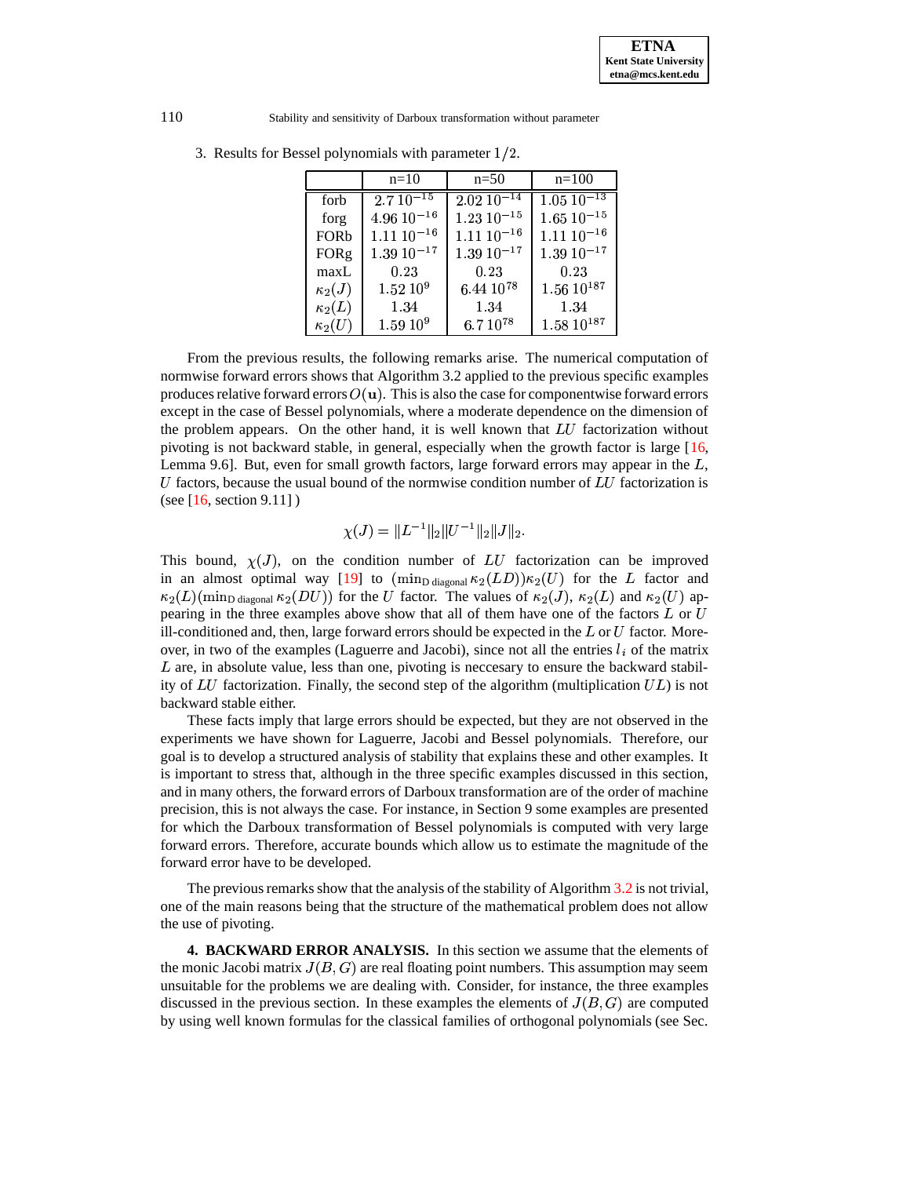3. Results for Bessel polynomials with parameter $1/2$.

| | n=10 | n=50 | n=100 |
|---|---|---|---|
| forb | $2.7\,10^{-15}$ | $2.02\,10^{-14}$ | $1.05\,10^{-13}$ |
| forg | $4.96\,10^{-16}$ | $1.23\,10^{-15}$ | $1.65\,10^{-15}$ |
| FORb | $1.11\,10^{-16}$ | $1.11\,10^{-16}$ | $1.11\,10^{-16}$ |
| FORg | $1.39\,10^{-17}$ | $1.39\,10^{-17}$ | $1.39\,10^{-17}$ |
| maxL | $0.23$ | $0.23$ | $0.23$ |
| $\kappa_2(J)$ | $1.52\,10^{9}$ | $6.44\,10^{78}$ | $1.56\,10^{187}$ |
| $\kappa_2(L)$ | $1.34$ | $1.34$ | $1.34$ |
| $\kappa_2(U)$ | $1.59\,10^{9}$ | $6.7\,10^{78}$ | $1.58\,10^{187}$ |

From the previous results, the following remarks arise. The numerical computation of normwise forward errors shows that Algorithm 3.2 applied to the previous specific examples produces relative forward errors $O(\mathbf{u})$. This is also the case for componentwise forward errors except in the case of Bessel polynomials, where a moderate dependence on the dimension of the problem appears. On the other hand, it is well known that $LU$ factorization without pivoting is not backward stable, in general, especially when the growth factor is large [16, Lemma 9.6]. But, even for small growth factors, large forward errors may appear in the $L$, $U$ factors, because the usual bound of the normwise condition number of $LU$ factorization is (see [16, section 9.11] )

$$\chi(J) = \|L^{-1}\|_2 \|U^{-1}\|_2 \|J\|_2.$$

This bound, $\chi(J)$, on the condition number of $LU$ factorization can be improved in an almost optimal way [19] to $(\min_{\text{D diagonal}} \kappa_2(LD))\kappa_2(U)$ for the $L$ factor and $\kappa_2(L)(\min_{\text{D diagonal}} \kappa_2(DU))$ for the $U$ factor. The values of $\kappa_2(J)$, $\kappa_2(L)$ and $\kappa_2(U)$ appearing in the three examples above show that all of them have one of the factors $L$ or $U$ ill-conditioned and, then, large forward errors should be expected in the $L$ or $U$ factor. Moreover, in two of the examples (Laguerre and Jacobi), since not all the entries $l_i$ of the matrix $L$ are, in absolute value, less than one, pivoting is neccesary to ensure the backward stability of $LU$ factorization. Finally, the second step of the algorithm (multiplication $UL$) is not backward stable either.

These facts imply that large errors should be expected, but they are not observed in the experiments we have shown for Laguerre, Jacobi and Bessel polynomials. Therefore, our goal is to develop a structured analysis of stability that explains these and other examples. It is important to stress that, although in the three specific examples discussed in this section, and in many others, the forward errors of Darboux transformation are of the order of machine precision, this is not always the case. For instance, in Section 9 some examples are presented for which the Darboux transformation of Bessel polynomials is computed with very large forward errors. Therefore, accurate bounds which allow us to estimate the magnitude of the forward error have to be developed.

The previous remarks show that the analysis of the stability of Algorithm 3.2 is not trivial, one of the main reasons being that the structure of the mathematical problem does not allow the use of pivoting.

**4. BACKWARD ERROR ANALYSIS.** In this section we assume that the elements of the monic Jacobi matrix $J(B,G)$ are real floating point numbers. This assumption may seem unsuitable for the problems we are dealing with. Consider, for instance, the three examples discussed in the previous section. In these examples the elements of $J(B,G)$ are computed by using well known formulas for the classical families of orthogonal polynomials (see Sec.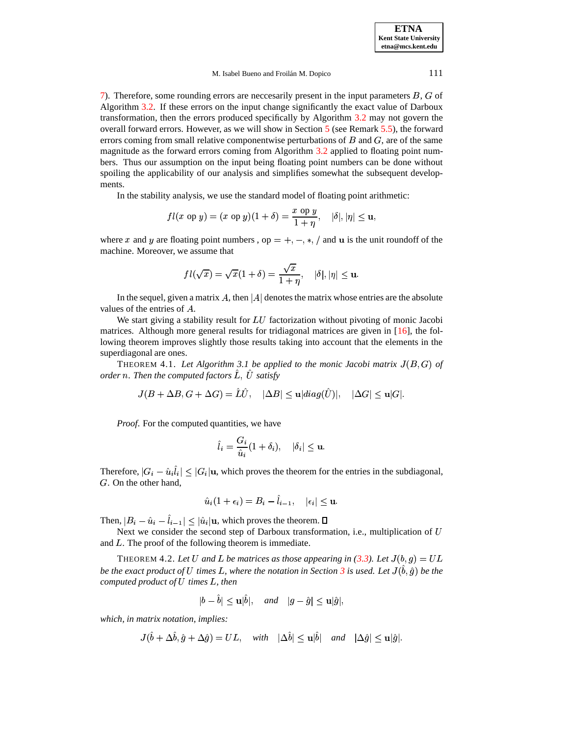7). Therefore, some rounding errors are neccesarily present in the input parameters $B$, $G$ of Algorithm 3.2. If these errors on the input change significantly the exact value of Darboux transformation, then the errors produced specifically by Algorithm 3.2 may not govern the overall forward errors. However, as we will show in Section 5 (see Remark 5.5), the forward errors coming from small relative componentwise perturbations of $B$ and $G$, are of the same magnitude as the forward errors coming from Algorithm 3.2 applied to floating point numbers. Thus our assumption on the input being floating point numbers can be done without spoiling the applicability of our analysis and simplifies somewhat the subsequent developments.

In the stability analysis, we use the standard model of floating point arithmetic:

$$fl(x \text{ op } y) = (x \text{ op } y)(1+\delta) = \frac{x \text{ op } y}{1+\eta}, \quad |\delta|, |\eta| \leq \mathbf{u},$$

where $x$ and $y$ are floating point numbers , op $= +, -, *, /$ and $\mathbf{u}$ is the unit roundoff of the machine. Moreover, we assume that

$$fl(\sqrt{x}) = \sqrt{x}(1+\delta) = \frac{\sqrt{x}}{1+\eta}, \quad |\delta|, |\eta| \leq \mathbf{u}.$$

In the sequel, given a matrix $A$, then $|A|$ denotes the matrix whose entries are the absolute values of the entries of $A$.

We start giving a stability result for $LU$ factorization without pivoting of monic Jacobi matrices. Although more general results for tridiagonal matrices are given in [16], the following theorem improves slightly those results taking into account that the elements in the superdiagonal are ones.

THEOREM 4.1. *Let Algorithm 3.1 be applied to the monic Jacobi matrix $J(B,G)$ of order $n$. Then the computed factors $\hat{L}$, $\hat{U}$ satisfy*

$$J(B+\Delta B, G+\Delta G) = \hat{L}\hat{U}, \quad |\Delta B| \leq \mathbf{u}|diag(\hat{U})|, \quad |\Delta G| \leq \mathbf{u}|G|.$$

*Proof.* For the computed quantities, we have

$$\hat{l}_i = \frac{G_i}{\hat{u}_i}(1+\delta_i), \quad |\delta_i| \leq \mathbf{u}.$$

Therefore, $|G_i - \hat{u}_i\hat{l}_i| \leq |G_i|\mathbf{u}$, which proves the theorem for the entries in the subdiagonal, $G$. On the other hand,

$$\hat{u}_i(1+\epsilon_i) = B_i - \hat{l}_{i-1}, \quad |\epsilon_i| \leq \mathbf{u}.$$

Then, $|B_i - \hat{u}_i - \hat{l}_{i-1}| \leq |\hat{u}_i|\mathbf{u}$, which proves the theorem. ◻

Next we consider the second step of Darboux transformation, i.e., multiplication of $U$ and $L$. The proof of the following theorem is immediate.

THEOREM 4.2. *Let $U$ and $L$ be matrices as those appearing in (3.3). Let $J(b,g) = UL$ be the exact product of $U$ times $L$, where the notation in Section 3 is used. Let $J(\hat{b},\hat{g})$ be the computed product of $U$ times $L$, then*

$$|b - \hat{b}| \leq \mathbf{u}|\hat{b}|, \quad \textit{and} \quad |g - \hat{g}| \leq \mathbf{u}|\hat{g}|,$$

*which, in matrix notation, implies:*

$$J(\hat{b}+\Delta\hat{b}, \hat{g}+\Delta\hat{g}) = UL, \quad \textit{with} \quad |\Delta\hat{b}| \leq \mathbf{u}|\hat{b}| \quad \textit{and} \quad |\Delta\hat{g}| \leq \mathbf{u}|\hat{g}|.$$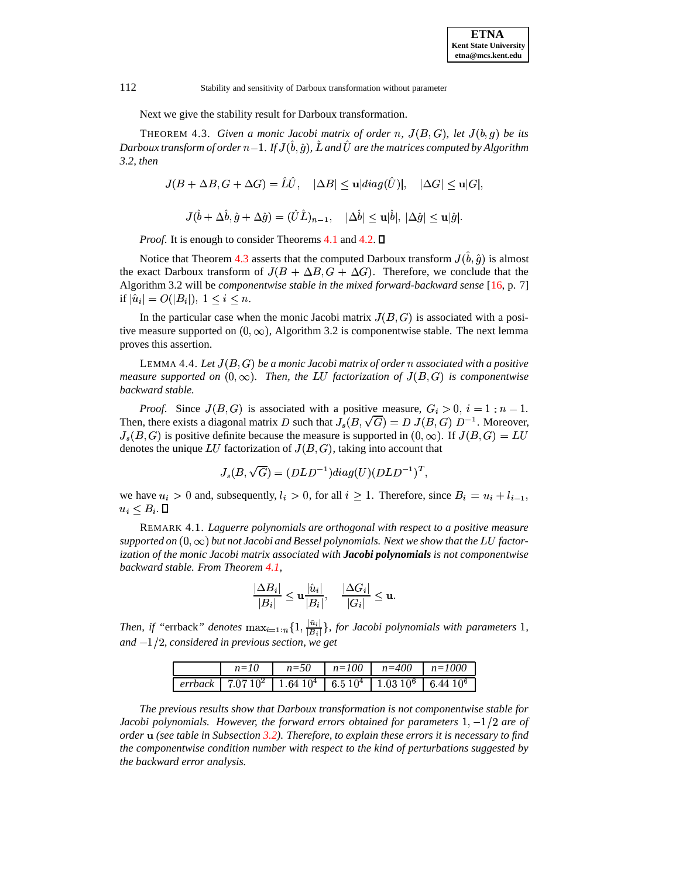Next we give the stability result for Darboux transformation.

THEOREM 4.3. *Given a monic Jacobi matrix of order* $n$, $J(B,G)$, *let* $J(b,g)$ *be its Darboux transform of order* $n-1$. *If* $J(\hat{b},\hat{g})$, $\hat{L}$ *and* $\hat{U}$ *are the matrices computed by Algorithm 3.2, then*

$$J(B+\Delta B, G+\Delta G) = \hat{L}\hat{U}, \quad |\Delta B| \leq \mathbf{u}|diag(\hat{U})|, \quad |\Delta G| \leq \mathbf{u}|G|,$$

$$J(\hat{b}+\Delta\hat{b}, \hat{g}+\Delta\hat{g}) = (\hat{U}\hat{L})_{n-1}, \quad |\Delta\hat{b}| \leq \mathbf{u}|\hat{b}|, \ |\Delta\hat{g}| \leq \mathbf{u}|\hat{g}|.$$

*Proof.* It is enough to consider Theorems 4.1 and 4.2. ☐

Notice that Theorem 4.3 asserts that the computed Darboux transform $J(\hat{b},\hat{g})$ is almost the exact Darboux transform of $J(B+\Delta B, G+\Delta G)$. Therefore, we conclude that the Algorithm 3.2 will be *componentwise stable in the mixed forward-backward sense* [16, p. 7] if $|\hat{u}_i| = O(|B_i|)$, $1 \leq i \leq n$.

In the particular case when the monic Jacobi matrix $J(B,G)$ is associated with a positive measure supported on $(0,\infty)$, Algorithm 3.2 is componentwise stable. The next lemma proves this assertion.

LEMMA 4.4. *Let* $J(B,G)$ *be a monic Jacobi matrix of order* $n$ *associated with a positive measure supported on* $(0,\infty)$. *Then, the LU factorization of* $J(B,G)$ *is componentwise backward stable.*

*Proof.* Since $J(B,G)$ is associated with a positive measure, $G_i > 0$, $i = 1:n-1$. Then, there exists a diagonal matrix $D$ such that $J_s(B,\sqrt{G}) = D\ J(B,G)\ D^{-1}$. Moreover, $J_s(B,G)$ is positive definite because the measure is supported in $(0,\infty)$. If $J(B,G) = LU$ denotes the unique $LU$ factorization of $J(B,G)$, taking into account that

$$J_s(B,\sqrt{G}) = (DLD^{-1})diag(U)(DLD^{-1})^T,$$

we have $u_i > 0$ and, subsequently, $l_i > 0$, for all $i \geq 1$. Therefore, since $B_i = u_i + l_{i-1}$, $u_i \leq B_i$. ☐

REMARK 4.1. *Laguerre polynomials are orthogonal with respect to a positive measure supported on* $(0,\infty)$ *but not Jacobi and Bessel polynomials. Next we show that the LU factorization of the monic Jacobi matrix associated with* ***Jacobi polynomials*** *is not componentwise backward stable. From Theorem 4.1,*

$$\frac{|\Delta B_i|}{|B_i|} \leq \mathbf{u}\frac{|\hat{u}_i|}{|B_i|}, \quad \frac{|\Delta G_i|}{|G_i|} \leq \mathbf{u}.$$

*Then, if* "errback" *denotes* $\max_{i=1:n}\{1, \frac{|\hat{u}_i|}{|B_i|}\}$, *for Jacobi polynomials with parameters* $1$, *and* $-1/2$, *considered in previous section, we get*

| | *n=10* | *n=50* | *n=100* | *n=400* | *n=1000* |
|---|---|---|---|---|---|
| *errback* | $7.07\ 10^2$ | $1.64\ 10^4$ | $6.5\ 10^4$ | $1.03\ 10^6$ | $6.44\ 10^6$ |

*The previous results show that Darboux transformation is not componentwise stable for Jacobi polynomials. However, the forward errors obtained for parameters* $1, -1/2$ *are of order* $\mathbf{u}$ *(see table in Subsection 3.2). Therefore, to explain these errors it is necessary to find the componentwise condition number with respect to the kind of perturbations suggested by the backward error analysis.*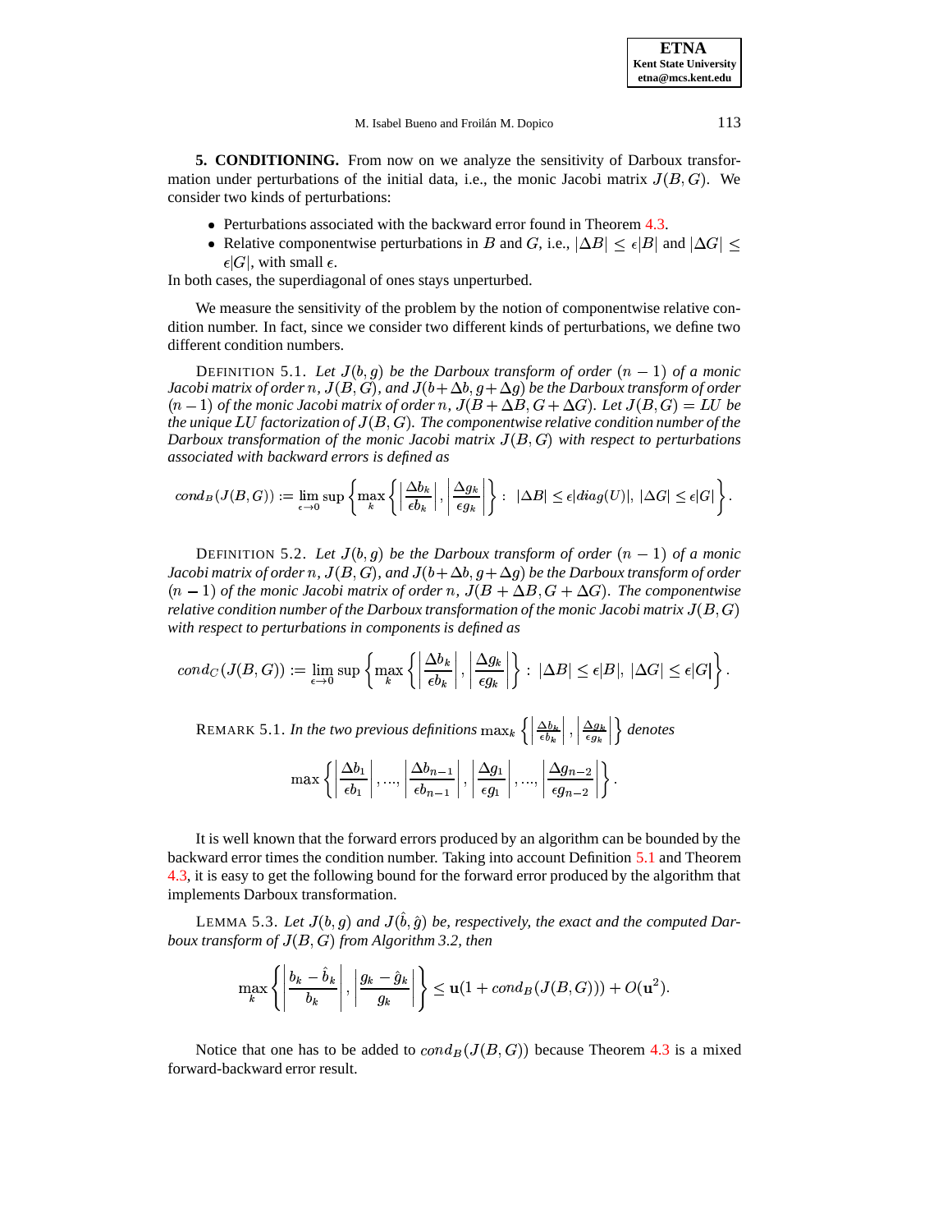## 5. CONDITIONING.

From now on we analyze the sensitivity of Darboux transformation under perturbations of the initial data, i.e., the monic Jacobi matrix $J(B, G)$. We consider two kinds of perturbations:

- Perturbations associated with the backward error found in Theorem 4.3.
- Relative componentwise perturbations in $B$ and $G$, i.e., $|\Delta B| \leq \epsilon |B|$ and $|\Delta G| \leq \epsilon |G|$, with small $\epsilon$.

In both cases, the superdiagonal of ones stays unperturbed.

We measure the sensitivity of the problem by the notion of componentwise relative condition number. In fact, since we consider two different kinds of perturbations, we define two different condition numbers.

DEFINITION 5.1. *Let $J(b, g)$ be the Darboux transform of order $(n-1)$ of a monic Jacobi matrix of order $n$, $J(B, G)$, and $J(b+\Delta b, g+\Delta g)$ be the Darboux transform of order $(n-1)$ of the monic Jacobi matrix of order $n$, $J(B+\Delta B, G+\Delta G)$. Let $J(B, G) = LU$ be the unique $LU$ factorization of $J(B, G)$. The componentwise relative condition number of the Darboux transformation of the monic Jacobi matrix $J(B, G)$ with respect to perturbations associated with backward errors is defined as*

$$cond_B(J(B,G)) := \lim_{\epsilon \to 0} \sup \left\{ \max_k \left\{ \left| \frac{\Delta b_k}{\epsilon b_k} \right|, \left| \frac{\Delta g_k}{\epsilon g_k} \right| \right\} : \ |\Delta B| \leq \epsilon |diag(U)|, \ |\Delta G| \leq \epsilon |G| \right\}.$$

DEFINITION 5.2. *Let $J(b, g)$ be the Darboux transform of order $(n-1)$ of a monic Jacobi matrix of order $n$, $J(B, G)$, and $J(b+\Delta b, g+\Delta g)$ be the Darboux transform of order $(n-1)$ of the monic Jacobi matrix of order $n$, $J(B+\Delta B, G+\Delta G)$. The componentwise relative condition number of the Darboux transformation of the monic Jacobi matrix $J(B, G)$ with respect to perturbations in components is defined as*

$$cond_C(J(B,G)) := \lim_{\epsilon \to 0} \sup \left\{ \max_k \left\{ \left| \frac{\Delta b_k}{\epsilon b_k} \right|, \left| \frac{\Delta g_k}{\epsilon g_k} \right| \right\} : \ |\Delta B| \leq \epsilon |B|, \ |\Delta G| \leq \epsilon |G| \right\}.$$

REMARK 5.1. *In the two previous definitions $\max_k \left\{ \left| \frac{\Delta b_k}{\epsilon b_k} \right|, \left| \frac{\Delta g_k}{\epsilon g_k} \right| \right\}$ denotes*

$$\max \left\{ \left| \frac{\Delta b_1}{\epsilon b_1} \right|, ..., \left| \frac{\Delta b_{n-1}}{\epsilon b_{n-1}} \right|, \left| \frac{\Delta g_1}{\epsilon g_1} \right|, ..., \left| \frac{\Delta g_{n-2}}{\epsilon g_{n-2}} \right| \right\}.$$

It is well known that the forward errors produced by an algorithm can be bounded by the backward error times the condition number. Taking into account Definition 5.1 and Theorem 4.3, it is easy to get the following bound for the forward error produced by the algorithm that implements Darboux transformation.

LEMMA 5.3. *Let $J(b, g)$ and $J(\hat{b}, \hat{g})$ be, respectively, the exact and the computed Darboux transform of $J(B, G)$ from Algorithm 3.2, then*

$$\max_k \left\{ \left| \frac{b_k - \hat{b}_k}{b_k} \right|, \left| \frac{g_k - \hat{g}_k}{g_k} \right| \right\} \leq \mathbf{u}(1 + cond_B(J(B,G))) + O(\mathbf{u}^2).$$

Notice that one has to be added to $cond_B(J(B, G))$ because Theorem 4.3 is a mixed forward-backward error result.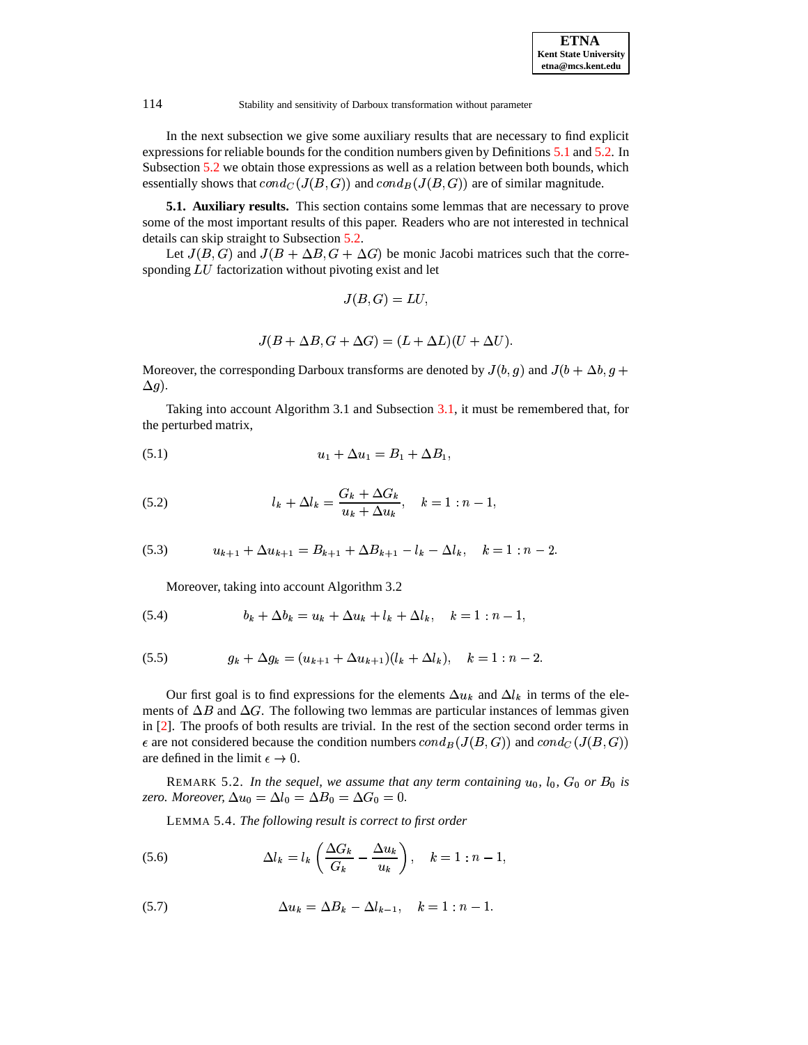In the next subsection we give some auxiliary results that are necessary to find explicit expressions for reliable bounds for the condition numbers given by Definitions 5.1 and 5.2. In Subsection 5.2 we obtain those expressions as well as a relation between both bounds, which essentially shows that $cond_C(J(B,G))$ and $cond_B(J(B,G))$ are of similar magnitude.

**5.1. Auxiliary results.** This section contains some lemmas that are necessary to prove some of the most important results of this paper. Readers who are not interested in technical details can skip straight to Subsection 5.2.

Let $J(B,G)$ and $J(B+\Delta B, G+\Delta G)$ be monic Jacobi matrices such that the corresponding $LU$ factorization without pivoting exist and let

$$J(B,G) = LU,$$

$$J(B+\Delta B, G+\Delta G) = (L+\Delta L)(U+\Delta U).$$

Moreover, the corresponding Darboux transforms are denoted by $J(b,g)$ and $J(b+\Delta b, g+\Delta g)$.

Taking into account Algorithm 3.1 and Subsection 3.1, it must be remembered that, for the perturbed matrix,

$$u_1 + \Delta u_1 = B_1 + \Delta B_1, \tag{5.1}$$

$$l_k + \Delta l_k = \frac{G_k + \Delta G_k}{u_k + \Delta u_k}, \quad k = 1:n-1, \tag{5.2}$$

$$u_{k+1} + \Delta u_{k+1} = B_{k+1} + \Delta B_{k+1} - l_k - \Delta l_k, \quad k = 1:n-2. \tag{5.3}$$

Moreover, taking into account Algorithm 3.2

$$b_k + \Delta b_k = u_k + \Delta u_k + l_k + \Delta l_k, \quad k = 1:n-1, \tag{5.4}$$

$$g_k + \Delta g_k = (u_{k+1} + \Delta u_{k+1})(l_k + \Delta l_k), \quad k = 1:n-2. \tag{5.5}$$

Our first goal is to find expressions for the elements $\Delta u_k$ and $\Delta l_k$ in terms of the elements of $\Delta B$ and $\Delta G$. The following two lemmas are particular instances of lemmas given in [2]. The proofs of both results are trivial. In the rest of the section second order terms in $\epsilon$ are not considered because the condition numbers $cond_B(J(B,G))$ and $cond_C(J(B,G))$ are defined in the limit $\epsilon \to 0$.

REMARK 5.2. *In the sequel, we assume that any term containing $u_0$, $l_0$, $G_0$ or $B_0$ is zero. Moreover, $\Delta u_0 = \Delta l_0 = \Delta B_0 = \Delta G_0 = 0$.*

LEMMA 5.4. *The following result is correct to first order*

$$\Delta l_k = l_k \left( \frac{\Delta G_k}{G_k} - \frac{\Delta u_k}{u_k} \right), \quad k = 1:n-1, \tag{5.6}$$

$$\Delta u_k = \Delta B_k - \Delta l_{k-1}, \quad k = 1:n-1. \tag{5.7}$$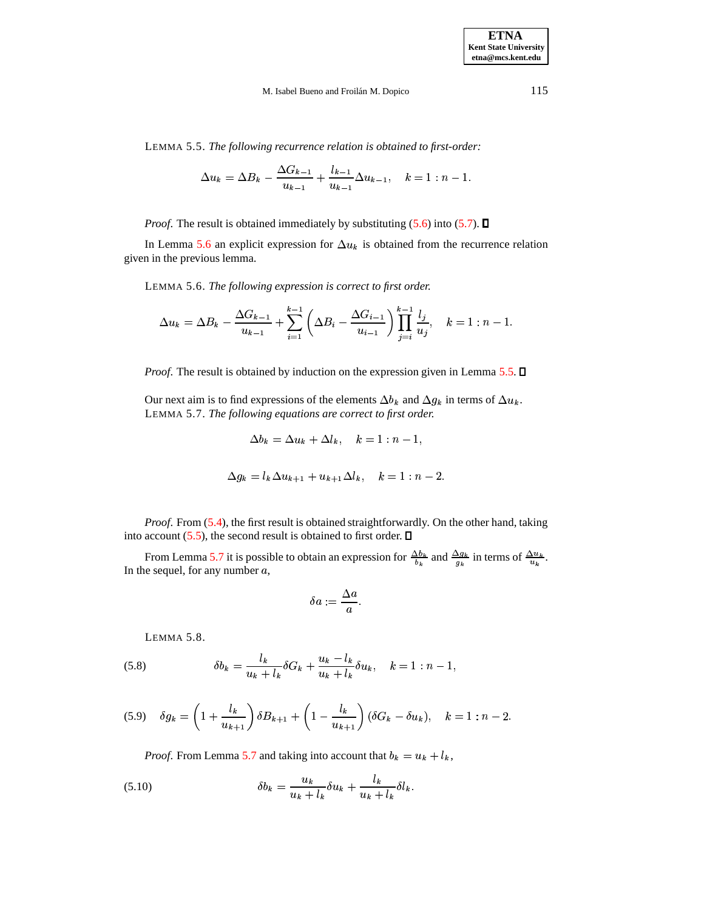LEMMA 5.5. *The following recurrence relation is obtained to first-order:*

$$\Delta u_k = \Delta B_k - \frac{\Delta G_{k-1}}{u_{k-1}} + \frac{l_{k-1}}{u_{k-1}} \Delta u_{k-1}, \quad k = 1 : n-1.$$

*Proof.* The result is obtained immediately by substituting (5.6) into (5.7). ∎

In Lemma 5.6 an explicit expression for $\Delta u_k$ is obtained from the recurrence relation given in the previous lemma.

LEMMA 5.6. *The following expression is correct to first order.*

$$\Delta u_k = \Delta B_k - \frac{\Delta G_{k-1}}{u_{k-1}} + \sum_{i=1}^{k-1} \left( \Delta B_i - \frac{\Delta G_{i-1}}{u_{i-1}} \right) \prod_{j=i}^{k-1} \frac{l_j}{u_j}, \quad k = 1 : n-1.$$

*Proof.* The result is obtained by induction on the expression given in Lemma 5.5. ∎

Our next aim is to find expressions of the elements $\Delta b_k$ and $\Delta g_k$ in terms of $\Delta u_k$.

LEMMA 5.7. *The following equations are correct to first order.*

$$\Delta b_k = \Delta u_k + \Delta l_k, \quad k = 1 : n-1,$$

$$\Delta g_k = l_k \Delta u_{k+1} + u_{k+1} \Delta l_k, \quad k = 1 : n-2.$$

*Proof.* From (5.4), the first result is obtained straightforwardly. On the other hand, taking into account (5.5), the second result is obtained to first order. ∎

From Lemma 5.7 it is possible to obtain an expression for $\frac{\Delta b_k}{b_k}$ and $\frac{\Delta g_k}{g_k}$ in terms of $\frac{\Delta u_k}{u_k}$. In the sequel, for any number $a$,

$$\delta a := \frac{\Delta a}{a}.$$

LEMMA 5.8.

$$\delta b_k = \frac{l_k}{u_k + l_k} \delta G_k + \frac{u_k - l_k}{u_k + l_k} \delta u_k, \quad k = 1 : n-1, \tag{5.8}$$

$$\delta g_k = \left( 1 + \frac{l_k}{u_{k+1}} \right) \delta B_{k+1} + \left( 1 - \frac{l_k}{u_{k+1}} \right) (\delta G_k - \delta u_k), \quad k = 1 : n-2. \tag{5.9}$$

*Proof.* From Lemma 5.7 and taking into account that $b_k = u_k + l_k$,

$$\delta b_k = \frac{u_k}{u_k + l_k} \delta u_k + \frac{l_k}{u_k + l_k} \delta l_k. \tag{5.10}$$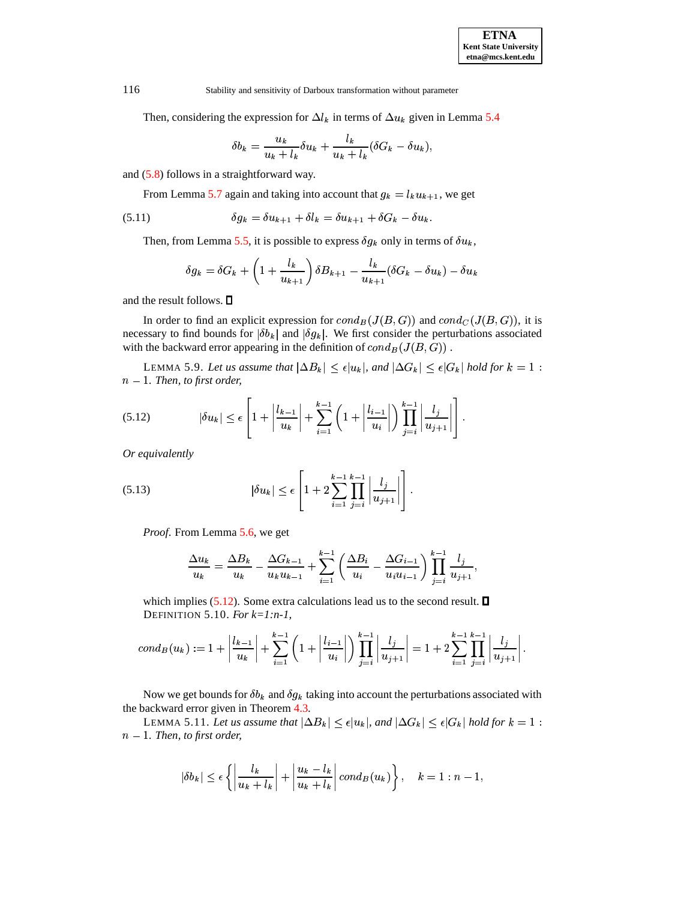Then, considering the expression for $\Delta l_k$ in terms of $\Delta u_k$ given in Lemma 5.4

$$\delta b_k = \frac{u_k}{u_k + l_k}\delta u_k + \frac{l_k}{u_k + l_k}(\delta G_k - \delta u_k),$$

and (5.8) follows in a straightforward way.

From Lemma 5.7 again and taking into account that $g_k = l_k u_{k+1}$, we get

$$\delta g_k = \delta u_{k+1} + \delta l_k = \delta u_{k+1} + \delta G_k - \delta u_k. \tag{5.11}$$

Then, from Lemma 5.5, it is possible to express $\delta g_k$ only in terms of $\delta u_k$,

$$\delta g_k = \delta G_k + \left(1 + \frac{l_k}{u_{k+1}}\right)\delta B_{k+1} - \frac{l_k}{u_{k+1}}(\delta G_k - \delta u_k) - \delta u_k$$

and the result follows. □

In order to find an explicit expression for $cond_B(J(B,G))$ and $cond_C(J(B,G))$, it is necessary to find bounds for $|\delta b_k|$ and $|\delta g_k|$. We first consider the perturbations associated with the backward error appearing in the definition of $cond_B(J(B,G))$ .

LEMMA 5.9. *Let us assume that* $|\Delta B_k| \leq \epsilon |u_k|$, *and* $|\Delta G_k| \leq \epsilon |G_k|$ *hold for* $k = 1 : n-1$. *Then, to first order,*

$$|\delta u_k| \leq \epsilon \left[1 + \left|\frac{l_{k-1}}{u_k}\right| + \sum_{i=1}^{k-1}\left(1 + \left|\frac{l_{i-1}}{u_i}\right|\right)\prod_{j=i}^{k-1}\left|\frac{l_j}{u_{j+1}}\right|\right]. \tag{5.12}$$

*Or equivalently*

$$|\delta u_k| \leq \epsilon \left[1 + 2\sum_{i=1}^{k-1}\prod_{j=i}^{k-1}\left|\frac{l_j}{u_{j+1}}\right|\right]. \tag{5.13}$$

*Proof.* From Lemma 5.6, we get

$$\frac{\Delta u_k}{u_k} = \frac{\Delta B_k}{u_k} - \frac{\Delta G_{k-1}}{u_k u_{k-1}} + \sum_{i=1}^{k-1}\left(\frac{\Delta B_i}{u_i} - \frac{\Delta G_{i-1}}{u_i u_{i-1}}\right)\prod_{j=i}^{k-1}\frac{l_j}{u_{j+1}},$$

which implies (5.12). Some extra calculations lead us to the second result. □

DEFINITION 5.10. *For k=1:n-1,*

$$cond_B(u_k) := 1 + \left|\frac{l_{k-1}}{u_k}\right| + \sum_{i=1}^{k-1}\left(1 + \left|\frac{l_{i-1}}{u_i}\right|\right)\prod_{j=i}^{k-1}\left|\frac{l_j}{u_{j+1}}\right| = 1 + 2\sum_{i=1}^{k-1}\prod_{j=i}^{k-1}\left|\frac{l_j}{u_{j+1}}\right|.$$

Now we get bounds for $\delta b_k$ and $\delta g_k$ taking into account the perturbations associated with the backward error given in Theorem 4.3.

LEMMA 5.11. *Let us assume that* $|\Delta B_k| \leq \epsilon |u_k|$, *and* $|\Delta G_k| \leq \epsilon |G_k|$ *hold for* $k = 1 : n-1$. *Then, to first order,*

$$|\delta b_k| \leq \epsilon \left\{\left|\frac{l_k}{u_k + l_k}\right| + \left|\frac{u_k - l_k}{u_k + l_k}\right| cond_B(u_k)\right\}, \quad k = 1 : n-1,$$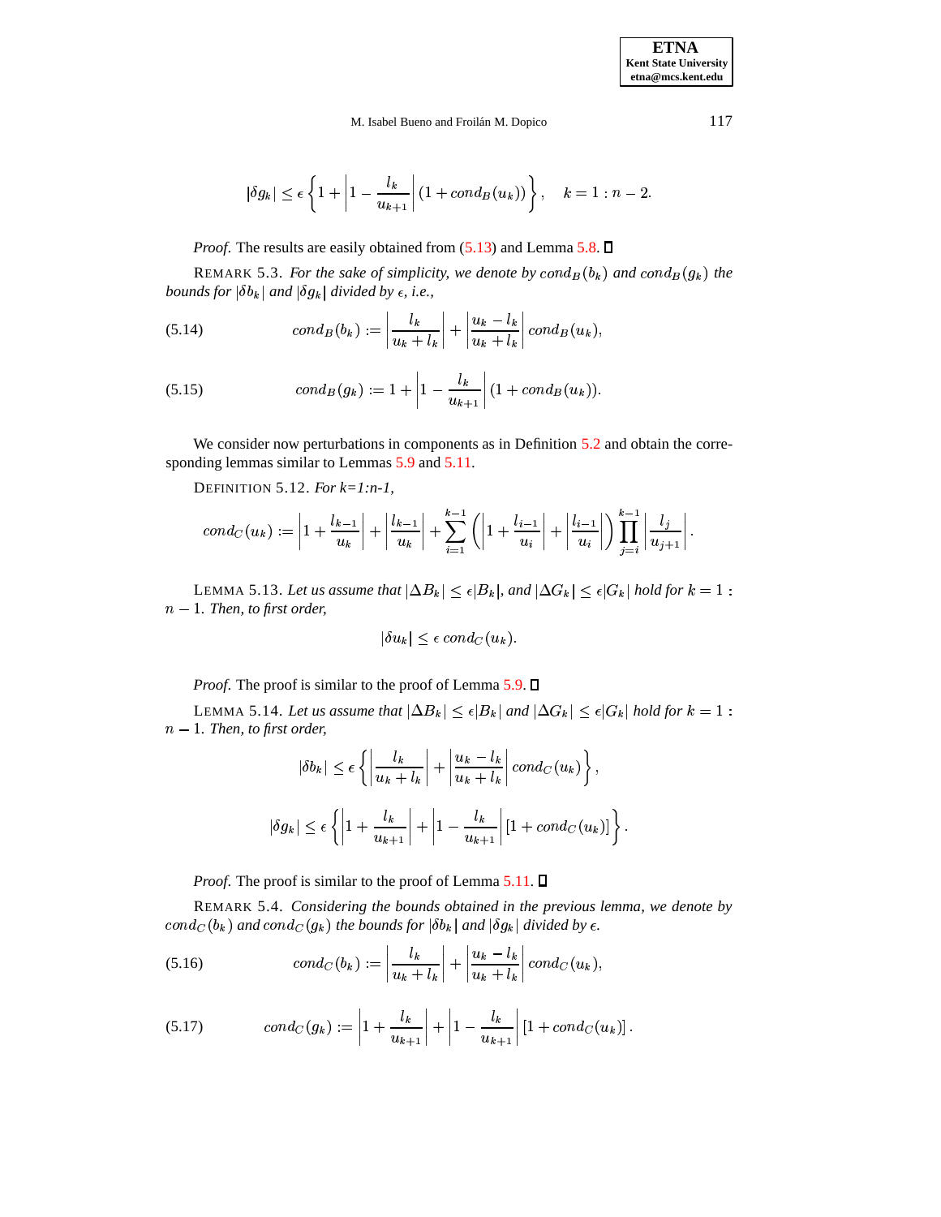$$|\delta g_k| \leq \epsilon \left\{ 1 + \left| 1 - \frac{l_k}{u_{k+1}} \right| (1 + cond_B(u_k)) \right\}, \quad k = 1 : n-2.$$

*Proof.* The results are easily obtained from (5.13) and Lemma 5.8. ☐

REMARK 5.3. *For the sake of simplicity, we denote by $cond_B(b_k)$ and $cond_B(g_k)$ the bounds for $|\delta b_k|$ and $|\delta g_k|$ divided by $\epsilon$, i.e.,*

$$cond_B(b_k) := \left| \frac{l_k}{u_k + l_k} \right| + \left| \frac{u_k - l_k}{u_k + l_k} \right| cond_B(u_k), \tag{5.14}$$

$$cond_B(g_k) := 1 + \left| 1 - \frac{l_k}{u_{k+1}} \right| (1 + cond_B(u_k)). \tag{5.15}$$

We consider now perturbations in components as in Definition 5.2 and obtain the corresponding lemmas similar to Lemmas 5.9 and 5.11.

DEFINITION 5.12. *For k=1:n-1,*

$$cond_C(u_k) := \left| 1 + \frac{l_{k-1}}{u_k} \right| + \left| \frac{l_{k-1}}{u_k} \right| + \sum_{i=1}^{k-1} \left( \left| 1 + \frac{l_{i-1}}{u_i} \right| + \left| \frac{l_{i-1}}{u_i} \right| \right) \prod_{j=i}^{k-1} \left| \frac{l_j}{u_{j+1}} \right|.$$

LEMMA 5.13. *Let us assume that $|\Delta B_k| \leq \epsilon |B_k|$, and $|\Delta G_k| \leq \epsilon |G_k|$ hold for $k = 1 : n-1$. Then, to first order,*

$$|\delta u_k| \leq \epsilon \; cond_C(u_k).$$

*Proof.* The proof is similar to the proof of Lemma 5.9. ☐

LEMMA 5.14. *Let us assume that $|\Delta B_k| \leq \epsilon |B_k|$ and $|\Delta G_k| \leq \epsilon |G_k|$ hold for $k = 1 : n-1$. Then, to first order,*

$$|\delta b_k| \leq \epsilon \left\{ \left| \frac{l_k}{u_k + l_k} \right| + \left| \frac{u_k - l_k}{u_k + l_k} \right| cond_C(u_k) \right\},$$

$$|\delta g_k| \leq \epsilon \left\{ \left| 1 + \frac{l_k}{u_{k+1}} \right| + \left| 1 - \frac{l_k}{u_{k+1}} \right| [1 + cond_C(u_k)] \right\}.$$

*Proof.* The proof is similar to the proof of Lemma 5.11. ☐

REMARK 5.4. *Considering the bounds obtained in the previous lemma, we denote by $cond_C(b_k)$ and $cond_C(g_k)$ the bounds for $|\delta b_k|$ and $|\delta g_k|$ divided by $\epsilon$.*

$$cond_C(b_k) := \left| \frac{l_k}{u_k + l_k} \right| + \left| \frac{u_k - l_k}{u_k + l_k} \right| cond_C(u_k), \tag{5.16}$$

$$cond_C(g_k) := \left| 1 + \frac{l_k}{u_{k+1}} \right| + \left| 1 - \frac{l_k}{u_{k+1}} \right| [1 + cond_C(u_k)]. \tag{5.17}$$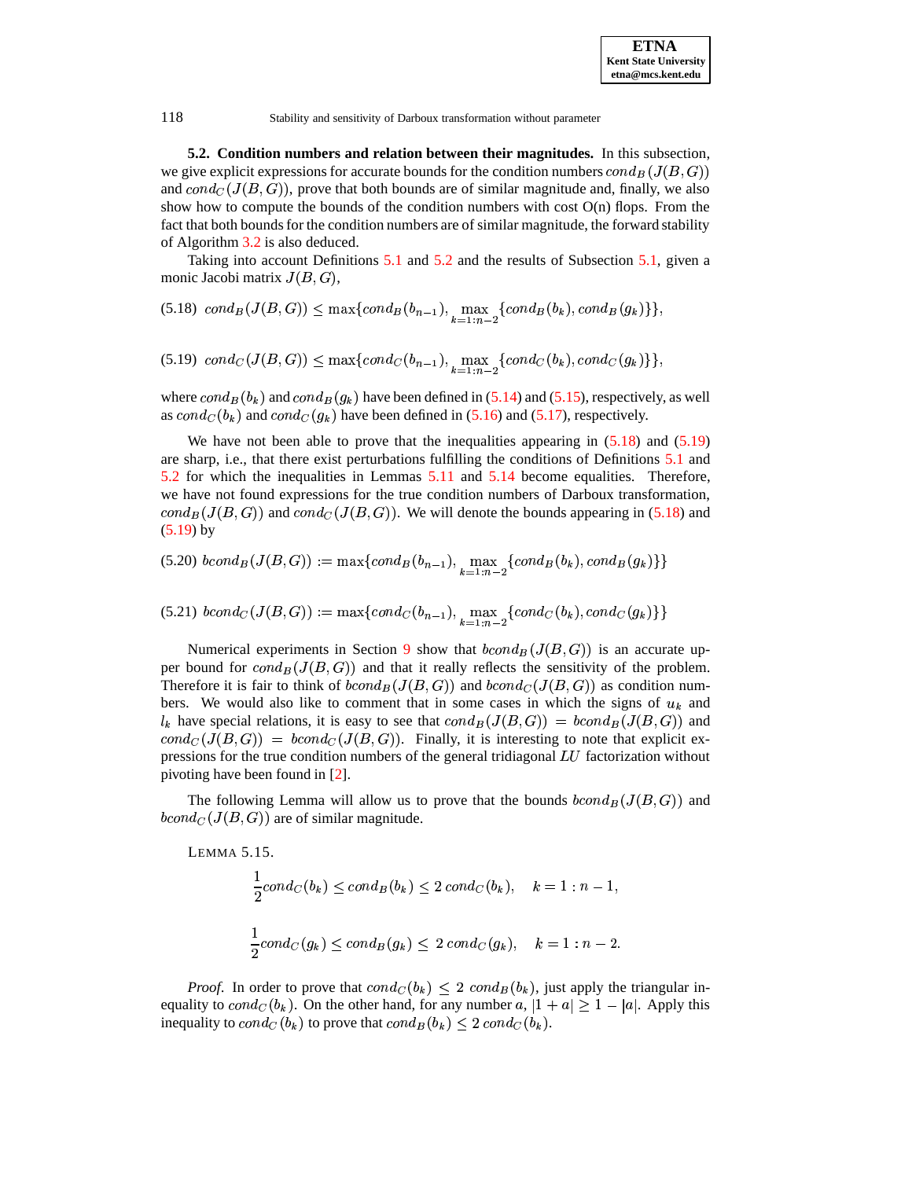**5.2. Condition numbers and relation between their magnitudes.** In this subsection, we give explicit expressions for accurate bounds for the condition numbers $cond_B(J(B,G))$ and $cond_C(J(B,G))$, prove that both bounds are of similar magnitude and, finally, we also show how to compute the bounds of the condition numbers with cost O(n) flops. From the fact that both bounds for the condition numbers are of similar magnitude, the forward stability of Algorithm 3.2 is also deduced.

Taking into account Definitions 5.1 and 5.2 and the results of Subsection 5.1, given a monic Jacobi matrix $J(B,G)$,

$$cond_B(J(B,G)) \le \max\{cond_B(b_{n-1}), \max_{k=1:n-2}\{cond_B(b_k), cond_B(g_k)\}\}, \tag{5.18}$$

$$cond_C(J(B,G)) \le \max\{cond_C(b_{n-1}), \max_{k=1:n-2}\{cond_C(b_k), cond_C(g_k)\}\}, \tag{5.19}$$

where $cond_B(b_k)$ and $cond_B(g_k)$ have been defined in (5.14) and (5.15), respectively, as well as $cond_C(b_k)$ and $cond_C(g_k)$ have been defined in (5.16) and (5.17), respectively.

We have not been able to prove that the inequalities appearing in (5.18) and (5.19) are sharp, i.e., that there exist perturbations fulfilling the conditions of Definitions 5.1 and 5.2 for which the inequalities in Lemmas 5.11 and 5.14 become equalities. Therefore, we have not found expressions for the true condition numbers of Darboux transformation, $cond_B(J(B,G))$ and $cond_C(J(B,G))$. We will denote the bounds appearing in (5.18) and (5.19) by

$$bcond_B(J(B,G)) := \max\{cond_B(b_{n-1}), \max_{k=1:n-2}\{cond_B(b_k), cond_B(g_k)\}\} \tag{5.20}$$

$$bcond_C(J(B,G)) := \max\{cond_C(b_{n-1}), \max_{k=1:n-2}\{cond_C(b_k), cond_C(g_k)\}\} \tag{5.21}$$

Numerical experiments in Section 9 show that $bcond_B(J(B,G))$ is an accurate upper bound for $cond_B(J(B,G))$ and that it really reflects the sensitivity of the problem. Therefore it is fair to think of $bcond_B(J(B,G))$ and $bcond_C(J(B,G))$ as condition numbers. We would also like to comment that in some cases in which the signs of $u_k$ and $l_k$ have special relations, it is easy to see that $cond_B(J(B,G)) = bcond_B(J(B,G))$ and $cond_C(J(B,G)) = bcond_C(J(B,G))$. Finally, it is interesting to note that explicit expressions for the true condition numbers of the general tridiagonal $LU$ factorization without pivoting have been found in [2].

The following Lemma will allow us to prove that the bounds $bcond_B(J(B,G))$ and $bcond_C(J(B,G))$ are of similar magnitude.

LEMMA 5.15.

$$\frac{1}{2}cond_C(b_k) \le cond_B(b_k) \le 2\, cond_C(b_k), \quad k = 1:n-1,$$

$$\frac{1}{2}cond_C(g_k) \le cond_B(g_k) \le 2\, cond_C(g_k), \quad k = 1:n-2.$$

*Proof.* In order to prove that $cond_C(b_k) \le 2\; cond_B(b_k)$, just apply the triangular inequality to $cond_C(b_k)$. On the other hand, for any number $a$, $|1+a| \ge 1 - |a|$. Apply this inequality to $cond_C(b_k)$ to prove that $cond_B(b_k) \le 2\; cond_C(b_k)$.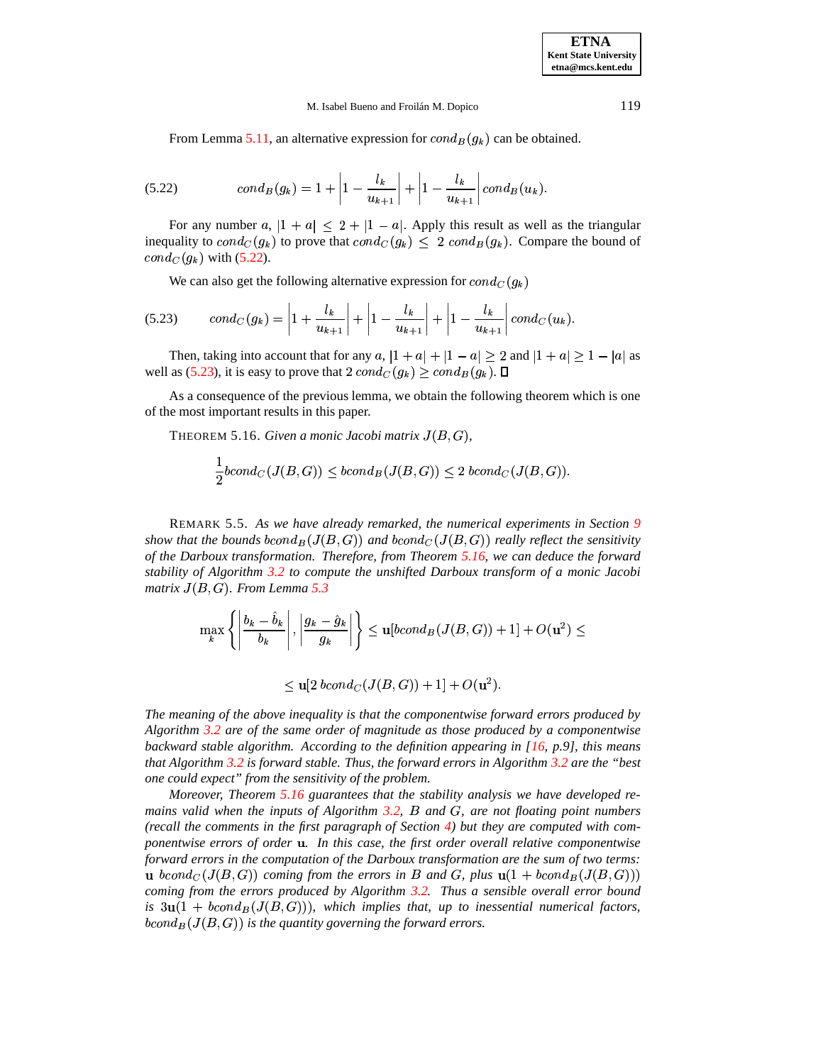From Lemma 5.11, an alternative expression for $cond_B(g_k)$ can be obtained.

$$cond_B(g_k) = 1 + \left|1 - \frac{l_k}{u_{k+1}}\right| + \left|1 - \frac{l_k}{u_{k+1}}\right| cond_B(u_k). \tag{5.22}$$

For any number $a$, $|1+a| \leq 2 + |1-a|$. Apply this result as well as the triangular inequality to $cond_C(g_k)$ to prove that $cond_C(g_k) \leq 2\; cond_B(g_k)$. Compare the bound of $cond_C(g_k)$ with (5.22).

We can also get the following alternative expression for $cond_C(g_k)$

$$cond_C(g_k) = \left|1 + \frac{l_k}{u_{k+1}}\right| + \left|1 - \frac{l_k}{u_{k+1}}\right| + \left|1 - \frac{l_k}{u_{k+1}}\right| cond_C(u_k). \tag{5.23}$$

Then, taking into account that for any $a$, $|1+a| + |1-a| \geq 2$ and $|1+a| \geq 1 - |a|$ as well as (5.23), it is easy to prove that $2\; cond_C(g_k) \geq cond_B(g_k)$. ◻

As a consequence of the previous lemma, we obtain the following theorem which is one of the most important results in this paper.

THEOREM 5.16. *Given a monic Jacobi matrix $J(B,G)$,*

$$\frac{1}{2} bcond_C(J(B,G)) \leq bcond_B(J(B,G)) \leq 2\; bcond_C(J(B,G)).$$

REMARK 5.5. *As we have already remarked, the numerical experiments in Section 9 show that the bounds $bcond_B(J(B,G))$ and $bcond_C(J(B,G))$ really reflect the sensitivity of the Darboux transformation. Therefore, from Theorem 5.16, we can deduce the forward stability of Algorithm 3.2 to compute the unshifted Darboux transform of a monic Jacobi matrix $J(B,G)$. From Lemma 5.3*

$$\max_k \left\{ \left|\frac{b_k - \hat{b}_k}{b_k}\right|, \left|\frac{g_k - \hat{g}_k}{g_k}\right| \right\} \leq \mathbf{u}[bcond_B(J(B,G)) + 1] + O(\mathbf{u}^2) \leq$$

$$\leq \mathbf{u}[2\; bcond_C(J(B,G)) + 1] + O(\mathbf{u}^2).$$

*The meaning of the above inequality is that the componentwise forward errors produced by Algorithm 3.2 are of the same order of magnitude as those produced by a componentwise backward stable algorithm. According to the definition appearing in [16, p.9], this means that Algorithm 3.2 is forward stable. Thus, the forward errors in Algorithm 3.2 are the "best one could expect" from the sensitivity of the problem.*

*Moreover, Theorem 5.16 guarantees that the stability analysis we have developed remains valid when the inputs of Algorithm 3.2, $B$ and $G$, are not floating point numbers (recall the comments in the first paragraph of Section 4) but they are computed with componentwise errors of order $\mathbf{u}$. In this case, the first order overall relative componentwise forward errors in the computation of the Darboux transformation are the sum of two terms: $\mathbf{u}\; bcond_C(J(B,G))$ coming from the errors in $B$ and $G$, plus $\mathbf{u}(1 + bcond_B(J(B,G)))$ coming from the errors produced by Algorithm 3.2. Thus a sensible overall error bound is $3\mathbf{u}(1 + bcond_B(J(B,G)))$, which implies that, up to inessential numerical factors, $bcond_B(J(B,G))$ is the quantity governing the forward errors.*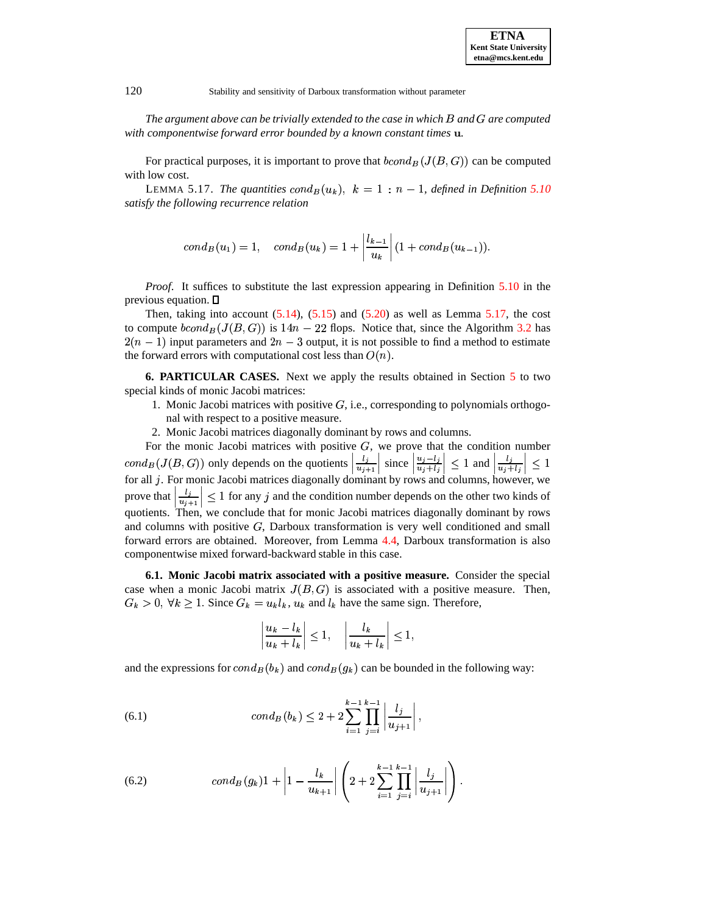*The argument above can be trivially extended to the case in which $B$ and $G$ are computed with componentwise forward error bounded by a known constant times* $\mathbf{u}$.

For practical purposes, it is important to prove that $bcond_B(J(B,G))$ can be computed with low cost.

LEMMA 5.17. *The quantities $cond_B(u_k)$, $k = 1 : n-1$, defined in Definition 5.10 satisfy the following recurrence relation*

$$cond_B(u_1) = 1, \quad cond_B(u_k) = 1 + \left|\frac{l_{k-1}}{u_k}\right| (1 + cond_B(u_{k-1})).$$

*Proof.* It suffices to substitute the last expression appearing in Definition 5.10 in the previous equation. ☐

Then, taking into account (5.14), (5.15) and (5.20) as well as Lemma 5.17, the cost to compute $bcond_B(J(B,G))$ is $14n - 22$ flops. Notice that, since the Algorithm 3.2 has $2(n-1)$ input parameters and $2n-3$ output, it is not possible to find a method to estimate the forward errors with computational cost less than $O(n)$.

**6. PARTICULAR CASES.** Next we apply the results obtained in Section 5 to two special kinds of monic Jacobi matrices:

1. Monic Jacobi matrices with positive $G$, i.e., corresponding to polynomials orthogonal with respect to a positive measure.
2. Monic Jacobi matrices diagonally dominant by rows and columns.

For the monic Jacobi matrices with positive $G$, we prove that the condition number $cond_B(J(B,G))$ only depends on the quotients $\left|\frac{l_j}{u_{j+1}}\right|$ since $\left|\frac{u_j - l_j}{u_j + l_j}\right| \leq 1$ and $\left|\frac{l_j}{u_j + l_j}\right| \leq 1$ for all $j$. For monic Jacobi matrices diagonally dominant by rows and columns, however, we prove that $\left|\frac{l_j}{u_{j+1}}\right| \leq 1$ for any $j$ and the condition number depends on the other two kinds of quotients. Then, we conclude that for monic Jacobi matrices diagonally dominant by rows and columns with positive $G$, Darboux transformation is very well conditioned and small forward errors are obtained. Moreover, from Lemma 4.4, Darboux transformation is also componentwise mixed forward-backward stable in this case.

**6.1. Monic Jacobi matrix associated with a positive measure.** Consider the special case when a monic Jacobi matrix $J(B,G)$ is associated with a positive measure. Then, $G_k > 0$, $\forall k \geq 1$. Since $G_k = u_k l_k$, $u_k$ and $l_k$ have the same sign. Therefore,

$$\left|\frac{u_k - l_k}{u_k + l_k}\right| \leq 1, \quad \left|\frac{l_k}{u_k + l_k}\right| \leq 1,$$

and the expressions for $cond_B(b_k)$ and $cond_B(g_k)$ can be bounded in the following way:

$$cond_B(b_k) \leq 2 + 2\sum_{i=1}^{k-1}\prod_{j=i}^{k-1}\left|\frac{l_j}{u_{j+1}}\right|, \tag{6.1}$$

$$cond_B(g_k) 1 + \left|1 - \frac{l_k}{u_{k+1}}\right| \left(2 + 2\sum_{i=1}^{k-1}\prod_{j=i}^{k-1}\left|\frac{l_j}{u_{j+1}}\right|\right). \tag{6.2}$$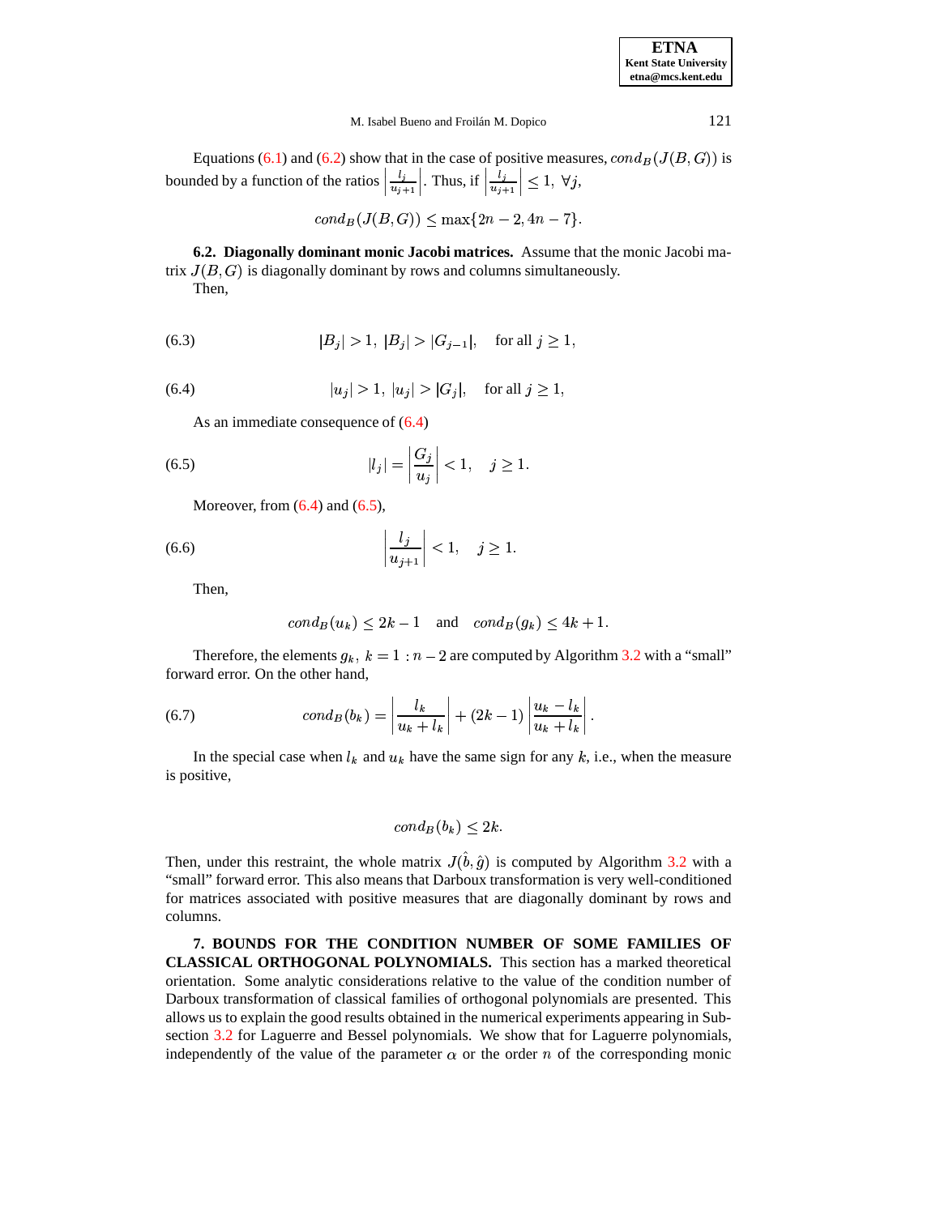Equations (6.1) and (6.2) show that in the case of positive measures, $cond_B(J(B,G))$ is bounded by a function of the ratios $\left|\frac{l_j}{u_{j+1}}\right|$. Thus, if $\left|\frac{l_j}{u_{j+1}}\right| \leq 1, \ \forall j,$

$$cond_B(J(B,G)) \leq \max\{2n-2, 4n-7\}.$$

**6.2. Diagonally dominant monic Jacobi matrices.** Assume that the monic Jacobi matrix $J(B,G)$ is diagonally dominant by rows and columns simultaneously.

Then,

$$|B_j| > 1, \ |B_j| > |G_{j-1}|, \quad \text{for all } j \geq 1, \tag{6.3}$$

$$|u_j| > 1, \ |u_j| > |G_j|, \quad \text{for all } j \geq 1, \tag{6.4}$$

As an immediate consequence of (6.4)

$$|l_j| = \left|\frac{G_j}{u_j}\right| < 1, \quad j \geq 1. \tag{6.5}$$

Moreover, from (6.4) and (6.5),

$$\left|\frac{l_j}{u_{j+1}}\right| < 1, \quad j \geq 1. \tag{6.6}$$

Then,

$$cond_B(u_k) \leq 2k-1 \quad \text{and} \quad cond_B(g_k) \leq 4k+1.$$

Therefore, the elements $g_k, \ k = 1:n-2$ are computed by Algorithm 3.2 with a "small" forward error. On the other hand,

$$cond_B(b_k) = \left|\frac{l_k}{u_k+l_k}\right| + (2k-1)\left|\frac{u_k-l_k}{u_k+l_k}\right|. \tag{6.7}$$

In the special case when $l_k$ and $u_k$ have the same sign for any $k$, i.e., when the measure is positive,

$$cond_B(b_k) \leq 2k.$$

Then, under this restraint, the whole matrix $J(\hat{b},\hat{g})$ is computed by Algorithm 3.2 with a "small" forward error. This also means that Darboux transformation is very well-conditioned for matrices associated with positive measures that are diagonally dominant by rows and columns.

**7. BOUNDS FOR THE CONDITION NUMBER OF SOME FAMILIES OF CLASSICAL ORTHOGONAL POLYNOMIALS.** This section has a marked theoretical orientation. Some analytic considerations relative to the value of the condition number of Darboux transformation of classical families of orthogonal polynomials are presented. This allows us to explain the good results obtained in the numerical experiments appearing in Subsection 3.2 for Laguerre and Bessel polynomials. We show that for Laguerre polynomials, independently of the value of the parameter $\alpha$ or the order $n$ of the corresponding monic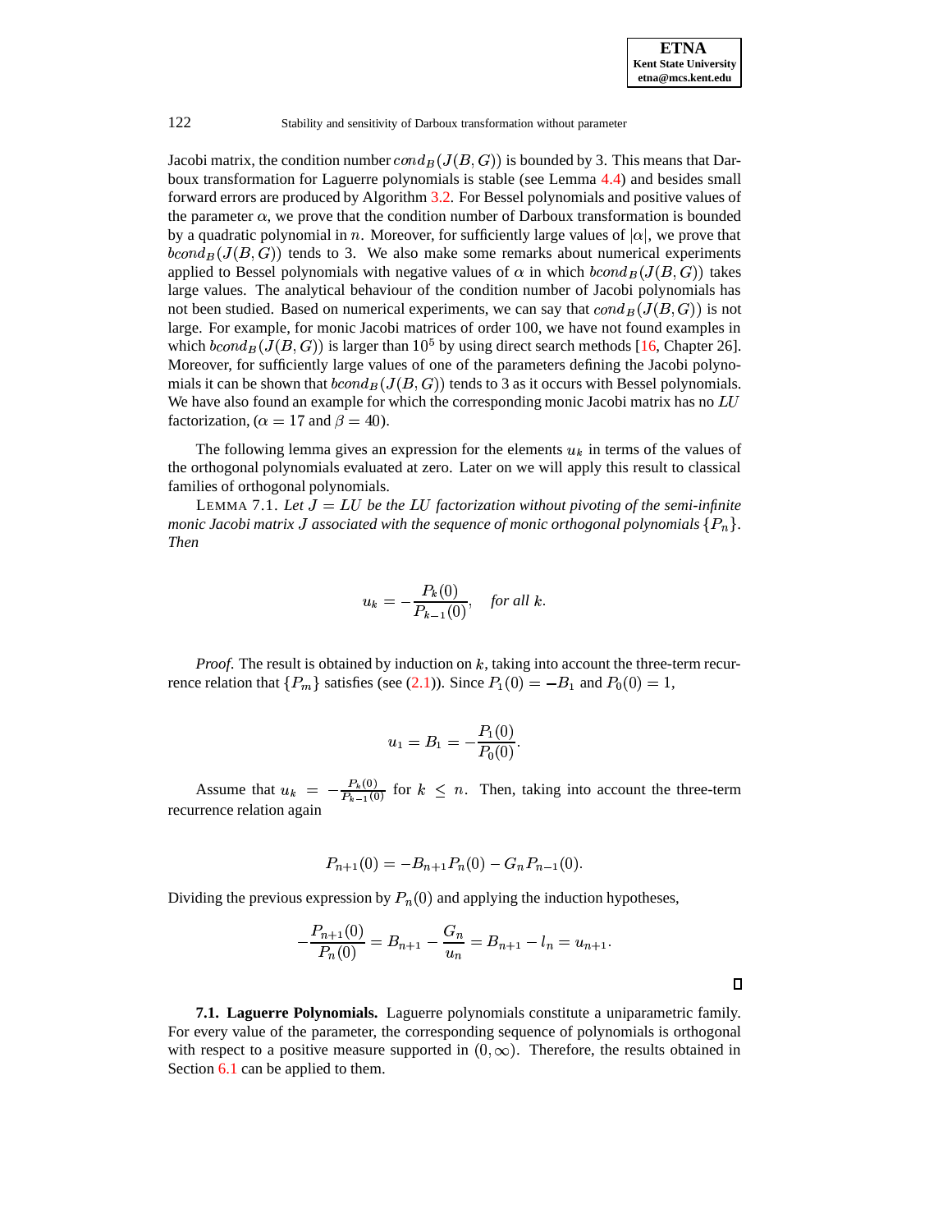Jacobi matrix, the condition number $cond_B(J(B,G))$ is bounded by 3. This means that Darboux transformation for Laguerre polynomials is stable (see Lemma 4.4) and besides small forward errors are produced by Algorithm 3.2. For Bessel polynomials and positive values of the parameter $\alpha$, we prove that the condition number of Darboux transformation is bounded by a quadratic polynomial in $n$. Moreover, for sufficiently large values of $|\alpha|$, we prove that $bcond_B(J(B,G))$ tends to 3. We also make some remarks about numerical experiments applied to Bessel polynomials with negative values of $\alpha$ in which $bcond_B(J(B,G))$ takes large values. The analytical behaviour of the condition number of Jacobi polynomials has not been studied. Based on numerical experiments, we can say that $cond_B(J(B,G))$ is not large. For example, for monic Jacobi matrices of order 100, we have not found examples in which $bcond_B(J(B,G))$ is larger than $10^5$ by using direct search methods [16, Chapter 26]. Moreover, for sufficiently large values of one of the parameters defining the Jacobi polynomials it can be shown that $bcond_B(J(B,G))$ tends to 3 as it occurs with Bessel polynomials. We have also found an example for which the corresponding monic Jacobi matrix has no $LU$ factorization, ($\alpha = 17$ and $\beta = 40$).

The following lemma gives an expression for the elements $u_k$ in terms of the values of the orthogonal polynomials evaluated at zero. Later on we will apply this result to classical families of orthogonal polynomials.

LEMMA 7.1. *Let $J = LU$ be the $LU$ factorization without pivoting of the semi-infinite monic Jacobi matrix $J$ associated with the sequence of monic orthogonal polynomials $\{P_n\}$. Then*

$$u_k = -\frac{P_k(0)}{P_{k-1}(0)}, \quad \textit{for all } k.$$

*Proof.* The result is obtained by induction on $k$, taking into account the three-term recurrence relation that $\{P_m\}$ satisfies (see (2.1)). Since $P_1(0) = -B_1$ and $P_0(0) = 1$,

$$u_1 = B_1 = -\frac{P_1(0)}{P_0(0)}.$$

Assume that $u_k = -\frac{P_k(0)}{P_{k-1}(0)}$ for $k \leq n$. Then, taking into account the three-term recurrence relation again

$$P_{n+1}(0) = -B_{n+1}P_n(0) - G_nP_{n-1}(0).$$

Dividing the previous expression by $P_n(0)$ and applying the induction hypotheses,

$$-\frac{P_{n+1}(0)}{P_n(0)} = B_{n+1} - \frac{G_n}{u_n} = B_{n+1} - l_n = u_{n+1}.$$

□

**7.1. Laguerre Polynomials.** Laguerre polynomials constitute a uniparametric family. For every value of the parameter, the corresponding sequence of polynomials is orthogonal with respect to a positive measure supported in $(0, \infty)$. Therefore, the results obtained in Section 6.1 can be applied to them.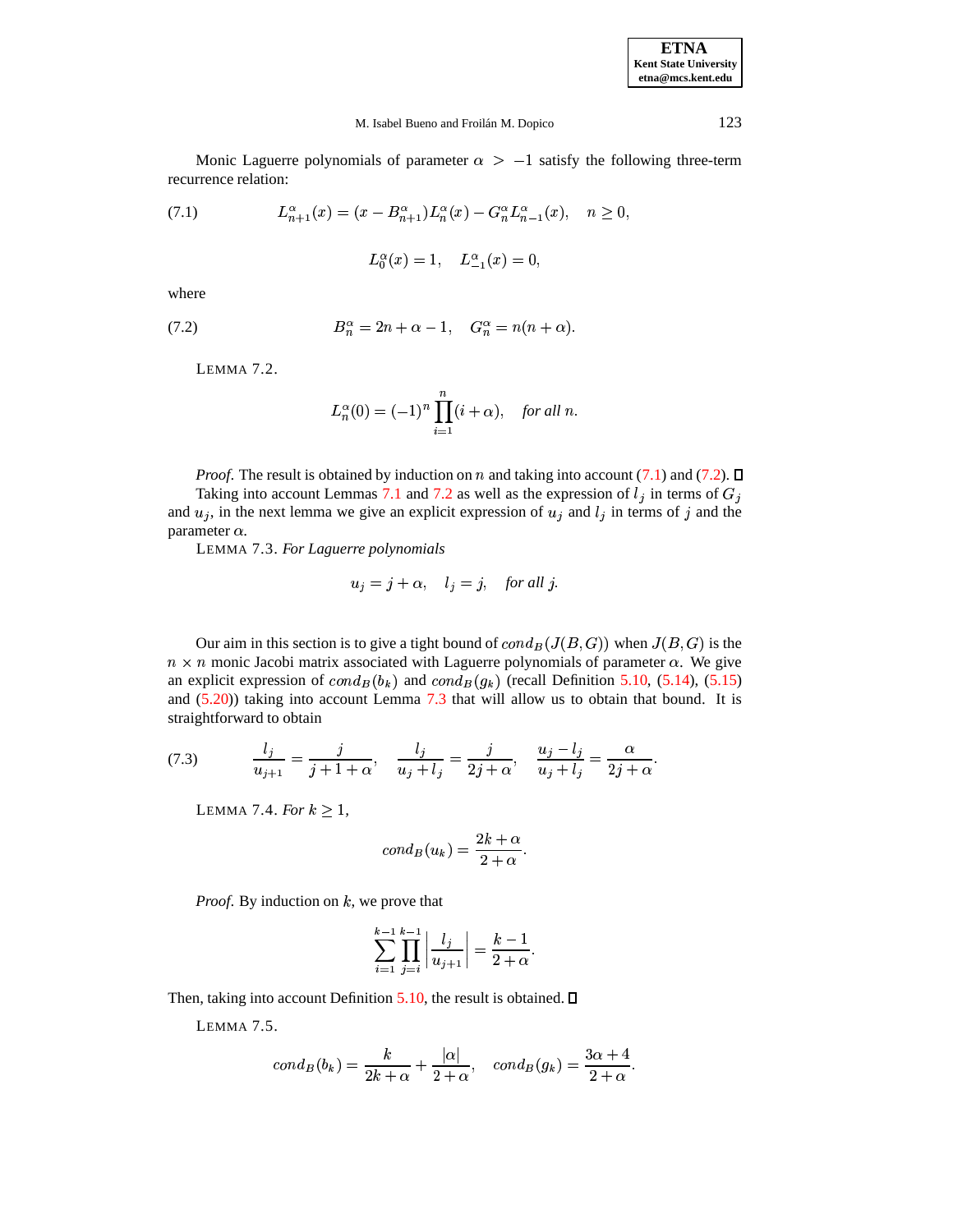Monic Laguerre polynomials of parameter $\alpha > -1$ satisfy the following three-term recurrence relation:

$$L_{n+1}^{\alpha}(x) = (x - B_{n+1}^{\alpha})L_n^{\alpha}(x) - G_n^{\alpha} L_{n-1}^{\alpha}(x), \quad n \geq 0, \tag{7.1}$$

$$L_0^{\alpha}(x) = 1, \quad L_{-1}^{\alpha}(x) = 0,$$

where

$$B_n^{\alpha} = 2n + \alpha - 1, \quad G_n^{\alpha} = n(n + \alpha). \tag{7.2}$$

LEMMA 7.2.

$$L_n^{\alpha}(0) = (-1)^n \prod_{i=1}^{n} (i + \alpha), \quad \textit{for all } n.$$

*Proof.* The result is obtained by induction on $n$ and taking into account (7.1) and (7.2). □

Taking into account Lemmas 7.1 and 7.2 as well as the expression of $l_j$ in terms of $G_j$ and $u_j$, in the next lemma we give an explicit expression of $u_j$ and $l_j$ in terms of $j$ and the parameter $\alpha$.

LEMMA 7.3. *For Laguerre polynomials*

$$u_j = j + \alpha, \quad l_j = j, \quad \textit{for all } j.$$

Our aim in this section is to give a tight bound of $cond_B(J(B,G))$ when $J(B,G)$ is the $n \times n$ monic Jacobi matrix associated with Laguerre polynomials of parameter $\alpha$. We give an explicit expression of $cond_B(b_k)$ and $cond_B(g_k)$ (recall Definition 5.10, (5.14), (5.15) and (5.20)) taking into account Lemma 7.3 that will allow us to obtain that bound. It is straightforward to obtain

$$\frac{l_j}{u_{j+1}} = \frac{j}{j+1+\alpha}, \quad \frac{l_j}{u_j + l_j} = \frac{j}{2j+\alpha}, \quad \frac{u_j - l_j}{u_j + l_j} = \frac{\alpha}{2j+\alpha}. \tag{7.3}$$

LEMMA 7.4. *For $k \geq 1$,*

$$cond_B(u_k) = \frac{2k+\alpha}{2+\alpha}.$$

*Proof.* By induction on $k$, we prove that

$$\sum_{i=1}^{k-1} \prod_{j=i}^{k-1} \left| \frac{l_j}{u_{j+1}} \right| = \frac{k-1}{2+\alpha}.$$

Then, taking into account Definition 5.10, the result is obtained. □

LEMMA 7.5.

$$cond_B(b_k) = \frac{k}{2k+\alpha} + \frac{|\alpha|}{2+\alpha}, \quad cond_B(g_k) = \frac{3\alpha+4}{2+\alpha}.$$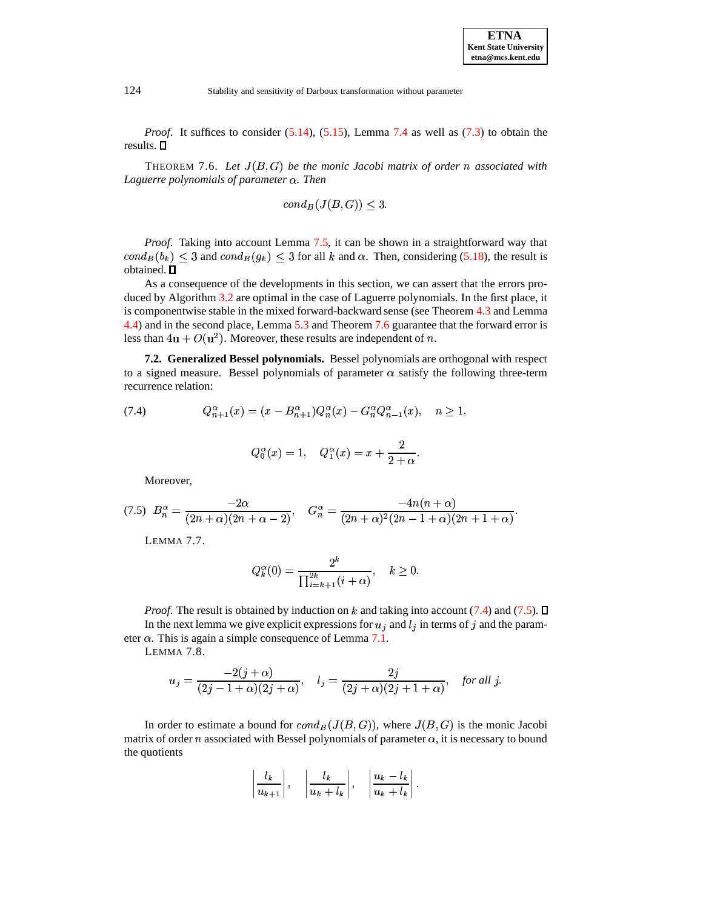*Proof.* It suffices to consider (5.14), (5.15), Lemma 7.4 as well as (7.3) to obtain the results. ∎

THEOREM 7.6. *Let $J(B,G)$ be the monic Jacobi matrix of order $n$ associated with Laguerre polynomials of parameter $\alpha$. Then*

$$cond_B(J(B,G)) \leq 3.$$

*Proof.* Taking into account Lemma 7.5, it can be shown in a straightforward way that $cond_B(b_k) \leq 3$ and $cond_B(g_k) \leq 3$ for all $k$ and $\alpha$. Then, considering (5.18), the result is obtained. ∎

As a consequence of the developments in this section, we can assert that the errors produced by Algorithm 3.2 are optimal in the case of Laguerre polynomials. In the first place, it is componentwise stable in the mixed forward-backward sense (see Theorem 4.3 and Lemma 4.4) and in the second place, Lemma 5.3 and Theorem 7.6 guarantee that the forward error is less than $4\mathbf{u} + O(\mathbf{u}^2)$. Moreover, these results are independent of $n$.

**7.2. Generalized Bessel polynomials.** Bessel polynomials are orthogonal with respect to a signed measure. Bessel polynomials of parameter $\alpha$ satisfy the following three-term recurrence relation:

$$Q_{n+1}^{\alpha}(x) = (x - B_{n+1}^{\alpha})Q_n^{\alpha}(x) - G_n^{\alpha}Q_{n-1}^{\alpha}(x), \quad n \geq 1, \tag{7.4}$$

$$Q_0^{\alpha}(x) = 1, \quad Q_1^{\alpha}(x) = x + \frac{2}{2+\alpha}.$$

Moreover,

$$B_n^{\alpha} = \frac{-2\alpha}{(2n+\alpha)(2n+\alpha-2)}, \quad G_n^{\alpha} = \frac{-4n(n+\alpha)}{(2n+\alpha)^2(2n-1+\alpha)(2n+1+\alpha)}. \tag{7.5}$$

LEMMA 7.7.

$$Q_k^{\alpha}(0) = \frac{2^k}{\prod_{i=k+1}^{2k}(i+\alpha)}, \quad k \geq 0.$$

*Proof.* The result is obtained by induction on $k$ and taking into account (7.4) and (7.5). ∎

In the next lemma we give explicit expressions for $u_j$ and $l_j$ in terms of $j$ and the parameter $\alpha$. This is again a simple consequence of Lemma 7.1.

LEMMA 7.8.

$$u_j = \frac{-2(j+\alpha)}{(2j-1+\alpha)(2j+\alpha)}, \quad l_j = \frac{2j}{(2j+\alpha)(2j+1+\alpha)}, \quad \textit{for all } j.$$

In order to estimate a bound for $cond_B(J(B,G))$, where $J(B,G)$ is the monic Jacobi matrix of order $n$ associated with Bessel polynomials of parameter $\alpha$, it is necessary to bound the quotients

$$\left|\frac{l_k}{u_{k+1}}\right|, \quad \left|\frac{l_k}{u_k + l_k}\right|, \quad \left|\frac{u_k - l_k}{u_k + l_k}\right|.$$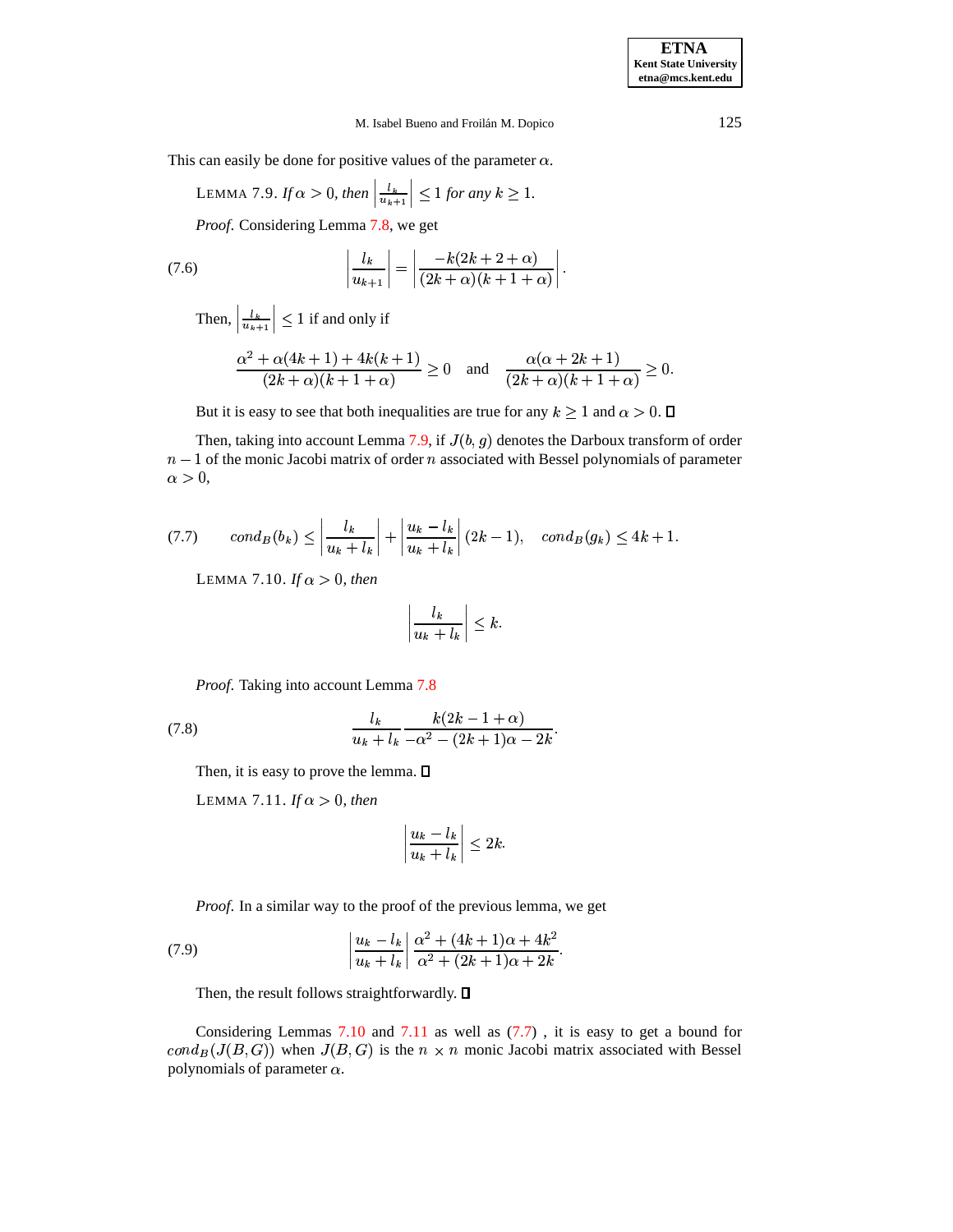This can easily be done for positive values of the parameter $\alpha$.

LEMMA 7.9. *If* $\alpha > 0$, *then* $\left|\frac{l_k}{u_{k+1}}\right| \leq 1$ *for any* $k \geq 1$.

*Proof.* Considering Lemma 7.8, we get

$$\left|\frac{l_k}{u_{k+1}}\right| = \left|\frac{-k(2k+2+\alpha)}{(2k+\alpha)(k+1+\alpha)}\right|. \tag{7.6}$$

Then, $\left|\frac{l_k}{u_{k+1}}\right| \leq 1$ if and only if

$$\frac{\alpha^2 + \alpha(4k+1) + 4k(k+1)}{(2k+\alpha)(k+1+\alpha)} \geq 0 \quad \text{and} \quad \frac{\alpha(\alpha+2k+1)}{(2k+\alpha)(k+1+\alpha)} \geq 0.$$

But it is easy to see that both inequalities are true for any $k \geq 1$ and $\alpha > 0$. $\square$

Then, taking into account Lemma 7.9, if $J(b,g)$ denotes the Darboux transform of order $n-1$ of the monic Jacobi matrix of order $n$ associated with Bessel polynomials of parameter $\alpha > 0$,

$$cond_B(b_k) \leq \left|\frac{l_k}{u_k + l_k}\right| + \left|\frac{u_k - l_k}{u_k + l_k}\right|(2k-1), \quad cond_B(g_k) \leq 4k+1. \tag{7.7}$$

LEMMA 7.10. *If* $\alpha > 0$, *then*

$$\left|\frac{l_k}{u_k + l_k}\right| \leq k.$$

*Proof.* Taking into account Lemma 7.8

$$\frac{l_k}{u_k + l_k} \frac{k(2k-1+\alpha)}{-\alpha^2 - (2k+1)\alpha - 2k}. \tag{7.8}$$

Then, it is easy to prove the lemma. $\square$

LEMMA 7.11. *If* $\alpha > 0$, *then*

$$\left|\frac{u_k - l_k}{u_k + l_k}\right| \leq 2k.$$

*Proof.* In a similar way to the proof of the previous lemma, we get

$$\left|\frac{u_k - l_k}{u_k + l_k}\right| \frac{\alpha^2 + (4k+1)\alpha + 4k^2}{\alpha^2 + (2k+1)\alpha + 2k}. \tag{7.9}$$

Then, the result follows straightforwardly. $\square$

Considering Lemmas 7.10 and 7.11 as well as (7.7) , it is easy to get a bound for $cond_B(J(B,G))$ when $J(B,G)$ is the $n \times n$ monic Jacobi matrix associated with Bessel polynomials of parameter $\alpha$.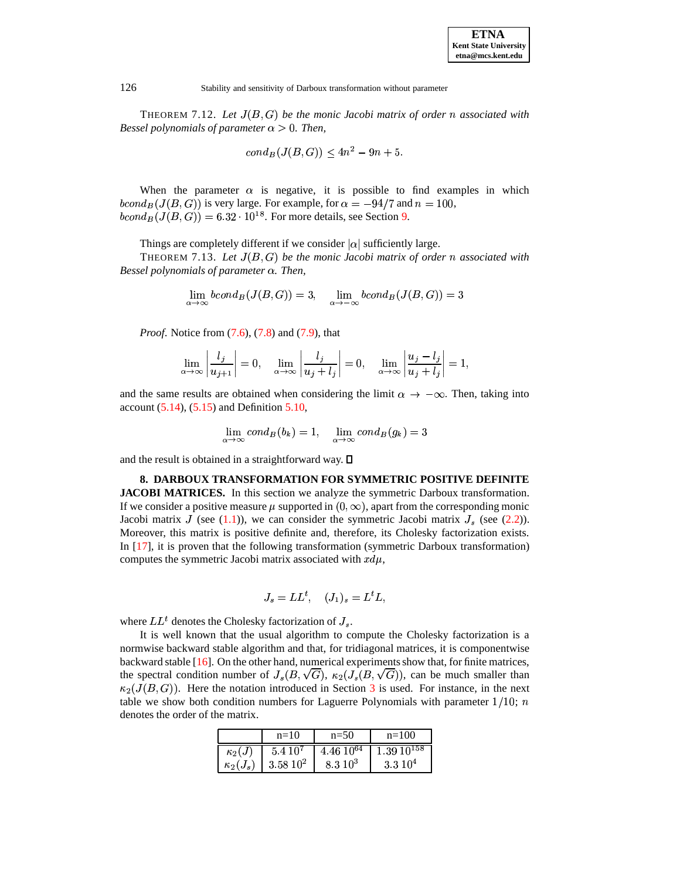THEOREM 7.12. *Let $J(B,G)$ be the monic Jacobi matrix of order $n$ associated with Bessel polynomials of parameter $\alpha > 0$. Then,*

$$cond_B(J(B,G)) \leq 4n^2 - 9n + 5.$$

When the parameter $\alpha$ is negative, it is possible to find examples in which $bcond_B(J(B,G))$ is very large. For example, for $\alpha = -94/7$ and $n = 100$, $bcond_B(J(B,G)) = 6.32 \cdot 10^{18}$. For more details, see Section 9.

Things are completely different if we consider $|\alpha|$ sufficiently large.

THEOREM 7.13. *Let $J(B,G)$ be the monic Jacobi matrix of order $n$ associated with Bessel polynomials of parameter $\alpha$. Then,*

$$\lim_{\alpha\to\infty} bcond_B(J(B,G)) = 3, \qquad \lim_{\alpha\to-\infty} bcond_B(J(B,G)) = 3$$

*Proof.* Notice from (7.6), (7.8) and (7.9), that

$$\lim_{\alpha\to\infty}\left|\frac{l_j}{u_{j+1}}\right| = 0, \quad \lim_{\alpha\to\infty}\left|\frac{l_j}{u_j+l_j}\right| = 0, \quad \lim_{\alpha\to\infty}\left|\frac{u_j-l_j}{u_j+l_j}\right| = 1,$$

and the same results are obtained when considering the limit $\alpha \to -\infty$. Then, taking into account (5.14), (5.15) and Definition 5.10,

$$\lim_{\alpha\to\infty} cond_B(b_k) = 1, \quad \lim_{\alpha\to\infty} cond_B(g_k) = 3$$

and the result is obtained in a straightforward way. □

## 8. DARBOUX TRANSFORMATION FOR SYMMETRIC POSITIVE DEFINITE JACOBI MATRICES.

In this section we analyze the symmetric Darboux transformation. If we consider a positive measure $\mu$ supported in $(0,\infty)$, apart from the corresponding monic Jacobi matrix $J$ (see (1.1)), we can consider the symmetric Jacobi matrix $J_s$ (see (2.2)). Moreover, this matrix is positive definite and, therefore, its Cholesky factorization exists. In [17], it is proven that the following transformation (symmetric Darboux transformation) computes the symmetric Jacobi matrix associated with $xd\mu$,

$$J_s = LL^t, \quad (J_1)_s = L^tL,$$

where $LL^t$ denotes the Cholesky factorization of $J_s$.

It is well known that the usual algorithm to compute the Cholesky factorization is a normwise backward stable algorithm and that, for tridiagonal matrices, it is componentwise backward stable [16]. On the other hand, numerical experiments show that, for finite matrices, the spectral condition number of $J_s(B,\sqrt{G})$, $\kappa_2(J_s(B,\sqrt{G}))$, can be much smaller than $\kappa_2(J(B,G))$. Here the notation introduced in Section 3 is used. For instance, in the next table we show both condition numbers for Laguerre Polynomials with parameter $1/10$; $n$ denotes the order of the matrix.

| | n=10 | n=50 | n=100 |
|---|---|---|---|
| $\kappa_2(J)$ | $5.4\,10^7$ | $4.46\,10^{64}$ | $1.39\,10^{158}$ |
| $\kappa_2(J_s)$ | $3.58\,10^2$ | $8.3\,10^3$ | $3.3\,10^4$ |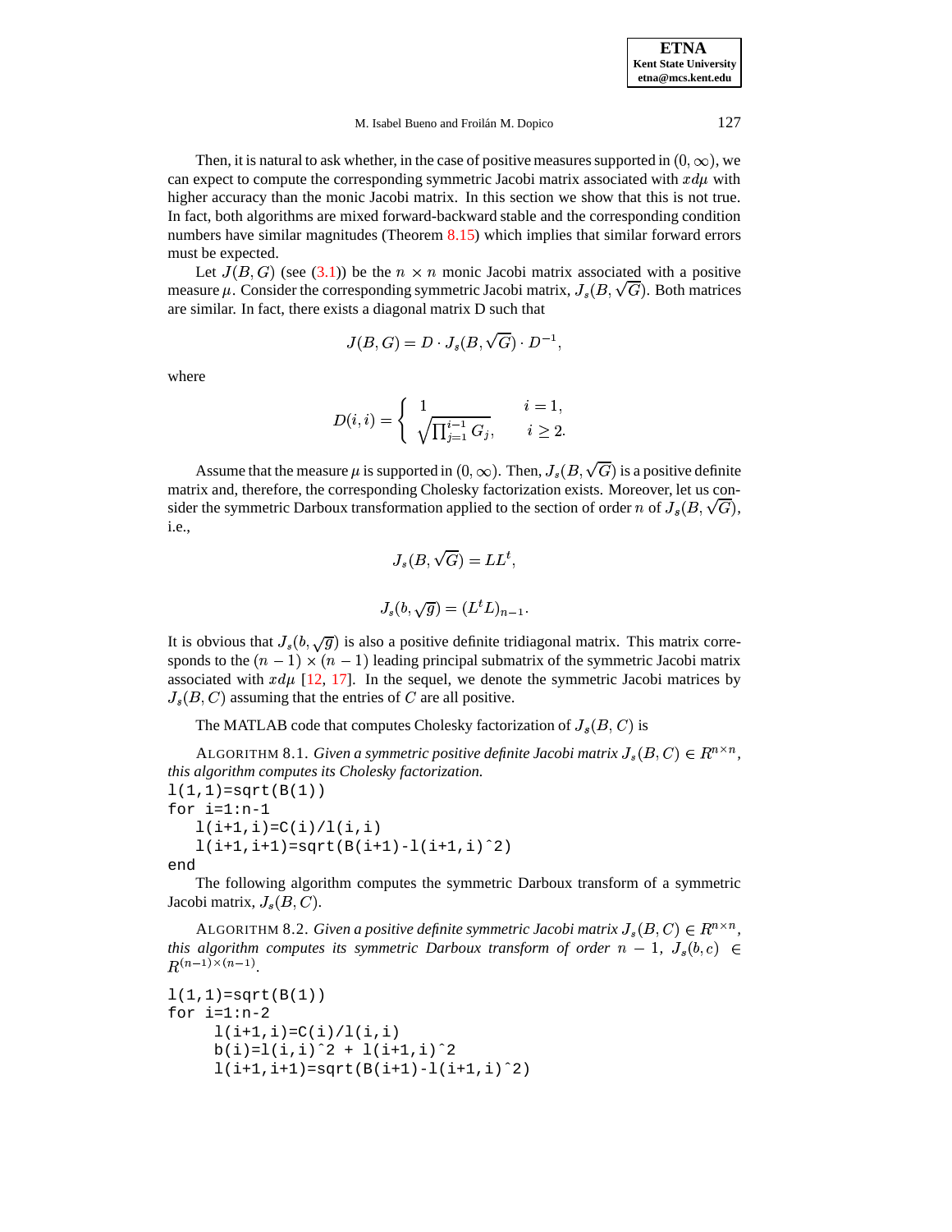Then, it is natural to ask whether, in the case of positive measures supported in $(0, \infty)$, we can expect to compute the corresponding symmetric Jacobi matrix associated with $xd\mu$ with higher accuracy than the monic Jacobi matrix. In this section we show that this is not true. In fact, both algorithms are mixed forward-backward stable and the corresponding condition numbers have similar magnitudes (Theorem 8.15) which implies that similar forward errors must be expected.

Let $J(B, G)$ (see (3.1)) be the $n \times n$ monic Jacobi matrix associated with a positive measure $\mu$. Consider the corresponding symmetric Jacobi matrix, $J_s(B, \sqrt{G})$. Both matrices are similar. In fact, there exists a diagonal matrix D such that

$$J(B, G) = D \cdot J_s(B, \sqrt{G}) \cdot D^{-1},$$

where

$$D(i, i) = \begin{cases} 1 & i = 1, \\ \sqrt{\prod_{j=1}^{i-1} G_j}, & i \geq 2. \end{cases}$$

Assume that the measure $\mu$ is supported in $(0, \infty)$. Then, $J_s(B, \sqrt{G})$ is a positive definite matrix and, therefore, the corresponding Cholesky factorization exists. Moreover, let us consider the symmetric Darboux transformation applied to the section of order $n$ of $J_s(B, \sqrt{G})$, i.e.,

$$J_s(B, \sqrt{G}) = LL^t,$$

$$J_s(b, \sqrt{g}) = (L^t L)_{n-1}.$$

It is obvious that $J_s(b, \sqrt{g})$ is also a positive definite tridiagonal matrix. This matrix corresponds to the $(n-1) \times (n-1)$ leading principal submatrix of the symmetric Jacobi matrix associated with $xd\mu$ [12, 17]. In the sequel, we denote the symmetric Jacobi matrices by $J_s(B, C)$ assuming that the entries of $C$ are all positive.

The MATLAB code that computes Cholesky factorization of $J_s(B, C)$ is

ALGORITHM 8.1. *Given a symmetric positive definite Jacobi matrix $J_s(B, C) \in R^{n \times n}$, this algorithm computes its Cholesky factorization.*

```
l(1,1)=sqrt(B(1))
for i=1:n-1
   l(i+1,i)=C(i)/l(i,i)
   l(i+1,i+1)=sqrt(B(i+1)-l(i+1,i)^2)
end
```

The following algorithm computes the symmetric Darboux transform of a symmetric Jacobi matrix, $J_s(B, C)$.

ALGORITHM 8.2. *Given a positive definite symmetric Jacobi matrix $J_s(B, C) \in R^{n \times n}$, this algorithm computes its symmetric Darboux transform of order $n-1$, $J_s(b, c) \in R^{(n-1) \times (n-1)}$.*

```
l(1,1)=sqrt(B(1))
for i=1:n-2
     l(i+1,i)=C(i)/l(i,i)
     b(i)=l(i,i)^2 + l(i+1,i)^2
     l(i+1,i+1)=sqrt(B(i+1)-l(i+1,i)^2)
```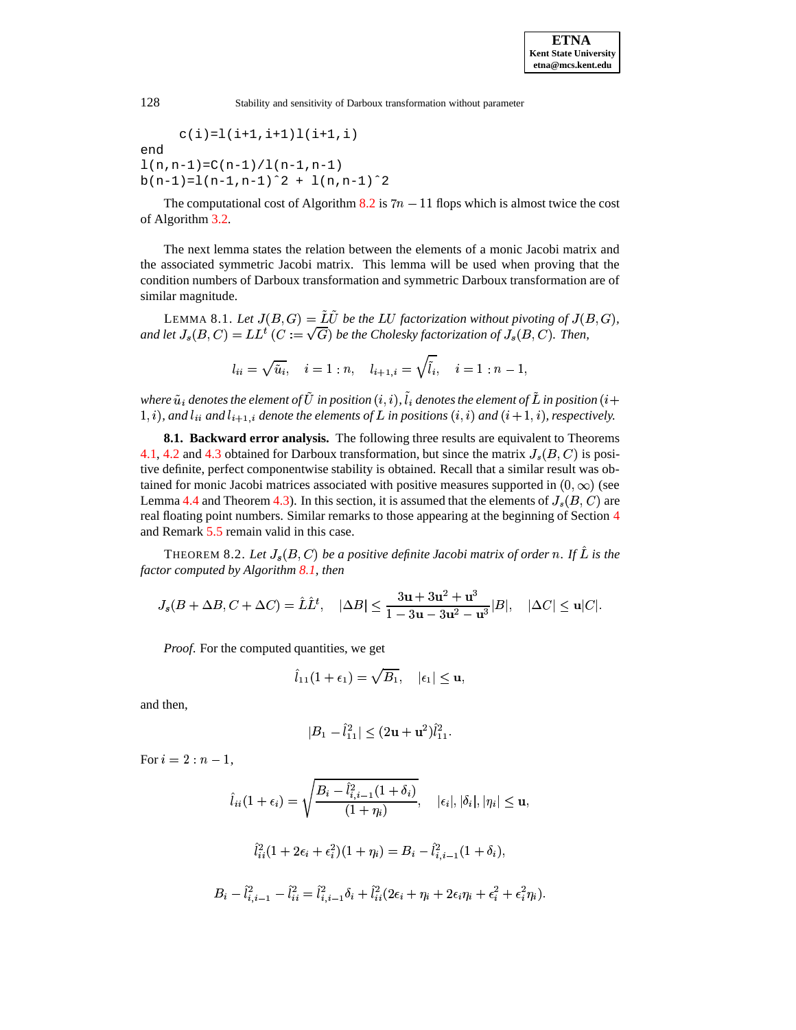```
    c(i)=l(i+1,i+1)l(i+1,i)
end
l(n,n-1)=C(n-1)/l(n-1,n-1)
b(n-1)=l(n-1,n-1)ˆ2 + l(n,n-1)ˆ2
```

The computational cost of Algorithm 8.2 is $7n - 11$ flops which is almost twice the cost of Algorithm 3.2.

The next lemma states the relation between the elements of a monic Jacobi matrix and the associated symmetric Jacobi matrix. This lemma will be used when proving that the condition numbers of Darboux transformation and symmetric Darboux transformation are of similar magnitude.

LEMMA 8.1. *Let $J(B, G) = \tilde{L}\tilde{U}$ be the LU factorization without pivoting of $J(B, G)$, and let $J_s(B, C) = LL^t$ ($C := \sqrt{G}$) be the Cholesky factorization of $J_s(B, C)$. Then,*

$$l_{ii} = \sqrt{\tilde{u}_i}, \quad i = 1:n, \quad l_{i+1,i} = \sqrt{\tilde{l}_i}, \quad i = 1:n-1,$$

*where $\tilde{u}_i$ denotes the element of $\tilde{U}$ in position $(i, i)$, $\tilde{l}_i$ denotes the element of $\tilde{L}$ in position $(i+1, i)$, and $l_{ii}$ and $l_{i+1,i}$ denote the elements of $L$ in positions $(i, i)$ and $(i+1, i)$, respectively.*

**8.1. Backward error analysis.** The following three results are equivalent to Theorems 4.1, 4.2 and 4.3 obtained for Darboux transformation, but since the matrix $J_s(B, C)$ is positive definite, perfect componentwise stability is obtained. Recall that a similar result was obtained for monic Jacobi matrices associated with positive measures supported in $(0, \infty)$ (see Lemma 4.4 and Theorem 4.3). In this section, it is assumed that the elements of $J_s(B, C)$ are real floating point numbers. Similar remarks to those appearing at the beginning of Section 4 and Remark 5.5 remain valid in this case.

THEOREM 8.2. *Let $J_s(B, C)$ be a positive definite Jacobi matrix of order $n$. If $\hat{L}$ is the factor computed by Algorithm 8.1, then*

$$J_s(B + \Delta B, C + \Delta C) = \hat{L}\hat{L}^t, \quad |\Delta B| \leq \frac{3\mathbf{u} + 3\mathbf{u}^2 + \mathbf{u}^3}{1 - 3\mathbf{u} - 3\mathbf{u}^2 - \mathbf{u}^3}|B|, \quad |\Delta C| \leq \mathbf{u}|C|.$$

*Proof.* For the computed quantities, we get

$$\hat{l}_{11}(1 + \epsilon_1) = \sqrt{B_1}, \quad |\epsilon_1| \leq \mathbf{u},$$

and then,

$$|B_1 - \hat{l}_{11}^2| \leq (2\mathbf{u} + \mathbf{u}^2)\hat{l}_{11}^2.$$

For $i = 2 : n - 1$,

$$\hat{l}_{ii}(1 + \epsilon_i) = \sqrt{\frac{B_i - \hat{l}_{i,i-1}^2(1 + \delta_i)}{(1 + \eta_i)}}, \quad |\epsilon_i|, |\delta_i|, |\eta_i| \leq \mathbf{u},$$

$$\hat{l}_{ii}^2(1 + 2\epsilon_i + \epsilon_i^2)(1 + \eta_i) = B_i - \hat{l}_{i,i-1}^2(1 + \delta_i),$$

$$B_i - \hat{l}_{i,i-1}^2 - \hat{l}_{ii}^2 = \hat{l}_{i,i-1}^2\delta_i + \hat{l}_{ii}^2(2\epsilon_i + \eta_i + 2\epsilon_i\eta_i + \epsilon_i^2 + \epsilon_i^2\eta_i).$$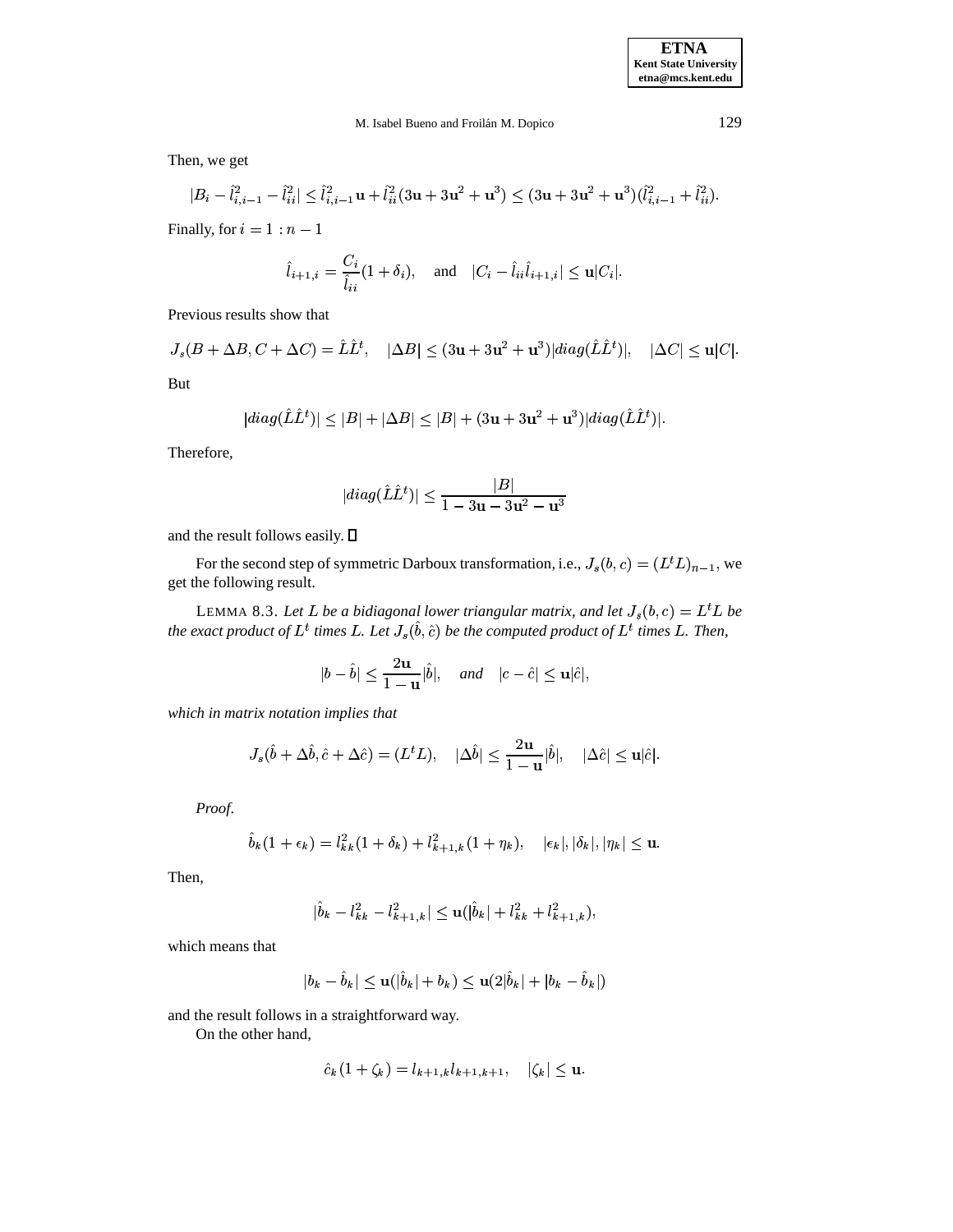Then, we get

$$|B_i - \hat{l}_{i,i-1}^2 - \hat{l}_{ii}^2| \le \hat{l}_{i,i-1}^2 \mathbf{u} + \hat{l}_{ii}^2(3\mathbf{u} + 3\mathbf{u}^2 + \mathbf{u}^3) \le (3\mathbf{u} + 3\mathbf{u}^2 + \mathbf{u}^3)(\hat{l}_{i,i-1}^2 + \hat{l}_{ii}^2).$$

Finally, for $i = 1 : n-1$

$$\hat{l}_{i+1,i} = \frac{C_i}{\hat{l}_{ii}}(1+\delta_i), \quad \text{and} \quad |C_i - \hat{l}_{ii}\hat{l}_{i+1,i}| \le \mathbf{u}|C_i|.$$

Previous results show that

$$J_s(B + \Delta B, C + \Delta C) = \hat{L}\hat{L}^t, \quad |\Delta B| \le (3\mathbf{u} + 3\mathbf{u}^2 + \mathbf{u}^3)|diag(\hat{L}\hat{L}^t)|, \quad |\Delta C| \le \mathbf{u}|C|.$$

But

$$|diag(\hat{L}\hat{L}^t)| \le |B| + |\Delta B| \le |B| + (3\mathbf{u} + 3\mathbf{u}^2 + \mathbf{u}^3)|diag(\hat{L}\hat{L}^t)|.$$

Therefore,

$$|diag(\hat{L}\hat{L}^t)| \le \frac{|B|}{1 - 3\mathbf{u} - 3\mathbf{u}^2 - \mathbf{u}^3}$$

and the result follows easily. □

For the second step of symmetric Darboux transformation, i.e., $J_s(b,c) = (L^tL)_{n-1}$, we get the following result.

LEMMA 8.3. *Let $L$ be a bidiagonal lower triangular matrix, and let $J_s(b,c) = L^tL$ be the exact product of $L^t$ times $L$. Let $J_s(\hat{b},\hat{c})$ be the computed product of $L^t$ times $L$. Then,*

$$|b - \hat{b}| \le \frac{2\mathbf{u}}{1-\mathbf{u}}|\hat{b}|, \quad \text{and} \quad |c - \hat{c}| \le \mathbf{u}|\hat{c}|,$$

*which in matrix notation implies that*

$$J_s(\hat{b} + \Delta\hat{b}, \hat{c} + \Delta\hat{c}) = (L^tL), \quad |\Delta\hat{b}| \le \frac{2\mathbf{u}}{1-\mathbf{u}}|\hat{b}|, \quad |\Delta\hat{c}| \le \mathbf{u}|\hat{c}|.$$

*Proof.*

$$\hat{b}_k(1+\epsilon_k) = l_{kk}^2(1+\delta_k) + l_{k+1,k}^2(1+\eta_k), \quad |\epsilon_k|, |\delta_k|, |\eta_k| \le \mathbf{u}.$$

Then,

$$|\hat{b}_k - l_{kk}^2 - l_{k+1,k}^2| \le \mathbf{u}(|\hat{b}_k| + l_{kk}^2 + l_{k+1,k}^2),$$

which means that

$$|b_k - \hat{b}_k| \le \mathbf{u}(|\hat{b}_k| + b_k) \le \mathbf{u}(2|\hat{b}_k| + |b_k - \hat{b}_k|)$$

and the result follows in a straightforward way.

On the other hand,

$$\hat{c}_k(1+\zeta_k) = l_{k+1,k}l_{k+1,k+1}, \quad |\zeta_k| \le \mathbf{u}.$$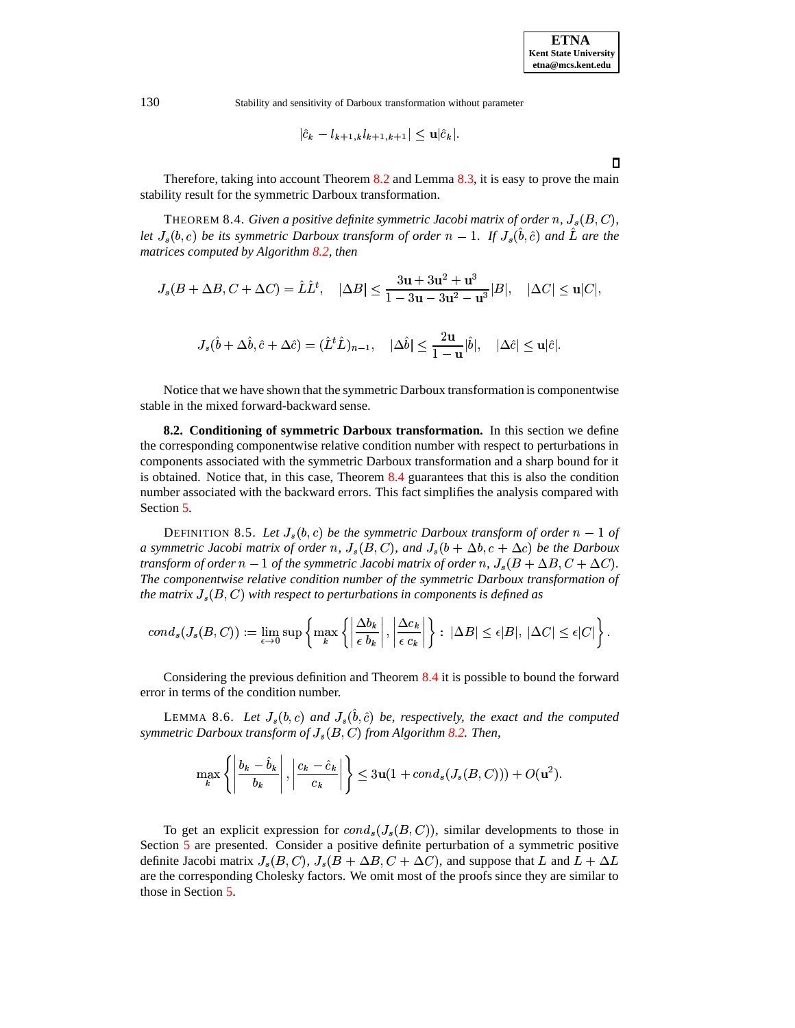$$|\hat{c}_k - l_{k+1,k} l_{k+1,k+1}| \leq \mathbf{u} |\hat{c}_k|.$$

$\square$

Therefore, taking into account Theorem 8.2 and Lemma 8.3, it is easy to prove the main stability result for the symmetric Darboux transformation.

THEOREM 8.4. *Given a positive definite symmetric Jacobi matrix of order $n$, $J_s(B, C)$, let $J_s(b, c)$ be its symmetric Darboux transform of order $n-1$. If $J_s(\hat{b}, \hat{c})$ and $\hat{L}$ are the matrices computed by Algorithm 8.2, then*

$$J_s(B + \Delta B, C + \Delta C) = \hat{L}\hat{L}^t, \quad |\Delta B| \leq \frac{3\mathbf{u} + 3\mathbf{u}^2 + \mathbf{u}^3}{1 - 3\mathbf{u} - 3\mathbf{u}^2 - \mathbf{u}^3} |B|, \quad |\Delta C| \leq \mathbf{u} |C|,$$

$$J_s(\hat{b} + \Delta\hat{b}, \hat{c} + \Delta\hat{c}) = (\hat{L}^t \hat{L})_{n-1}, \quad |\Delta\hat{b}| \leq \frac{2\mathbf{u}}{1 - \mathbf{u}} |\hat{b}|, \quad |\Delta\hat{c}| \leq \mathbf{u} |\hat{c}|.$$

Notice that we have shown that the symmetric Darboux transformation is componentwise stable in the mixed forward-backward sense.

**8.2. Conditioning of symmetric Darboux transformation.** In this section we define the corresponding componentwise relative condition number with respect to perturbations in components associated with the symmetric Darboux transformation and a sharp bound for it is obtained. Notice that, in this case, Theorem 8.4 guarantees that this is also the condition number associated with the backward errors. This fact simplifies the analysis compared with Section 5.

DEFINITION 8.5. *Let $J_s(b, c)$ be the symmetric Darboux transform of order $n-1$ of a symmetric Jacobi matrix of order $n$, $J_s(B, C)$, and $J_s(b + \Delta b, c + \Delta c)$ be the Darboux transform of order $n-1$ of the symmetric Jacobi matrix of order $n$, $J_s(B + \Delta B, C + \Delta C)$. The componentwise relative condition number of the symmetric Darboux transformation of the matrix $J_s(B, C)$ with respect to perturbations in components is defined as*

$$cond_s(J_s(B, C)) := \lim_{\epsilon \to 0} \sup \left\{ \max_k \left\{ \left| \frac{\Delta b_k}{\epsilon\, b_k} \right|, \left| \frac{\Delta c_k}{\epsilon\, c_k} \right| \right\} : \, |\Delta B| \leq \epsilon |B|, \, |\Delta C| \leq \epsilon |C| \right\}.$$

Considering the previous definition and Theorem 8.4 it is possible to bound the forward error in terms of the condition number.

LEMMA 8.6. *Let $J_s(b, c)$ and $J_s(\hat{b}, \hat{c})$ be, respectively, the exact and the computed symmetric Darboux transform of $J_s(B, C)$ from Algorithm 8.2. Then,*

$$\max_k \left\{ \left| \frac{b_k - \hat{b}_k}{b_k} \right|, \left| \frac{c_k - \hat{c}_k}{c_k} \right| \right\} \leq 3\mathbf{u}(1 + cond_s(J_s(B, C))) + O(\mathbf{u}^2).$$

To get an explicit expression for $cond_s(J_s(B, C))$, similar developments to those in Section 5 are presented. Consider a positive definite perturbation of a symmetric positive definite Jacobi matrix $J_s(B, C)$, $J_s(B + \Delta B, C + \Delta C)$, and suppose that $L$ and $L + \Delta L$ are the corresponding Cholesky factors. We omit most of the proofs since they are similar to those in Section 5.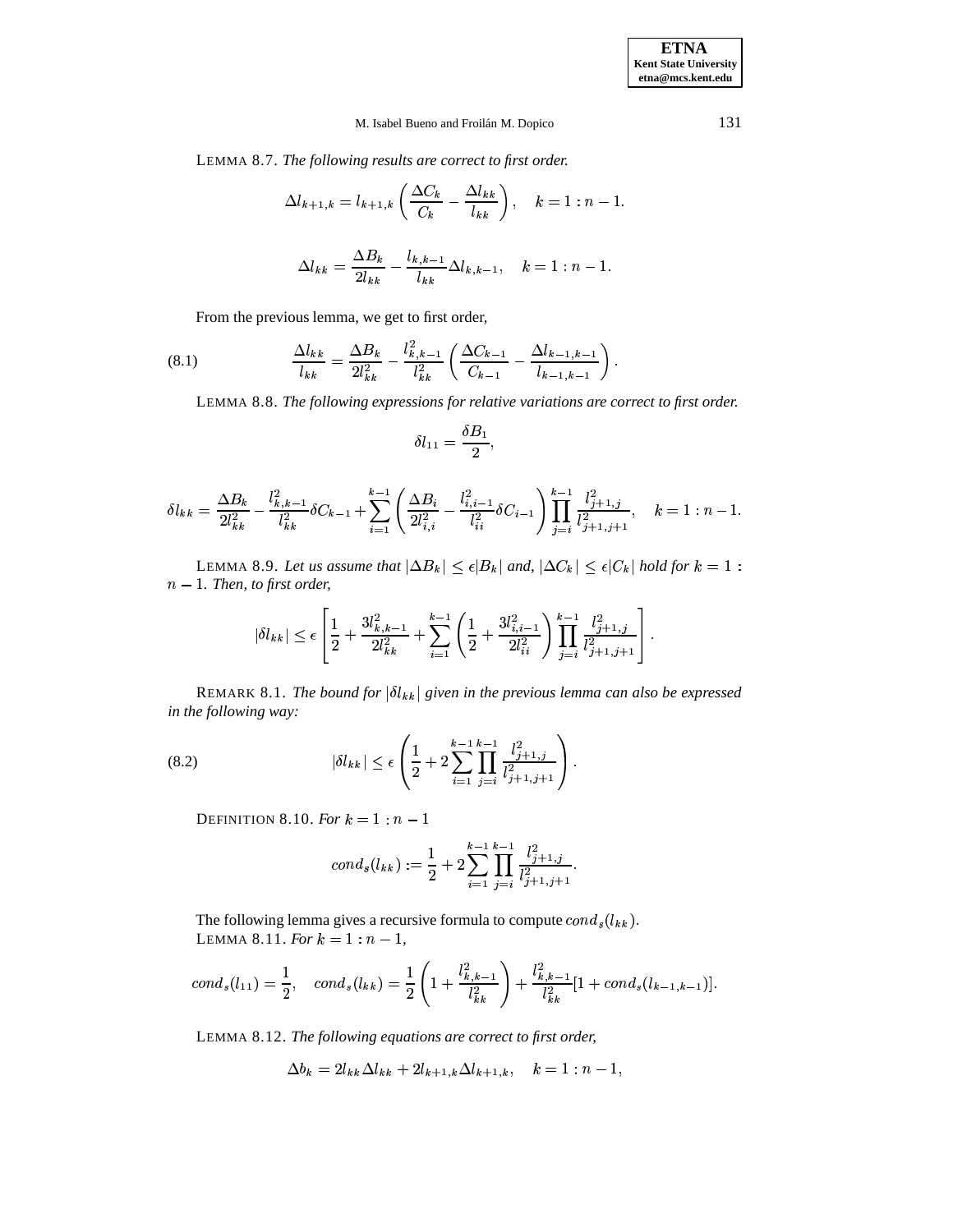LEMMA 8.7. *The following results are correct to first order.*

$$\Delta l_{k+1,k} = l_{k+1,k}\left(\frac{\Delta C_k}{C_k} - \frac{\Delta l_{kk}}{l_{kk}}\right), \quad k = 1:n-1.$$

$$\Delta l_{kk} = \frac{\Delta B_k}{2 l_{kk}} - \frac{l_{k,k-1}}{l_{kk}}\Delta l_{k,k-1}, \quad k = 1:n-1.$$

From the previous lemma, we get to first order,

$$\frac{\Delta l_{kk}}{l_{kk}} = \frac{\Delta B_k}{2 l_{kk}^2} - \frac{l_{k,k-1}^2}{l_{kk}^2}\left(\frac{\Delta C_{k-1}}{C_{k-1}} - \frac{\Delta l_{k-1,k-1}}{l_{k-1,k-1}}\right). \tag{8.1}$$

LEMMA 8.8. *The following expressions for relative variations are correct to first order.*

$$\delta l_{11} = \frac{\delta B_1}{2},$$

$$\delta l_{kk} = \frac{\Delta B_k}{2 l_{kk}^2} - \frac{l_{k,k-1}^2}{l_{kk}^2}\delta C_{k-1} + \sum_{i=1}^{k-1}\left(\frac{\Delta B_i}{2 l_{i,i}^2} - \frac{l_{i,i-1}^2}{l_{ii}^2}\delta C_{i-1}\right)\prod_{j=i}^{k-1}\frac{l_{j+1,j}^2}{l_{j+1,j+1}^2}, \quad k = 1:n-1.$$

LEMMA 8.9. *Let us assume that $|\Delta B_k| \leq \epsilon |B_k|$ and, $|\Delta C_k| \leq \epsilon |C_k|$ hold for $k = 1:n-1$. Then, to first order,*

$$|\delta l_{kk}| \leq \epsilon\left[\frac{1}{2} + \frac{3 l_{k,k-1}^2}{2 l_{kk}^2} + \sum_{i=1}^{k-1}\left(\frac{1}{2} + \frac{3 l_{i,i-1}^2}{2 l_{ii}^2}\right)\prod_{j=i}^{k-1}\frac{l_{j+1,j}^2}{l_{j+1,j+1}^2}\right].$$

REMARK 8.1. *The bound for $|\delta l_{kk}|$ given in the previous lemma can also be expressed in the following way:*

$$|\delta l_{kk}| \leq \epsilon\left(\frac{1}{2} + 2\sum_{i=1}^{k-1}\prod_{j=i}^{k-1}\frac{l_{j+1,j}^2}{l_{j+1,j+1}^2}\right). \tag{8.2}$$

DEFINITION 8.10. *For $k = 1:n-1$*

$$cond_s(l_{kk}) := \frac{1}{2} + 2\sum_{i=1}^{k-1}\prod_{j=i}^{k-1}\frac{l_{j+1,j}^2}{l_{j+1,j+1}^2}.$$

The following lemma gives a recursive formula to compute $cond_s(l_{kk})$.
LEMMA 8.11. *For $k = 1:n-1$,*

$$cond_s(l_{11}) = \frac{1}{2}, \quad cond_s(l_{kk}) = \frac{1}{2}\left(1 + \frac{l_{k,k-1}^2}{l_{kk}^2}\right) + \frac{l_{k,k-1}^2}{l_{kk}^2}[1 + cond_s(l_{k-1,k-1})].$$

LEMMA 8.12. *The following equations are correct to first order,*

$$\Delta b_k = 2 l_{kk}\Delta l_{kk} + 2 l_{k+1,k}\Delta l_{k+1,k}, \quad k = 1:n-1,$$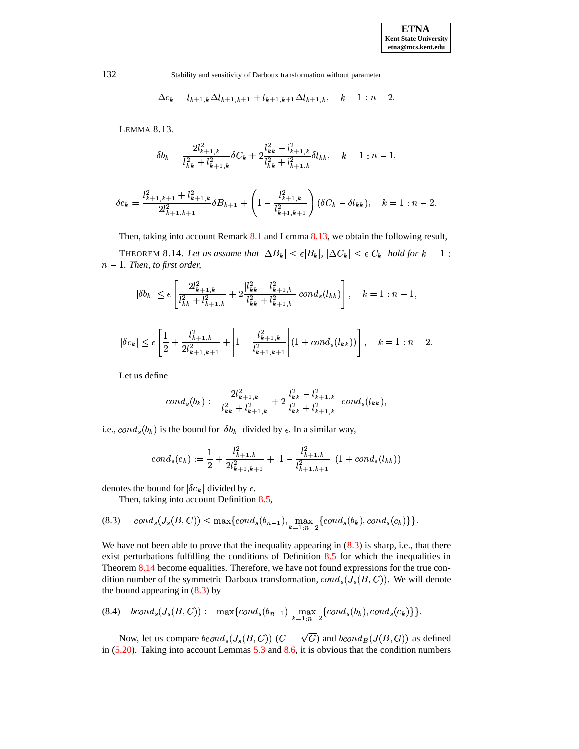$$\Delta c_k = l_{k+1,k}\Delta l_{k+1,k+1} + l_{k+1,k+1}\Delta l_{k+1,k}, \quad k = 1:n-2.$$

LEMMA 8.13.

$$\delta b_k = \frac{2l_{k+1,k}^2}{l_{kk}^2 + l_{k+1,k}^2}\delta C_k + 2\frac{l_{kk}^2 - l_{k+1,k}^2}{l_{kk}^2 + l_{k+1,k}^2}\delta l_{kk}, \quad k = 1:n-1,$$

$$\delta c_k = \frac{l_{k+1,k+1}^2 + l_{k+1,k}^2}{2l_{k+1,k+1}^2}\delta B_{k+1} + \left(1 - \frac{l_{k+1,k}^2}{l_{k+1,k+1}^2}\right)(\delta C_k - \delta l_{kk}), \quad k = 1:n-2.$$

Then, taking into account Remark 8.1 and Lemma 8.13, we obtain the following result,

THEOREM 8.14. *Let us assume that* $|\Delta B_k| \le \epsilon |B_k|$, $|\Delta C_k| \le \epsilon |C_k|$ *hold for* $k = 1 : n-1$. *Then, to first order,*

$$|\delta b_k| \le \epsilon \left[\frac{2l_{k+1,k}^2}{l_{kk}^2 + l_{k+1,k}^2} + 2\frac{|l_{kk}^2 - l_{k+1,k}^2|}{l_{kk}^2 + l_{k+1,k}^2}\, cond_s(l_{kk})\right], \quad k = 1:n-1,$$

$$|\delta c_k| \le \epsilon \left[\frac{1}{2} + \frac{l_{k+1,k}^2}{2l_{k+1,k+1}^2} + \left|1 - \frac{l_{k+1,k}^2}{l_{k+1,k+1}^2}\right|(1 + cond_s(l_{kk}))\right], \quad k = 1:n-2.$$

Let us define

$$cond_s(b_k) := \frac{2l_{k+1,k}^2}{l_{kk}^2 + l_{k+1,k}^2} + 2\frac{|l_{kk}^2 - l_{k+1,k}^2|}{l_{kk}^2 + l_{k+1,k}^2}\, cond_s(l_{kk}),$$

i.e., $cond_s(b_k)$ is the bound for $|\delta b_k|$ divided by $\epsilon$. In a similar way,

$$cond_s(c_k) := \frac{1}{2} + \frac{l_{k+1,k}^2}{2l_{k+1,k+1}^2} + \left|1 - \frac{l_{k+1,k}^2}{l_{k+1,k+1}^2}\right|(1 + cond_s(l_{kk}))$$

denotes the bound for $|\delta c_k|$ divided by $\epsilon$.

Then, taking into account Definition 8.5,

$$cond_s(J_s(B,C)) \le \max\{cond_s(b_{n-1}), \max_{k=1:n-2}\{cond_s(b_k), cond_s(c_k)\}\}. \tag{8.3}$$

We have not been able to prove that the inequality appearing in (8.3) is sharp, i.e., that there exist perturbations fulfilling the conditions of Definition 8.5 for which the inequalities in Theorem 8.14 become equalities. Therefore, we have not found expressions for the true condition number of the symmetric Darboux transformation, $cond_s(J_s(B,C))$. We will denote the bound appearing in (8.3) by

$$bcond_s(J_s(B,C)) := \max\{cond_s(b_{n-1}), \max_{k=1:n-2}\{cond_s(b_k), cond_s(c_k)\}\}. \tag{8.4}$$

Now, let us compare $bcond_s(J_s(B,C))$ ($C = \sqrt{G}$) and $bcond_B(J(B,G))$ as defined in (5.20). Taking into account Lemmas 5.3 and 8.6, it is obvious that the condition numbers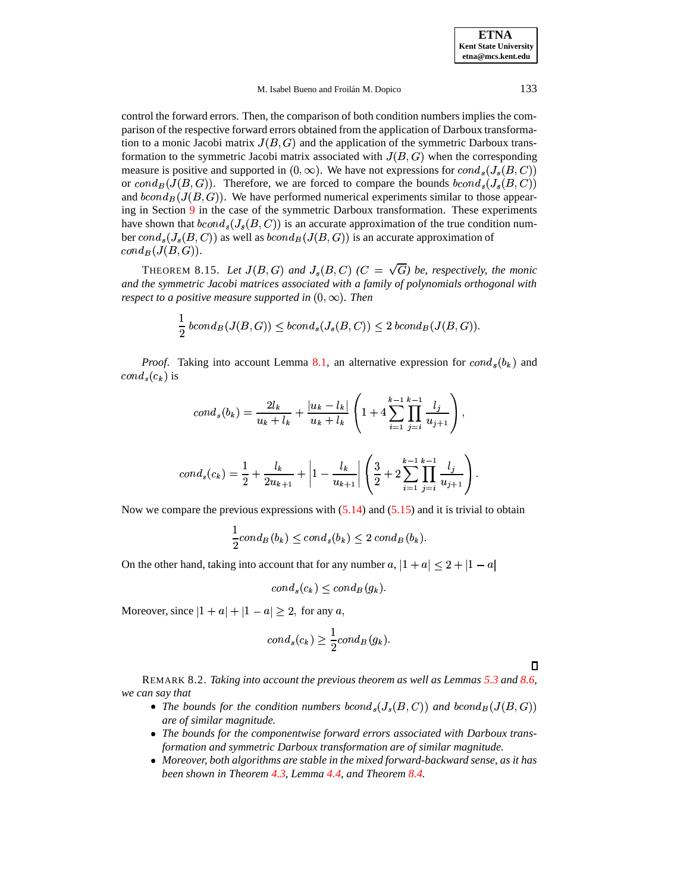control the forward errors. Then, the comparison of both condition numbers implies the comparison of the respective forward errors obtained from the application of Darboux transformation to a monic Jacobi matrix $J(B,G)$ and the application of the symmetric Darboux transformation to the symmetric Jacobi matrix associated with $J(B,G)$ when the corresponding measure is positive and supported in $(0,\infty)$. We have not expressions for $cond_s(J_s(B,C))$ or $cond_B(J(B,G))$. Therefore, we are forced to compare the bounds $bcond_s(J_s(B,C))$ and $bcond_B(J(B,G))$. We have performed numerical experiments similar to those appearing in Section 9 in the case of the symmetric Darboux transformation. These experiments have shown that $bcond_s(J_s(B,C))$ is an accurate approximation of the true condition number $cond_s(J_s(B,C))$ as well as $bcond_B(J(B,G))$ is an accurate approximation of $cond_B(J(B,G))$.

THEOREM 8.15. *Let $J(B,G)$ and $J_s(B,C)$ ($C=\sqrt{G}$) be, respectively, the monic and the symmetric Jacobi matrices associated with a family of polynomials orthogonal with respect to a positive measure supported in $(0,\infty)$. Then*

$$\frac{1}{2}\, bcond_B(J(B,G)) \leq bcond_s(J_s(B,C)) \leq 2\, bcond_B(J(B,G)).$$

*Proof.* Taking into account Lemma 8.1, an alternative expression for $cond_s(b_k)$ and $cond_s(c_k)$ is

$$cond_s(b_k) = \frac{2l_k}{u_k+l_k} + \frac{|u_k-l_k|}{u_k+l_k}\left(1+4\sum_{i=1}^{k-1}\prod_{j=i}^{k-1}\frac{l_j}{u_{j+1}}\right),$$

$$cond_s(c_k) = \frac{1}{2} + \frac{l_k}{2u_{k+1}} + \left|1-\frac{l_k}{u_{k+1}}\right|\left(\frac{3}{2}+2\sum_{i=1}^{k-1}\prod_{j=i}^{k-1}\frac{l_j}{u_{j+1}}\right).$$

Now we compare the previous expressions with (5.14) and (5.15) and it is trivial to obtain

$$\frac{1}{2}cond_B(b_k) \leq cond_s(b_k) \leq 2\, cond_B(b_k).$$

On the other hand, taking into account that for any number $a$, $|1+a| \leq 2+|1-a|$

$$cond_s(c_k) \leq cond_B(g_k).$$

Moreover, since $|1+a|+|1-a| \geq 2,$ for any $a$,

$$cond_s(c_k) \geq \frac{1}{2}cond_B(g_k).$$

∎

REMARK 8.2. *Taking into account the previous theorem as well as Lemmas 5.3 and 8.6, we can say that*

- *The bounds for the condition numbers $bcond_s(J_s(B,C))$ and $bcond_B(J(B,G))$ are of similar magnitude.*
- *The bounds for the componentwise forward errors associated with Darboux transformation and symmetric Darboux transformation are of similar magnitude.*
- *Moreover, both algorithms are stable in the mixed forward-backward sense, as it has been shown in Theorem 4.3, Lemma 4.4, and Theorem 8.4.*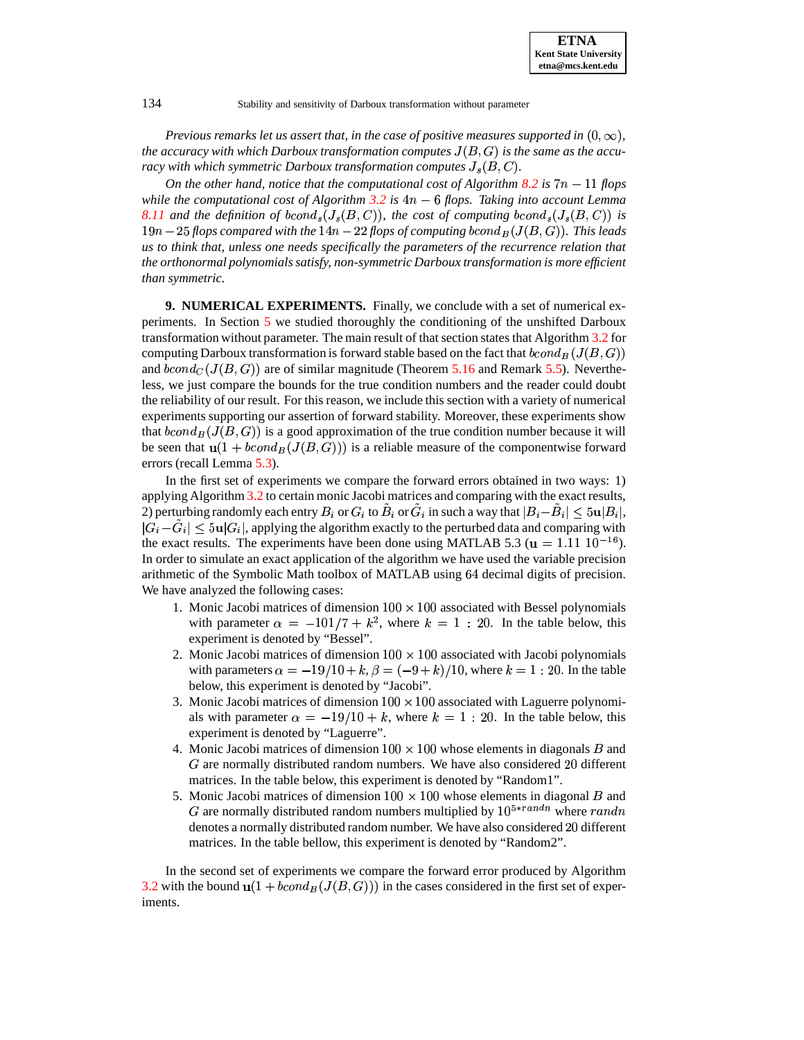*Previous remarks let us assert that, in the case of positive measures supported in $(0, \infty)$, the accuracy with which Darboux transformation computes $J(B, G)$ is the same as the accuracy with which symmetric Darboux transformation computes $J_s(B, C)$.*

*On the other hand, notice that the computational cost of Algorithm 8.2 is $7n - 11$ flops while the computational cost of Algorithm 3.2 is $4n - 6$ flops. Taking into account Lemma 8.11 and the definition of $bcond_s(J_s(B, C))$, the cost of computing $bcond_s(J_s(B, C))$ is $19n - 25$ flops compared with the $14n - 22$ flops of computing $bcond_B(J(B, G))$. This leads us to think that, unless one needs specifically the parameters of the recurrence relation that the orthonormal polynomials satisfy, non-symmetric Darboux transformation is more efficient than symmetric.*

**9. NUMERICAL EXPERIMENTS.** Finally, we conclude with a set of numerical experiments. In Section 5 we studied thoroughly the conditioning of the unshifted Darboux transformation without parameter. The main result of that section states that Algorithm 3.2 for computing Darboux transformation is forward stable based on the fact that $bcond_B(J(B, G))$ and $bcond_C(J(B, G))$ are of similar magnitude (Theorem 5.16 and Remark 5.5). Nevertheless, we just compare the bounds for the true condition numbers and the reader could doubt the reliability of our result. For this reason, we include this section with a variety of numerical experiments supporting our assertion of forward stability. Moreover, these experiments show that $bcond_B(J(B, G))$ is a good approximation of the true condition number because it will be seen that $\mathbf{u}(1 + bcond_B(J(B, G)))$ is a reliable measure of the componentwise forward errors (recall Lemma 5.3).

In the first set of experiments we compare the forward errors obtained in two ways: 1) applying Algorithm 3.2 to certain monic Jacobi matrices and comparing with the exact results, 2) perturbing randomly each entry $B_i$ or $G_i$ to $\tilde{B}_i$ or $\tilde{G}_i$ in such a way that $|B_i - \tilde{B}_i| \leq 5\mathbf{u}|B_i|$, $|G_i - \tilde{G}_i| \leq 5\mathbf{u}|G_i|$, applying the algorithm exactly to the perturbed data and comparing with the exact results. The experiments have been done using MATLAB 5.3 ($\mathbf{u} = 1.11\ 10^{-16}$). In order to simulate an exact application of the algorithm we have used the variable precision arithmetic of the Symbolic Math toolbox of MATLAB using 64 decimal digits of precision. We have analyzed the following cases:

1. Monic Jacobi matrices of dimension $100 \times 100$ associated with Bessel polynomials with parameter $\alpha = -101/7 + k^2$, where $k = 1 : 20$. In the table below, this experiment is denoted by "Bessel".
2. Monic Jacobi matrices of dimension $100 \times 100$ associated with Jacobi polynomials with parameters $\alpha = -19/10 + k, \beta = (-9 + k)/10$, where $k = 1 : 20$. In the table below, this experiment is denoted by "Jacobi".
3. Monic Jacobi matrices of dimension $100 \times 100$ associated with Laguerre polynomials with parameter $\alpha = -19/10 + k$, where $k = 1 : 20$. In the table below, this experiment is denoted by "Laguerre".
4. Monic Jacobi matrices of dimension $100 \times 100$ whose elements in diagonals $B$ and $G$ are normally distributed random numbers. We have also considered 20 different matrices. In the table below, this experiment is denoted by "Random1".
5. Monic Jacobi matrices of dimension $100 \times 100$ whose elements in diagonal $B$ and $G$ are normally distributed random numbers multiplied by $10^{5*randn}$ where $randn$ denotes a normally distributed random number. We have also considered 20 different matrices. In the table bellow, this experiment is denoted by "Random2".

In the second set of experiments we compare the forward error produced by Algorithm 3.2 with the bound $\mathbf{u}(1 + bcond_B(J(B, G)))$ in the cases considered in the first set of experiments.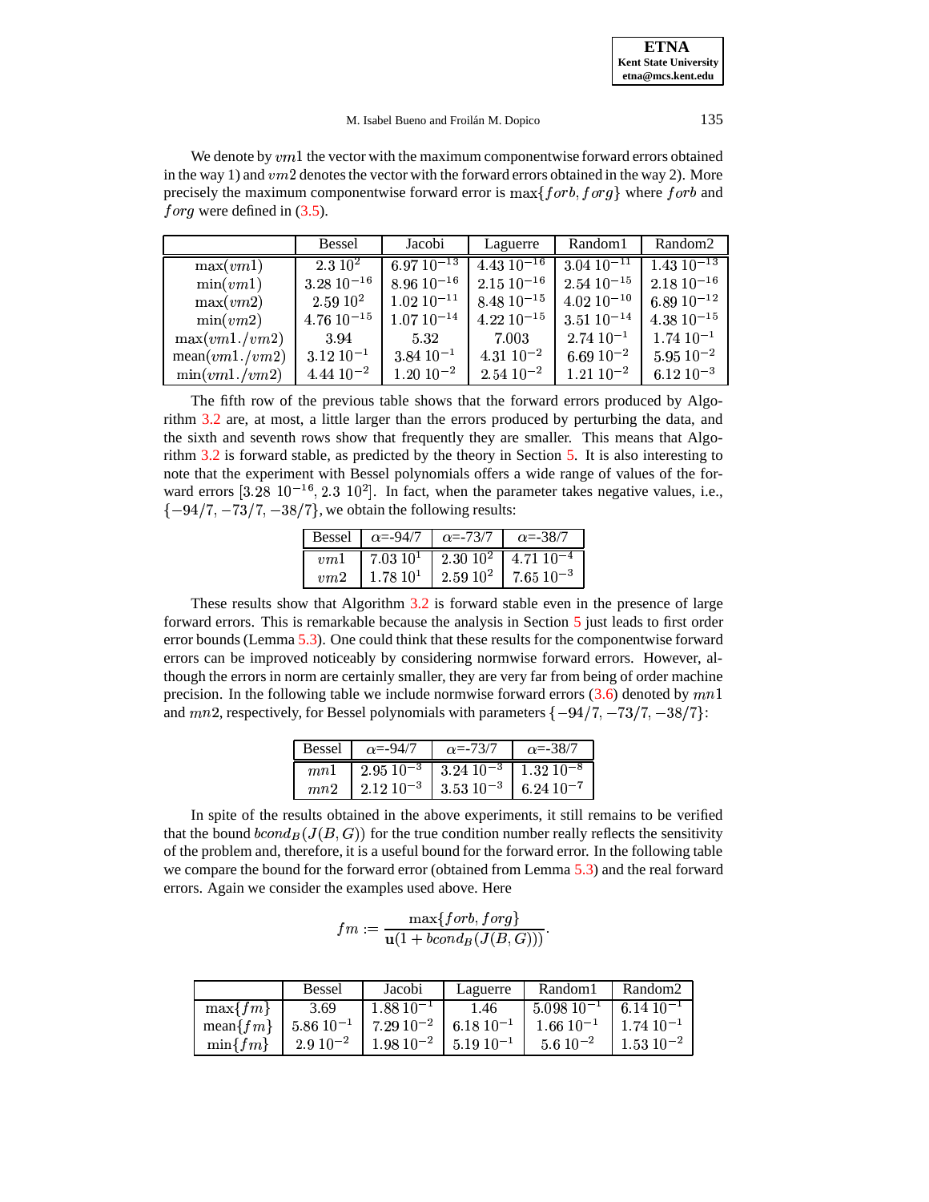We denote by $vm1$ the vector with the maximum componentwise forward errors obtained in the way 1) and $vm2$ denotes the vector with the forward errors obtained in the way 2). More precisely the maximum componentwise forward error is $\max\{forb, forg\}$ where $forb$ and $forg$ were defined in (3.5).

| | Bessel | Jacobi | Laguerre | Random1 | Random2 |
|---|---|---|---|---|---|
| $\max(vm1)$ | $2.3\ 10^{2}$ | $6.97\ 10^{-13}$ | $4.43\ 10^{-16}$ | $3.04\ 10^{-11}$ | $1.43\ 10^{-13}$ |
| $\min(vm1)$ | $3.28\ 10^{-16}$ | $8.96\ 10^{-16}$ | $2.15\ 10^{-16}$ | $2.54\ 10^{-15}$ | $2.18\ 10^{-16}$ |
| $\max(vm2)$ | $2.59\ 10^{2}$ | $1.02\ 10^{-11}$ | $8.48\ 10^{-15}$ | $4.02\ 10^{-10}$ | $6.89\ 10^{-12}$ |
| $\min(vm2)$ | $4.76\ 10^{-15}$ | $1.07\ 10^{-14}$ | $4.22\ 10^{-15}$ | $3.51\ 10^{-14}$ | $4.38\ 10^{-15}$ |
| $\max(vm1./vm2)$ | $3.94$ | $5.32$ | $7.003$ | $2.74\ 10^{-1}$ | $1.74\ 10^{-1}$ |
| $\mathrm{mean}(vm1./vm2)$ | $3.12\ 10^{-1}$ | $3.84\ 10^{-1}$ | $4.31\ 10^{-2}$ | $6.69\ 10^{-2}$ | $5.95\ 10^{-2}$ |
| $\min(vm1./vm2)$ | $4.44\ 10^{-2}$ | $1.20\ 10^{-2}$ | $2.54\ 10^{-2}$ | $1.21\ 10^{-2}$ | $6.12\ 10^{-3}$ |

The fifth row of the previous table shows that the forward errors produced by Algorithm 3.2 are, at most, a little larger than the errors produced by perturbing the data, and the sixth and seventh rows show that frequently they are smaller. This means that Algorithm 3.2 is forward stable, as predicted by the theory in Section 5. It is also interesting to note that the experiment with Bessel polynomials offers a wide range of values of the forward errors $[3.28\ 10^{-16}, 2.3\ 10^{2}]$. In fact, when the parameter takes negative values, i.e., $\{-94/7, -73/7, -38/7\}$, we obtain the following results:

| Bessel | $\alpha$=-94/7 | $\alpha$=-73/7 | $\alpha$=-38/7 |
|---|---|---|---|
| $vm1$ | $7.03\ 10^{1}$ | $2.30\ 10^{2}$ | $4.71\ 10^{-4}$ |
| $vm2$ | $1.78\ 10^{1}$ | $2.59\ 10^{2}$ | $7.65\ 10^{-3}$ |

These results show that Algorithm 3.2 is forward stable even in the presence of large forward errors. This is remarkable because the analysis in Section 5 just leads to first order error bounds (Lemma 5.3). One could think that these results for the componentwise forward errors can be improved noticeably by considering normwise forward errors. However, although the errors in norm are certainly smaller, they are very far from being of order machine precision. In the following table we include normwise forward errors (3.6) denoted by $mn1$ and $mn2$, respectively, for Bessel polynomials with parameters $\{-94/7, -73/7, -38/7\}$:

| Bessel | $\alpha$=-94/7 | $\alpha$=-73/7 | $\alpha$=-38/7 |
|---|---|---|---|
| $mn1$ | $2.95\ 10^{-3}$ | $3.24\ 10^{-3}$ | $1.32\ 10^{-8}$ |
| $mn2$ | $2.12\ 10^{-3}$ | $3.53\ 10^{-3}$ | $6.24\ 10^{-7}$ |

In spite of the results obtained in the above experiments, it still remains to be verified that the bound $bcond_B(J(B,G))$ for the true condition number really reflects the sensitivity of the problem and, therefore, it is a useful bound for the forward error. In the following table we compare the bound for the forward error (obtained from Lemma 5.3) and the real forward errors. Again we consider the examples used above. Here

$$fm := \frac{\max\{forb, forg\}}{\mathbf{u}(1 + bcond_B(J(B,G)))}.$$

| | Bessel | Jacobi | Laguerre | Random1 | Random2 |
|---|---|---|---|---|---|
| $\max\{fm\}$ | $3.69$ | $1.88\ 10^{-1}$ | $1.46$ | $5.098\ 10^{-1}$ | $6.14\ 10^{-1}$ |
| $\mathrm{mean}\{fm\}$ | $5.86\ 10^{-1}$ | $7.29\ 10^{-2}$ | $6.18\ 10^{-1}$ | $1.66\ 10^{-1}$ | $1.74\ 10^{-1}$ |
| $\min\{fm\}$ | $2.9\ 10^{-2}$ | $1.98\ 10^{-2}$ | $5.19\ 10^{-1}$ | $5.6\ 10^{-2}$ | $1.53\ 10^{-2}$ |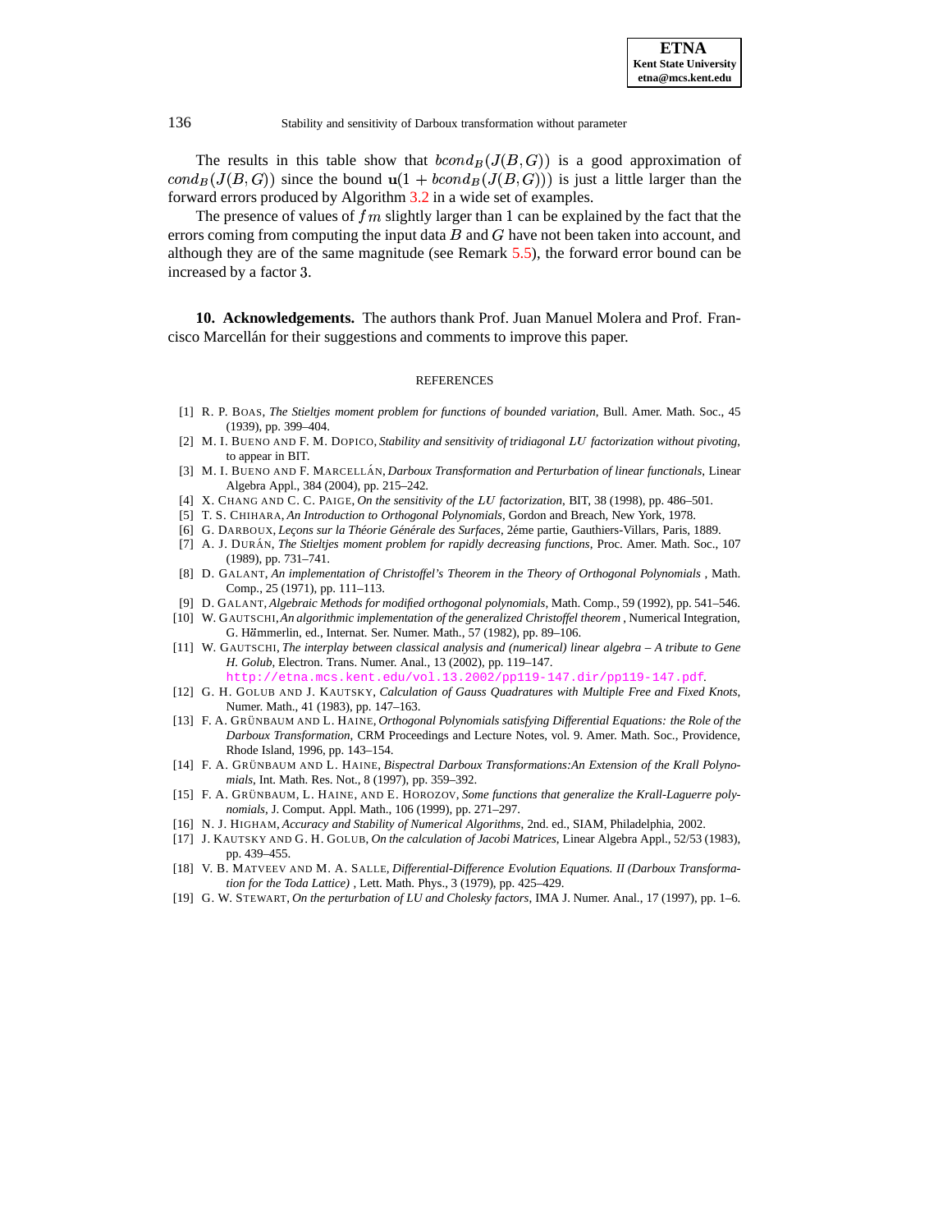The results in this table show that $bcond_B(J(B,G))$ is a good approximation of $cond_B(J(B,G))$ since the bound $\mathbf{u}(1 + bcond_B(J(B,G)))$ is just a little larger than the forward errors produced by Algorithm 3.2 in a wide set of examples.

The presence of values of $fm$ slightly larger than 1 can be explained by the fact that the errors coming from computing the input data $B$ and $G$ have not been taken into account, and although they are of the same magnitude (see Remark 5.5), the forward error bound can be increased by a factor 3.

## 10. Acknowledgements.

The authors thank Prof. Juan Manuel Molera and Prof. Francisco Marcellán for their suggestions and comments to improve this paper.

## REFERENCES

[1] R. P. Boas, *The Stieltjes moment problem for functions of bounded variation*, Bull. Amer. Math. Soc., 45 (1939), pp. 399–404.

[2] M. I. Bueno and F. M. Dopico, *Stability and sensitivity of tridiagonal LU factorization without pivoting*, to appear in BIT.

[3] M. I. Bueno and F. Marcellán, *Darboux Transformation and Perturbation of linear functionals*, Linear Algebra Appl., 384 (2004), pp. 215–242.

[4] X. Chang and C. C. Paige, *On the sensitivity of the LU factorization*, BIT, 38 (1998), pp. 486–501.

[5] T. S. Chihara, *An Introduction to Orthogonal Polynomials*, Gordon and Breach, New York, 1978.

[6] G. Darboux, *Leçons sur la Théorie Générale des Surfaces*, 2éme partie, Gauthiers-Villars, Paris, 1889.

[7] A. J. Durán, *The Stieltjes moment problem for rapidly decreasing functions*, Proc. Amer. Math. Soc., 107 (1989), pp. 731–741.

[8] D. Galant, *An implementation of Christoffel's Theorem in the Theory of Orthogonal Polynomials* , Math. Comp., 25 (1971), pp. 111–113.

[9] D. Galant, *Algebraic Methods for modified orthogonal polynomials*, Math. Comp., 59 (1992), pp. 541–546.

[10] W. Gautschi, *An algorithmic implementation of the generalized Christoffel theorem* , Numerical Integration, G. Hämmerlin, ed., Internat. Ser. Numer. Math., 57 (1982), pp. 89–106.

[11] W. Gautschi, *The interplay between classical analysis and (numerical) linear algebra – A tribute to Gene H. Golub*, Electron. Trans. Numer. Anal., 13 (2002), pp. 119–147. http://etna.mcs.kent.edu/vol.13.2002/pp119-147.dir/pp119-147.pdf.

[12] G. H. Golub and J. Kautsky, *Calculation of Gauss Quadratures with Multiple Free and Fixed Knots*, Numer. Math., 41 (1983), pp. 147–163.

[13] F. A. Grünbaum and L. Haine, *Orthogonal Polynomials satisfying Differential Equations: the Role of the Darboux Transformation*, CRM Proceedings and Lecture Notes, vol. 9. Amer. Math. Soc., Providence, Rhode Island, 1996, pp. 143–154.

[14] F. A. Grünbaum and L. Haine, *Bispectral Darboux Transformations:An Extension of the Krall Polynomials*, Int. Math. Res. Not., 8 (1997), pp. 359–392.

[15] F. A. Grünbaum, L. Haine, and E. Horozov, *Some functions that generalize the Krall-Laguerre polynomials*, J. Comput. Appl. Math., 106 (1999), pp. 271–297.

[16] N. J. Higham, *Accuracy and Stability of Numerical Algorithms*, 2nd. ed., SIAM, Philadelphia, 2002.

[17] J. Kautsky and G. H. Golub, *On the calculation of Jacobi Matrices*, Linear Algebra Appl., 52/53 (1983), pp. 439–455.

[18] V. B. Matveev and M. A. Salle, *Differential-Difference Evolution Equations. II (Darboux Transformation for the Toda Lattice)* , Lett. Math. Phys., 3 (1979), pp. 425–429.

[19] G. W. Stewart, *On the perturbation of LU and Cholesky factors*, IMA J. Numer. Anal., 17 (1997), pp. 1–6.